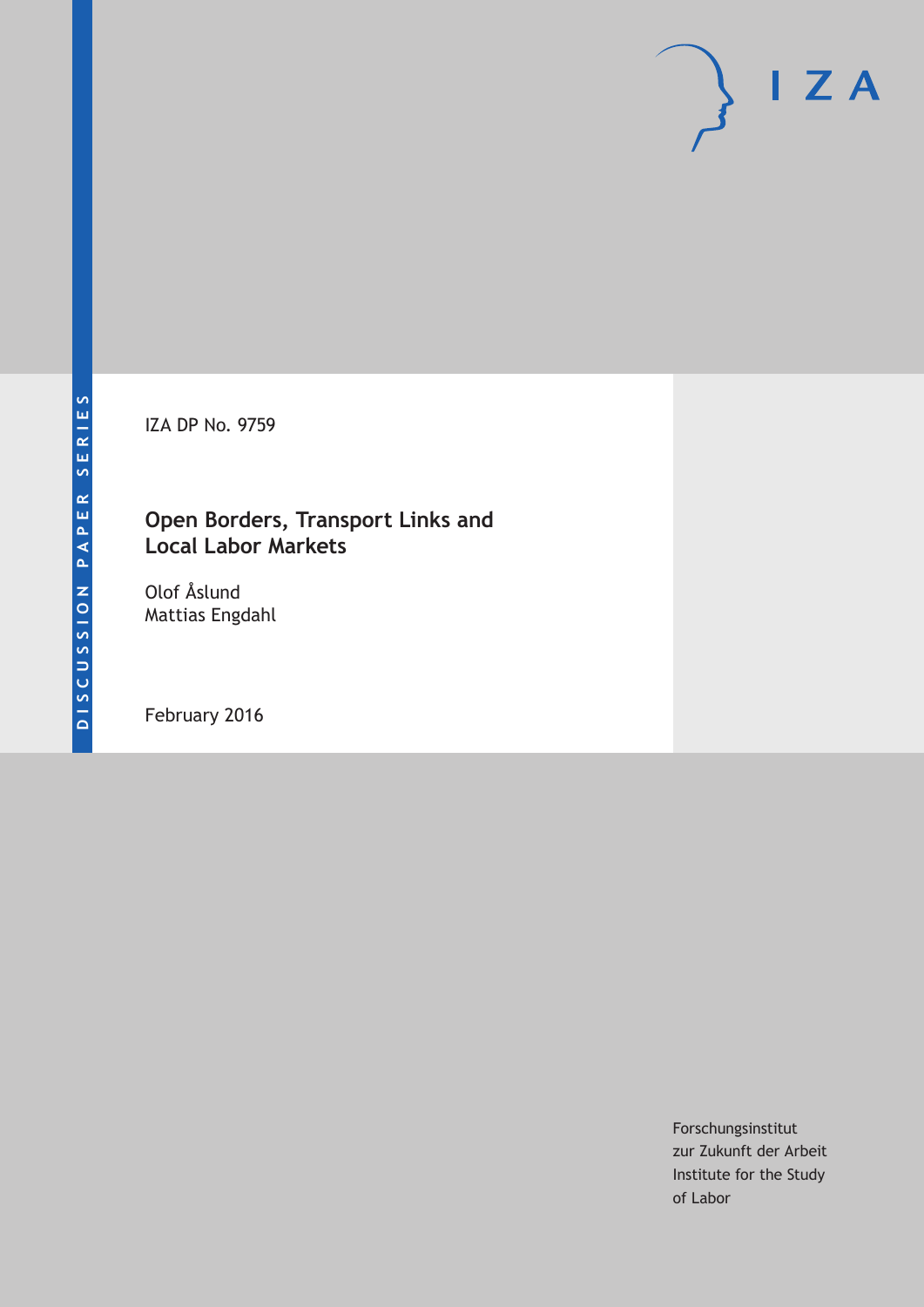IZA DP No. 9759

# Open Borders, Transport Links and Local Labor Markets

Olof Åslund
Mattias Engdahl

February 2016

Forschungsinstitut
zur Zukunft der Arbeit
Institute for the Study
of Labor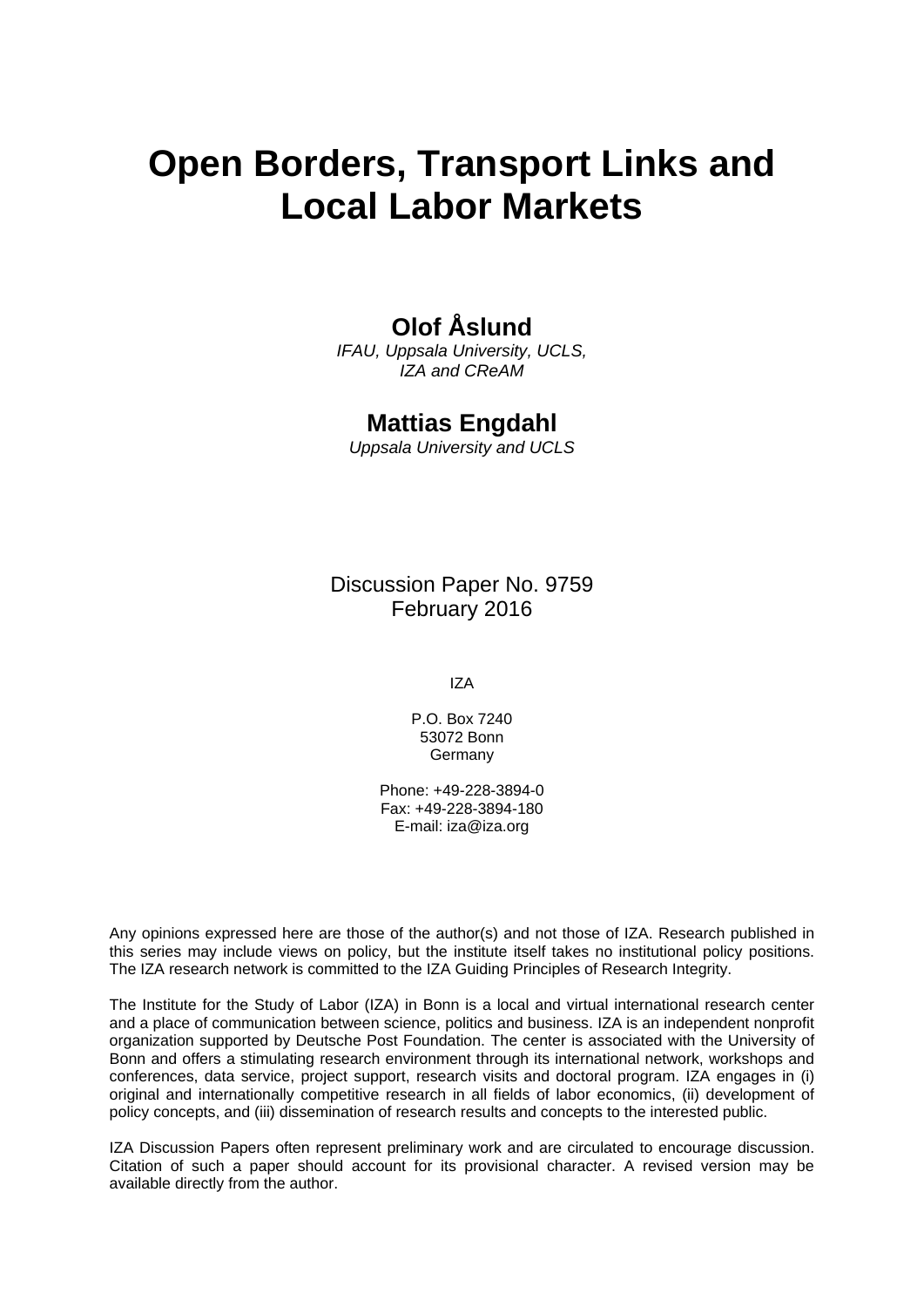# Open Borders, Transport Links and Local Labor Markets

**Olof Åslund**

*IFAU, Uppsala University, UCLS, IZA and CReAM*

**Mattias Engdahl**

*Uppsala University and UCLS*

Discussion Paper No. 9759
February 2016

IZA

P.O. Box 7240
53072 Bonn
Germany

Phone: +49-228-3894-0
Fax: +49-228-3894-180
E-mail: iza@iza.org

Any opinions expressed here are those of the author(s) and not those of IZA. Research published in this series may include views on policy, but the institute itself takes no institutional policy positions. The IZA research network is committed to the IZA Guiding Principles of Research Integrity.

The Institute for the Study of Labor (IZA) in Bonn is a local and virtual international research center and a place of communication between science, politics and business. IZA is an independent nonprofit organization supported by Deutsche Post Foundation. The center is associated with the University of Bonn and offers a stimulating research environment through its international network, workshops and conferences, data service, project support, research visits and doctoral program. IZA engages in (i) original and internationally competitive research in all fields of labor economics, (ii) development of policy concepts, and (iii) dissemination of research results and concepts to the interested public.

IZA Discussion Papers often represent preliminary work and are circulated to encourage discussion. Citation of such a paper should account for its provisional character. A revised version may be available directly from the author.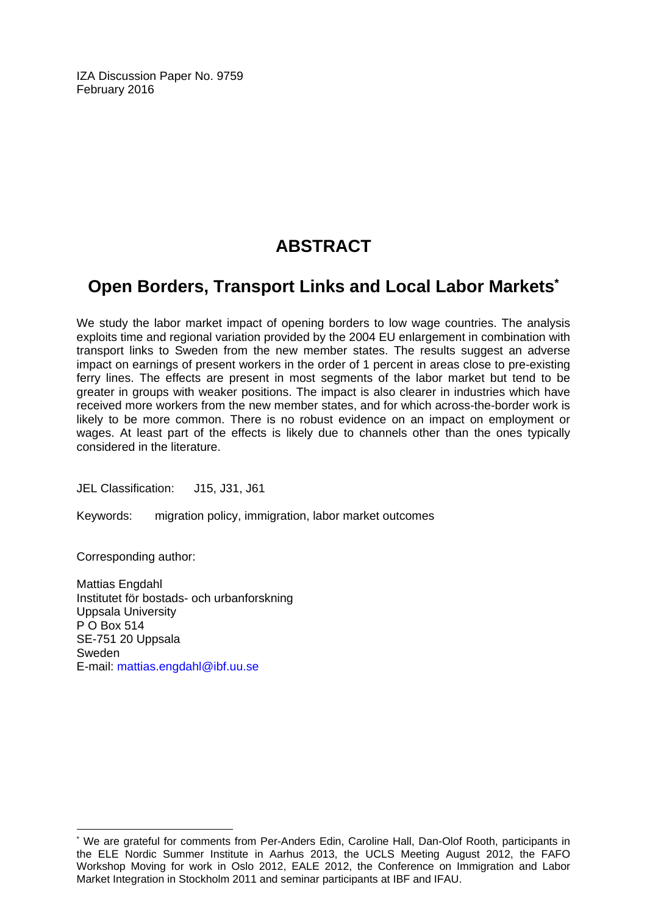IZA Discussion Paper No. 9759
February 2016

# ABSTRACT

## Open Borders, Transport Links and Local Labor Markets*

We study the labor market impact of opening borders to low wage countries. The analysis exploits time and regional variation provided by the 2004 EU enlargement in combination with transport links to Sweden from the new member states. The results suggest an adverse impact on earnings of present workers in the order of 1 percent in areas close to pre-existing ferry lines. The effects are present in most segments of the labor market but tend to be greater in groups with weaker positions. The impact is also clearer in industries which have received more workers from the new member states, and for which across-the-border work is likely to be more common. There is no robust evidence on an impact on employment or wages. At least part of the effects is likely due to channels other than the ones typically considered in the literature.

JEL Classification: J15, J31, J61

Keywords: migration policy, immigration, labor market outcomes

Corresponding author:

Mattias Engdahl
Institutet för bostads- och urbanforskning
Uppsala University
P O Box 514
SE-751 20 Uppsala
Sweden
E-mail: mattias.engdahl@ibf.uu.se

* We are grateful for comments from Per-Anders Edin, Caroline Hall, Dan-Olof Rooth, participants in the ELE Nordic Summer Institute in Aarhus 2013, the UCLS Meeting August 2012, the FAFO Workshop Moving for work in Oslo 2012, EALE 2012, the Conference on Immigration and Labor Market Integration in Stockholm 2011 and seminar participants at IBF and IFAU.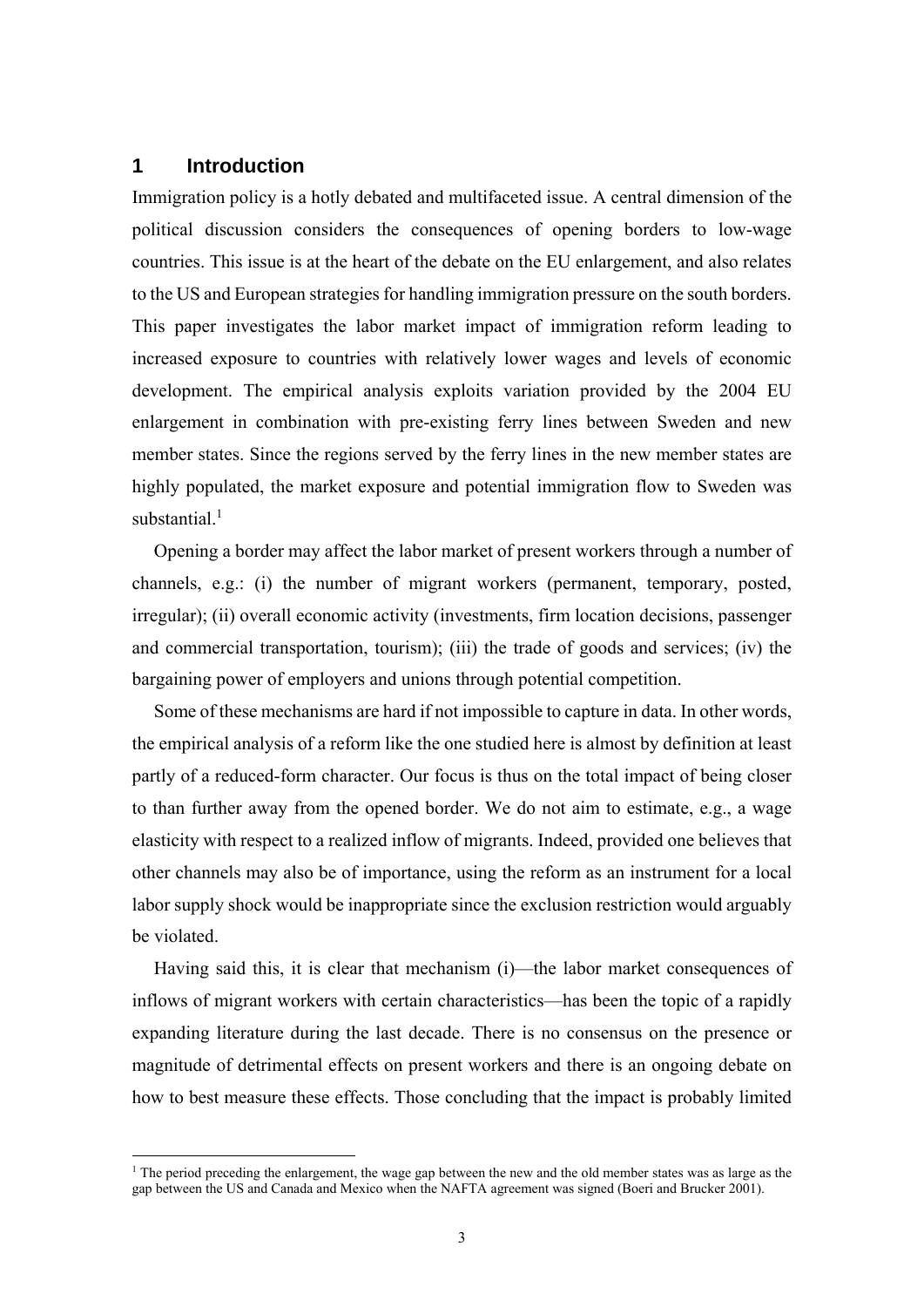## 1 Introduction

Immigration policy is a hotly debated and multifaceted issue. A central dimension of the political discussion considers the consequences of opening borders to low-wage countries. This issue is at the heart of the debate on the EU enlargement, and also relates to the US and European strategies for handling immigration pressure on the south borders. This paper investigates the labor market impact of immigration reform leading to increased exposure to countries with relatively lower wages and levels of economic development. The empirical analysis exploits variation provided by the 2004 EU enlargement in combination with pre-existing ferry lines between Sweden and new member states. Since the regions served by the ferry lines in the new member states are highly populated, the market exposure and potential immigration flow to Sweden was substantial.[1]

Opening a border may affect the labor market of present workers through a number of channels, e.g.: (i) the number of migrant workers (permanent, temporary, posted, irregular); (ii) overall economic activity (investments, firm location decisions, passenger and commercial transportation, tourism); (iii) the trade of goods and services; (iv) the bargaining power of employers and unions through potential competition.

Some of these mechanisms are hard if not impossible to capture in data. In other words, the empirical analysis of a reform like the one studied here is almost by definition at least partly of a reduced-form character. Our focus is thus on the total impact of being closer to than further away from the opened border. We do not aim to estimate, e.g., a wage elasticity with respect to a realized inflow of migrants. Indeed, provided one believes that other channels may also be of importance, using the reform as an instrument for a local labor supply shock would be inappropriate since the exclusion restriction would arguably be violated.

Having said this, it is clear that mechanism (i)—the labor market consequences of inflows of migrant workers with certain characteristics—has been the topic of a rapidly expanding literature during the last decade. There is no consensus on the presence or magnitude of detrimental effects on present workers and there is an ongoing debate on how to best measure these effects. Those concluding that the impact is probably limited

[1] The period preceding the enlargement, the wage gap between the new and the old member states was as large as the gap between the US and Canada and Mexico when the NAFTA agreement was signed (Boeri and Brucker 2001).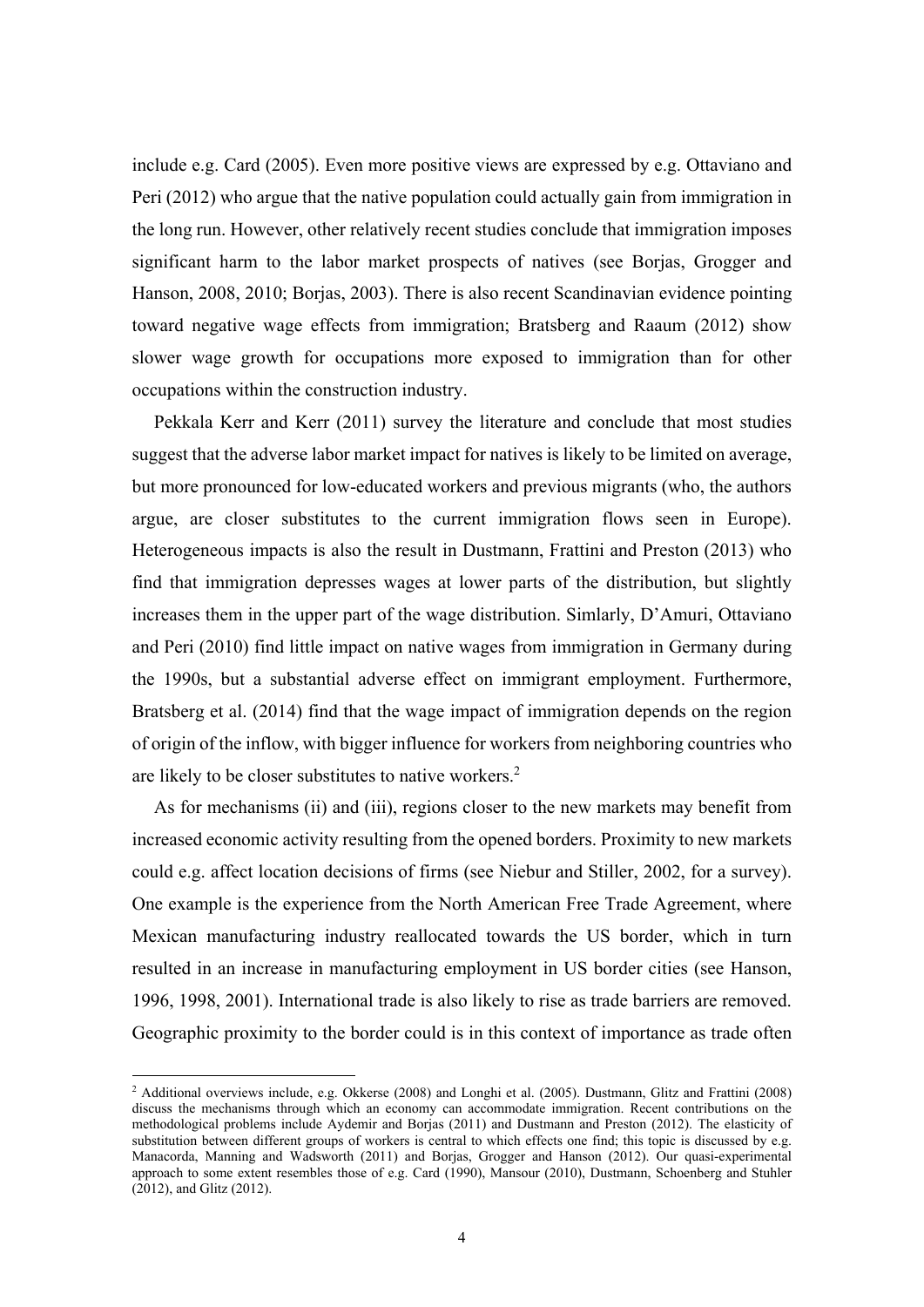include e.g. Card (2005). Even more positive views are expressed by e.g. Ottaviano and Peri (2012) who argue that the native population could actually gain from immigration in the long run. However, other relatively recent studies conclude that immigration imposes significant harm to the labor market prospects of natives (see Borjas, Grogger and Hanson, 2008, 2010; Borjas, 2003). There is also recent Scandinavian evidence pointing toward negative wage effects from immigration; Bratsberg and Raaum (2012) show slower wage growth for occupations more exposed to immigration than for other occupations within the construction industry.

Pekkala Kerr and Kerr (2011) survey the literature and conclude that most studies suggest that the adverse labor market impact for natives is likely to be limited on average, but more pronounced for low-educated workers and previous migrants (who, the authors argue, are closer substitutes to the current immigration flows seen in Europe). Heterogeneous impacts is also the result in Dustmann, Frattini and Preston (2013) who find that immigration depresses wages at lower parts of the distribution, but slightly increases them in the upper part of the wage distribution. Simlarly, D'Amuri, Ottaviano and Peri (2010) find little impact on native wages from immigration in Germany during the 1990s, but a substantial adverse effect on immigrant employment. Furthermore, Bratsberg et al. (2014) find that the wage impact of immigration depends on the region of origin of the inflow, with bigger influence for workers from neighboring countries who are likely to be closer substitutes to native workers.[2]

As for mechanisms (ii) and (iii), regions closer to the new markets may benefit from increased economic activity resulting from the opened borders. Proximity to new markets could e.g. affect location decisions of firms (see Niebur and Stiller, 2002, for a survey). One example is the experience from the North American Free Trade Agreement, where Mexican manufacturing industry reallocated towards the US border, which in turn resulted in an increase in manufacturing employment in US border cities (see Hanson, 1996, 1998, 2001). International trade is also likely to rise as trade barriers are removed. Geographic proximity to the border could is in this context of importance as trade often

[2] Additional overviews include, e.g. Okkerse (2008) and Longhi et al. (2005). Dustmann, Glitz and Frattini (2008) discuss the mechanisms through which an economy can accommodate immigration. Recent contributions on the methodological problems include Aydemir and Borjas (2011) and Dustmann and Preston (2012). The elasticity of substitution between different groups of workers is central to which effects one find; this topic is discussed by e.g. Manacorda, Manning and Wadsworth (2011) and Borjas, Grogger and Hanson (2012). Our quasi-experimental approach to some extent resembles those of e.g. Card (1990), Mansour (2010), Dustmann, Schoenberg and Stuhler (2012), and Glitz (2012).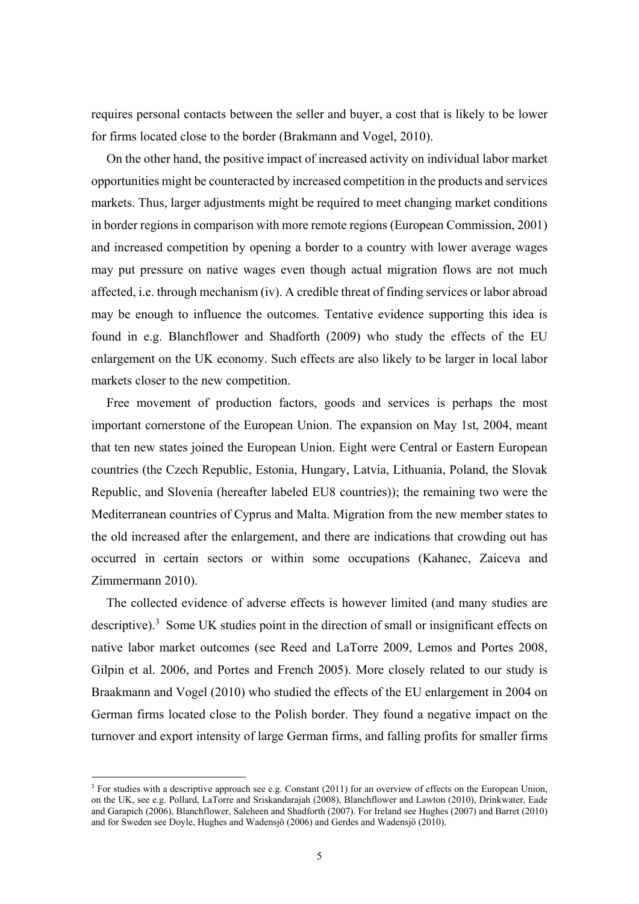requires personal contacts between the seller and buyer, a cost that is likely to be lower for firms located close to the border (Brakmann and Vogel, 2010).

On the other hand, the positive impact of increased activity on individual labor market opportunities might be counteracted by increased competition in the products and services markets. Thus, larger adjustments might be required to meet changing market conditions in border regions in comparison with more remote regions (European Commission, 2001) and increased competition by opening a border to a country with lower average wages may put pressure on native wages even though actual migration flows are not much affected, i.e. through mechanism (iv). A credible threat of finding services or labor abroad may be enough to influence the outcomes. Tentative evidence supporting this idea is found in e.g. Blanchflower and Shadforth (2009) who study the effects of the EU enlargement on the UK economy. Such effects are also likely to be larger in local labor markets closer to the new competition.

Free movement of production factors, goods and services is perhaps the most important cornerstone of the European Union. The expansion on May 1st, 2004, meant that ten new states joined the European Union. Eight were Central or Eastern European countries (the Czech Republic, Estonia, Hungary, Latvia, Lithuania, Poland, the Slovak Republic, and Slovenia (hereafter labeled EU8 countries)); the remaining two were the Mediterranean countries of Cyprus and Malta. Migration from the new member states to the old increased after the enlargement, and there are indications that crowding out has occurred in certain sectors or within some occupations (Kahanec, Zaiceva and Zimmermann 2010).

The collected evidence of adverse effects is however limited (and many studies are descriptive).[3] Some UK studies point in the direction of small or insignificant effects on native labor market outcomes (see Reed and LaTorre 2009, Lemos and Portes 2008, Gilpin et al. 2006, and Portes and French 2005). More closely related to our study is Braakmann and Vogel (2010) who studied the effects of the EU enlargement in 2004 on German firms located close to the Polish border. They found a negative impact on the turnover and export intensity of large German firms, and falling profits for smaller firms

[3] For studies with a descriptive approach see e.g. Constant (2011) for an overview of effects on the European Union, on the UK, see e.g. Pollard, LaTorre and Sriskandarajah (2008), Blanchflower and Lawton (2010), Drinkwater, Eade and Garapich (2006), Blanchflower, Saleheen and Shadforth (2007). For Ireland see Hughes (2007) and Barret (2010) and for Sweden see Doyle, Hughes and Wadensjö (2006) and Gerdes and Wadensjö (2010).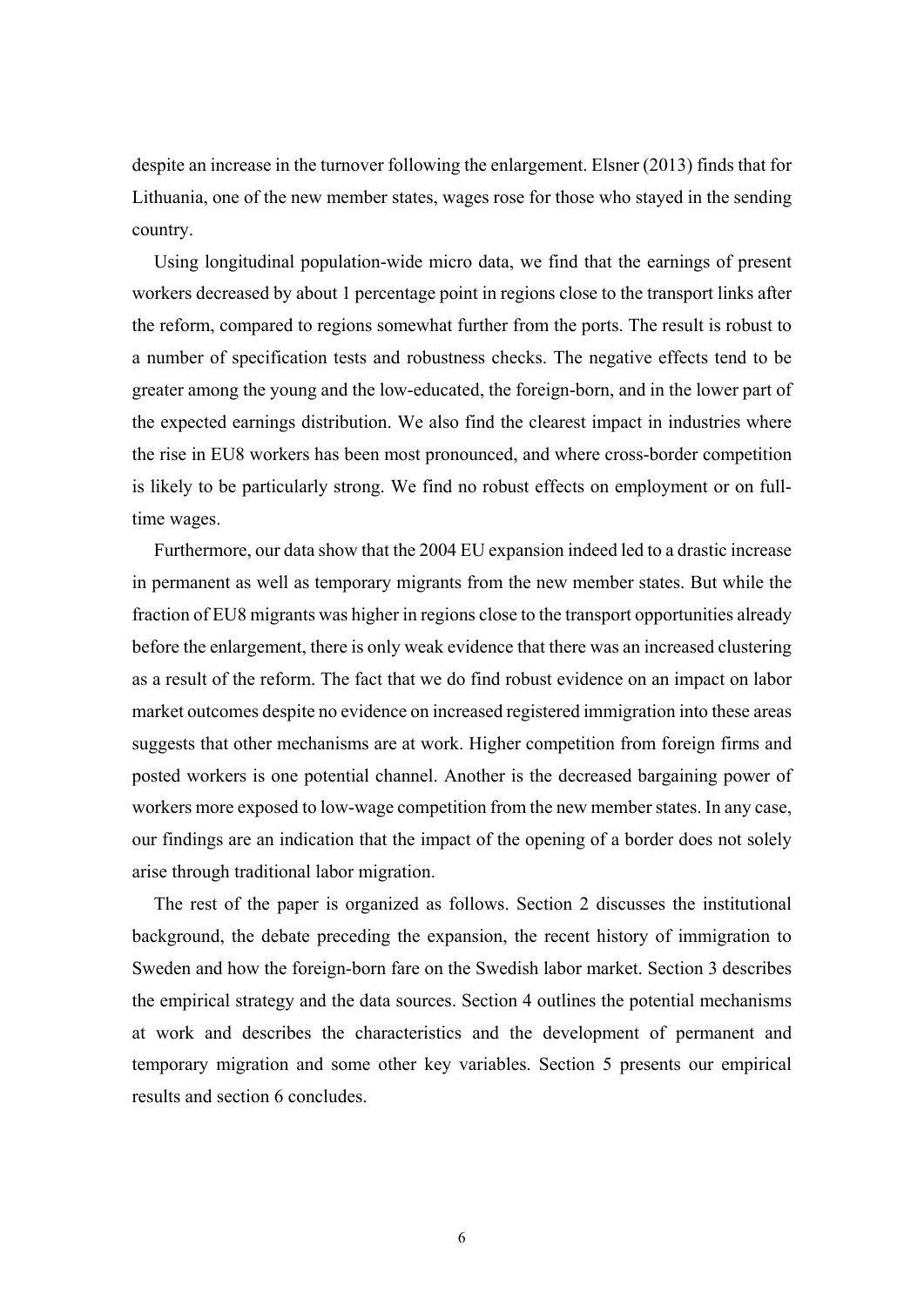despite an increase in the turnover following the enlargement. Elsner (2013) finds that for Lithuania, one of the new member states, wages rose for those who stayed in the sending country.

Using longitudinal population-wide micro data, we find that the earnings of present workers decreased by about 1 percentage point in regions close to the transport links after the reform, compared to regions somewhat further from the ports. The result is robust to a number of specification tests and robustness checks. The negative effects tend to be greater among the young and the low-educated, the foreign-born, and in the lower part of the expected earnings distribution. We also find the clearest impact in industries where the rise in EU8 workers has been most pronounced, and where cross-border competition is likely to be particularly strong. We find no robust effects on employment or on full-time wages.

Furthermore, our data show that the 2004 EU expansion indeed led to a drastic increase in permanent as well as temporary migrants from the new member states. But while the fraction of EU8 migrants was higher in regions close to the transport opportunities already before the enlargement, there is only weak evidence that there was an increased clustering as a result of the reform. The fact that we do find robust evidence on an impact on labor market outcomes despite no evidence on increased registered immigration into these areas suggests that other mechanisms are at work. Higher competition from foreign firms and posted workers is one potential channel. Another is the decreased bargaining power of workers more exposed to low-wage competition from the new member states. In any case, our findings are an indication that the impact of the opening of a border does not solely arise through traditional labor migration.

The rest of the paper is organized as follows. Section 2 discusses the institutional background, the debate preceding the expansion, the recent history of immigration to Sweden and how the foreign-born fare on the Swedish labor market. Section 3 describes the empirical strategy and the data sources. Section 4 outlines the potential mechanisms at work and describes the characteristics and the development of permanent and temporary migration and some other key variables. Section 5 presents our empirical results and section 6 concludes.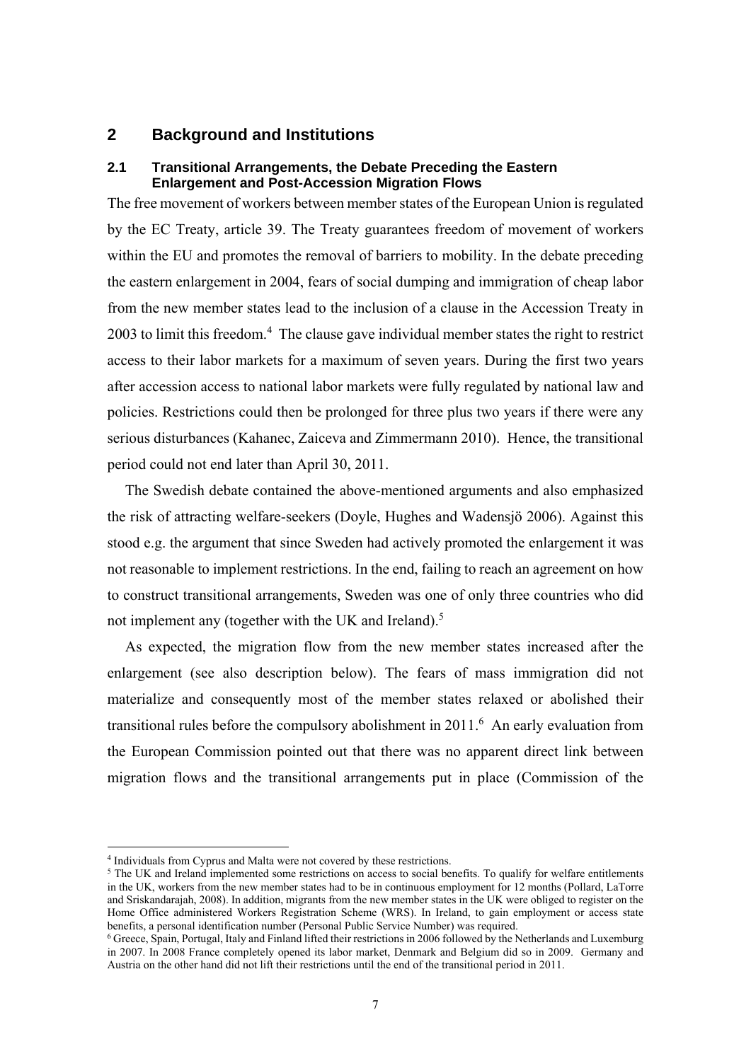## 2 Background and Institutions

### 2.1 Transitional Arrangements, the Debate Preceding the Eastern Enlargement and Post-Accession Migration Flows

The free movement of workers between member states of the European Union is regulated by the EC Treaty, article 39. The Treaty guarantees freedom of movement of workers within the EU and promotes the removal of barriers to mobility. In the debate preceding the eastern enlargement in 2004, fears of social dumping and immigration of cheap labor from the new member states lead to the inclusion of a clause in the Accession Treaty in 2003 to limit this freedom.[4] The clause gave individual member states the right to restrict access to their labor markets for a maximum of seven years. During the first two years after accession access to national labor markets were fully regulated by national law and policies. Restrictions could then be prolonged for three plus two years if there were any serious disturbances (Kahanec, Zaiceva and Zimmermann 2010). Hence, the transitional period could not end later than April 30, 2011.

The Swedish debate contained the above-mentioned arguments and also emphasized the risk of attracting welfare-seekers (Doyle, Hughes and Wadensjö 2006). Against this stood e.g. the argument that since Sweden had actively promoted the enlargement it was not reasonable to implement restrictions. In the end, failing to reach an agreement on how to construct transitional arrangements, Sweden was one of only three countries who did not implement any (together with the UK and Ireland).[5]

As expected, the migration flow from the new member states increased after the enlargement (see also description below). The fears of mass immigration did not materialize and consequently most of the member states relaxed or abolished their transitional rules before the compulsory abolishment in 2011.[6] An early evaluation from the European Commission pointed out that there was no apparent direct link between migration flows and the transitional arrangements put in place (Commission of the

---

[4] Individuals from Cyprus and Malta were not covered by these restrictions.

[5] The UK and Ireland implemented some restrictions on access to social benefits. To qualify for welfare entitlements in the UK, workers from the new member states had to be in continuous employment for 12 months (Pollard, LaTorre and Sriskandarajah, 2008). In addition, migrants from the new member states in the UK were obliged to register on the Home Office administered Workers Registration Scheme (WRS). In Ireland, to gain employment or access state benefits, a personal identification number (Personal Public Service Number) was required.

[6] Greece, Spain, Portugal, Italy and Finland lifted their restrictions in 2006 followed by the Netherlands and Luxemburg in 2007. In 2008 France completely opened its labor market, Denmark and Belgium did so in 2009. Germany and Austria on the other hand did not lift their restrictions until the end of the transitional period in 2011.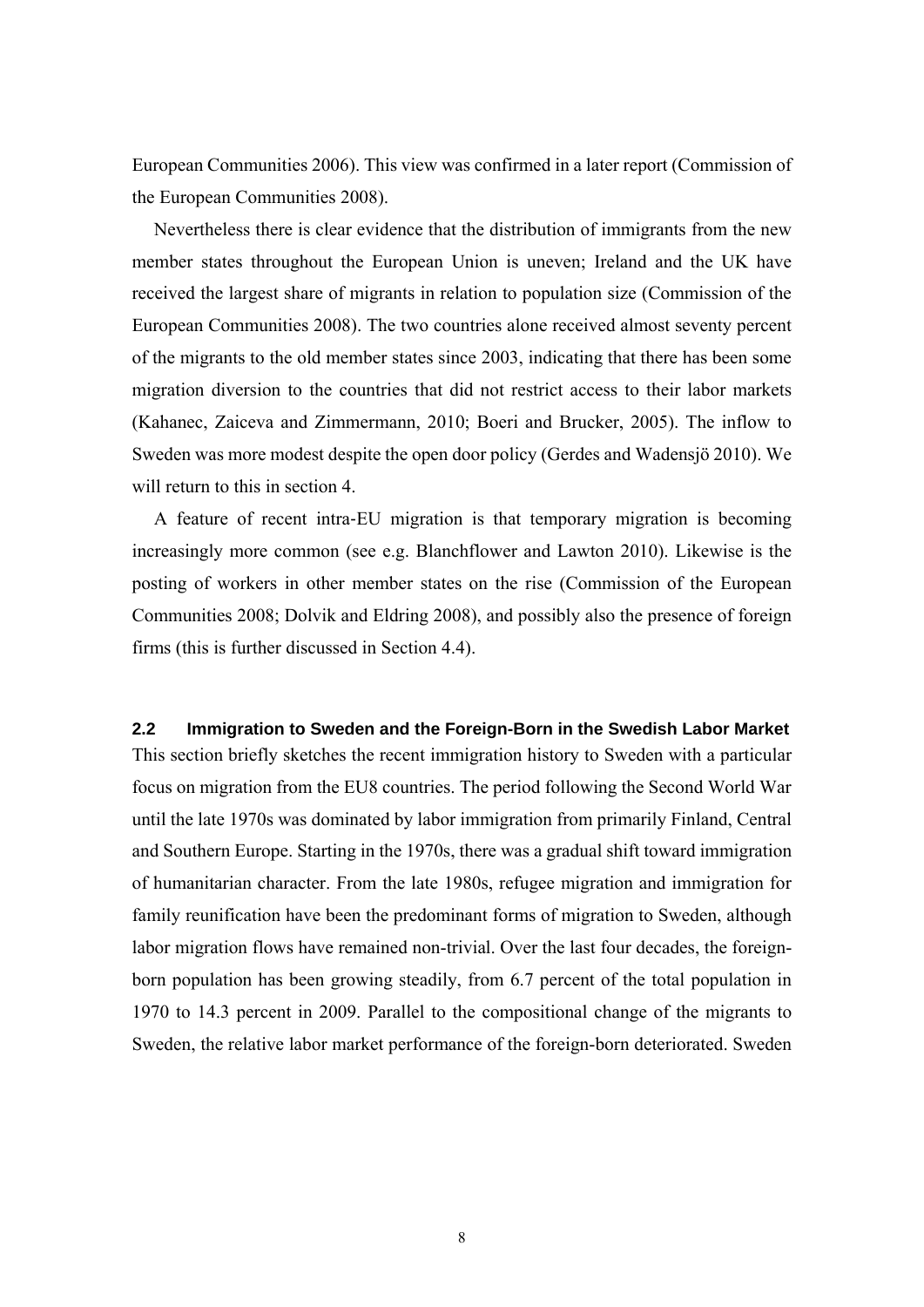European Communities 2006). This view was confirmed in a later report (Commission of the European Communities 2008).

Nevertheless there is clear evidence that the distribution of immigrants from the new member states throughout the European Union is uneven; Ireland and the UK have received the largest share of migrants in relation to population size (Commission of the European Communities 2008). The two countries alone received almost seventy percent of the migrants to the old member states since 2003, indicating that there has been some migration diversion to the countries that did not restrict access to their labor markets (Kahanec, Zaiceva and Zimmermann, 2010; Boeri and Brucker, 2005). The inflow to Sweden was more modest despite the open door policy (Gerdes and Wadensjö 2010). We will return to this in section 4.

A feature of recent intra-EU migration is that temporary migration is becoming increasingly more common (see e.g. Blanchflower and Lawton 2010). Likewise is the posting of workers in other member states on the rise (Commission of the European Communities 2008; Dolvik and Eldring 2008), and possibly also the presence of foreign firms (this is further discussed in Section 4.4).

### 2.2 Immigration to Sweden and the Foreign-Born in the Swedish Labor Market

This section briefly sketches the recent immigration history to Sweden with a particular focus on migration from the EU8 countries. The period following the Second World War until the late 1970s was dominated by labor immigration from primarily Finland, Central and Southern Europe. Starting in the 1970s, there was a gradual shift toward immigration of humanitarian character. From the late 1980s, refugee migration and immigration for family reunification have been the predominant forms of migration to Sweden, although labor migration flows have remained non-trivial. Over the last four decades, the foreign-born population has been growing steadily, from 6.7 percent of the total population in 1970 to 14.3 percent in 2009. Parallel to the compositional change of the migrants to Sweden, the relative labor market performance of the foreign-born deteriorated. Sweden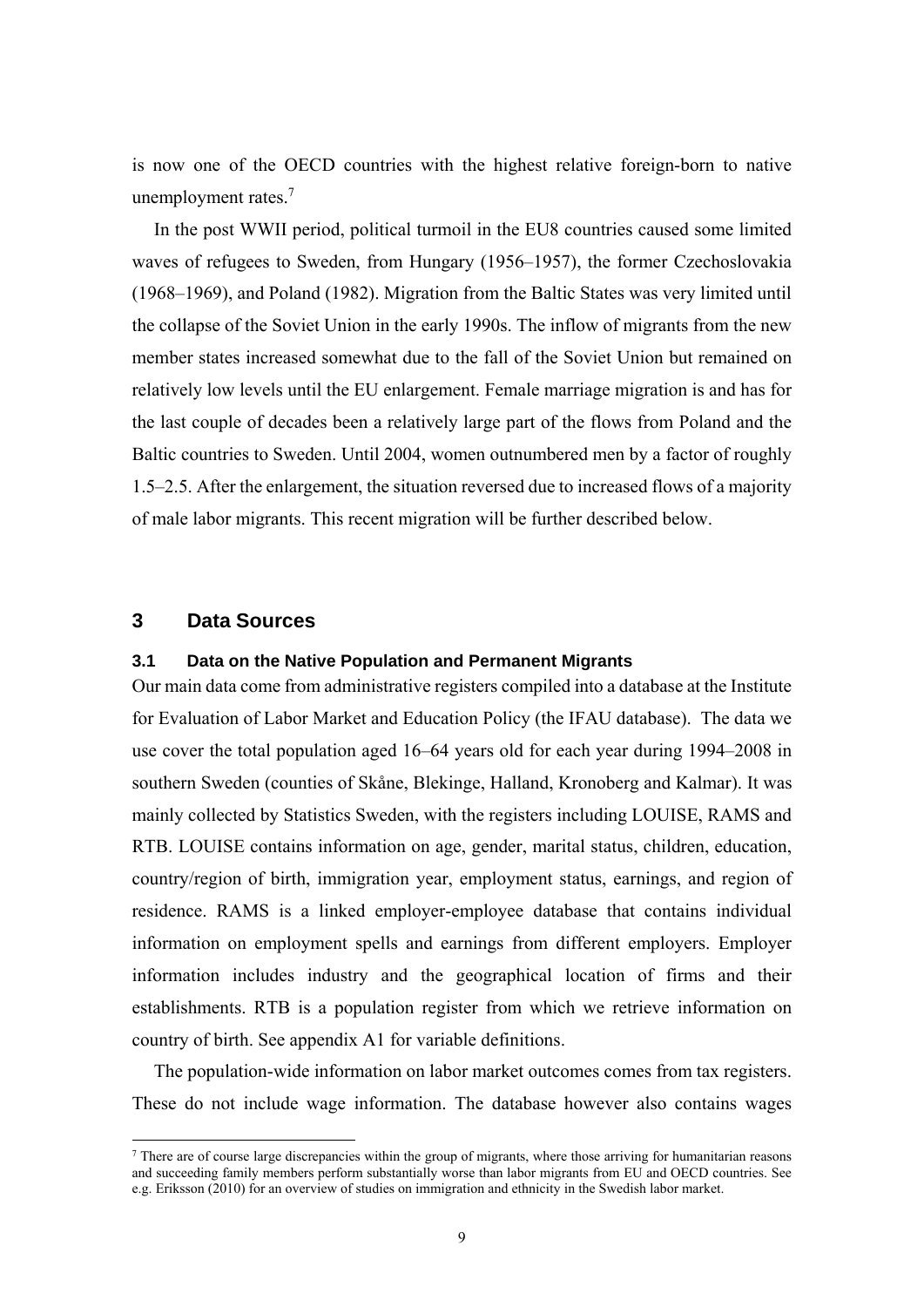is now one of the OECD countries with the highest relative foreign-born to native unemployment rates.[7]

In the post WWII period, political turmoil in the EU8 countries caused some limited waves of refugees to Sweden, from Hungary (1956–1957), the former Czechoslovakia (1968–1969), and Poland (1982). Migration from the Baltic States was very limited until the collapse of the Soviet Union in the early 1990s. The inflow of migrants from the new member states increased somewhat due to the fall of the Soviet Union but remained on relatively low levels until the EU enlargement. Female marriage migration is and has for the last couple of decades been a relatively large part of the flows from Poland and the Baltic countries to Sweden. Until 2004, women outnumbered men by a factor of roughly 1.5–2.5. After the enlargement, the situation reversed due to increased flows of a majority of male labor migrants. This recent migration will be further described below.

## 3 Data Sources

### 3.1 Data on the Native Population and Permanent Migrants

Our main data come from administrative registers compiled into a database at the Institute for Evaluation of Labor Market and Education Policy (the IFAU database). The data we use cover the total population aged 16–64 years old for each year during 1994–2008 in southern Sweden (counties of Skåne, Blekinge, Halland, Kronoberg and Kalmar). It was mainly collected by Statistics Sweden, with the registers including LOUISE, RAMS and RTB. LOUISE contains information on age, gender, marital status, children, education, country/region of birth, immigration year, employment status, earnings, and region of residence. RAMS is a linked employer-employee database that contains individual information on employment spells and earnings from different employers. Employer information includes industry and the geographical location of firms and their establishments. RTB is a population register from which we retrieve information on country of birth. See appendix A1 for variable definitions.

The population-wide information on labor market outcomes comes from tax registers. These do not include wage information. The database however also contains wages

[7] There are of course large discrepancies within the group of migrants, where those arriving for humanitarian reasons and succeeding family members perform substantially worse than labor migrants from EU and OECD countries. See e.g. Eriksson (2010) for an overview of studies on immigration and ethnicity in the Swedish labor market.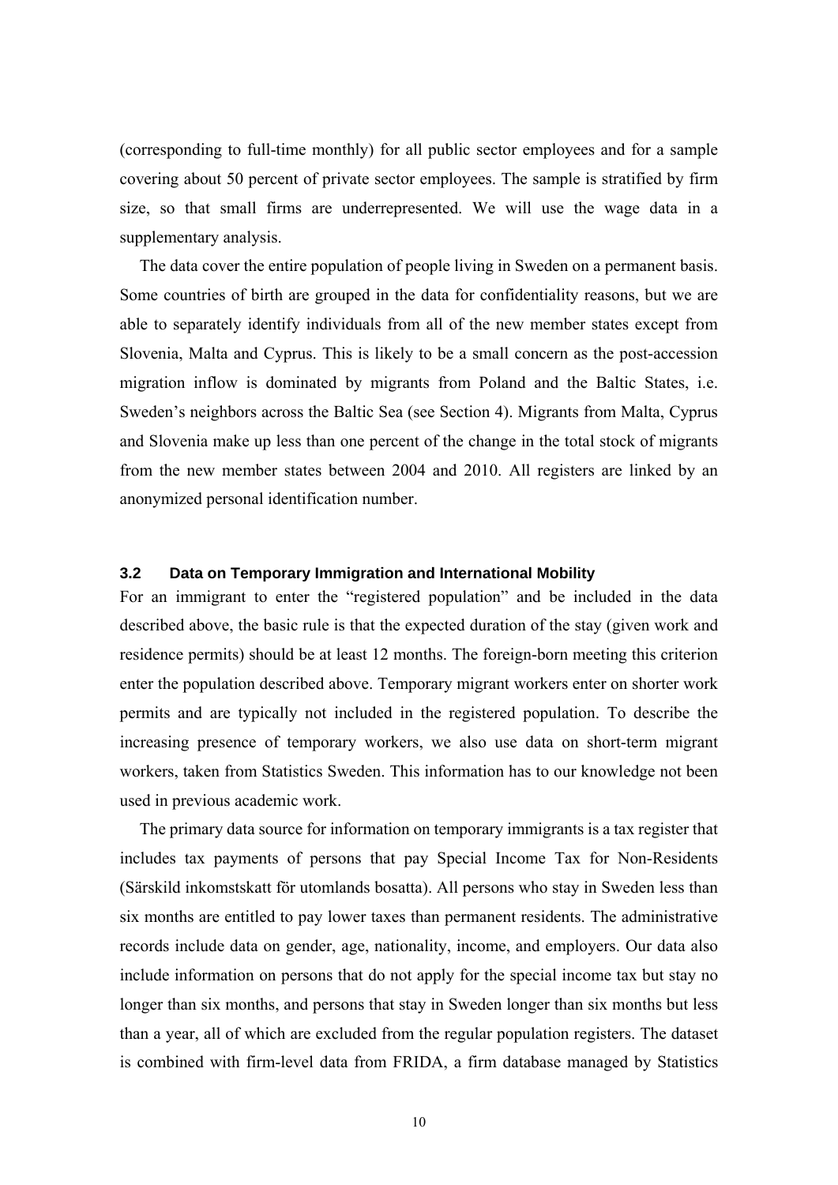(corresponding to full-time monthly) for all public sector employees and for a sample covering about 50 percent of private sector employees. The sample is stratified by firm size, so that small firms are underrepresented. We will use the wage data in a supplementary analysis.

The data cover the entire population of people living in Sweden on a permanent basis. Some countries of birth are grouped in the data for confidentiality reasons, but we are able to separately identify individuals from all of the new member states except from Slovenia, Malta and Cyprus. This is likely to be a small concern as the post-accession migration inflow is dominated by migrants from Poland and the Baltic States, i.e. Sweden's neighbors across the Baltic Sea (see Section 4). Migrants from Malta, Cyprus and Slovenia make up less than one percent of the change in the total stock of migrants from the new member states between 2004 and 2010. All registers are linked by an anonymized personal identification number.

### 3.2 Data on Temporary Immigration and International Mobility

For an immigrant to enter the "registered population" and be included in the data described above, the basic rule is that the expected duration of the stay (given work and residence permits) should be at least 12 months. The foreign-born meeting this criterion enter the population described above. Temporary migrant workers enter on shorter work permits and are typically not included in the registered population. To describe the increasing presence of temporary workers, we also use data on short-term migrant workers, taken from Statistics Sweden. This information has to our knowledge not been used in previous academic work.

The primary data source for information on temporary immigrants is a tax register that includes tax payments of persons that pay Special Income Tax for Non-Residents (Särskild inkomstskatt för utomlands bosatta). All persons who stay in Sweden less than six months are entitled to pay lower taxes than permanent residents. The administrative records include data on gender, age, nationality, income, and employers. Our data also include information on persons that do not apply for the special income tax but stay no longer than six months, and persons that stay in Sweden longer than six months but less than a year, all of which are excluded from the regular population registers. The dataset is combined with firm-level data from FRIDA, a firm database managed by Statistics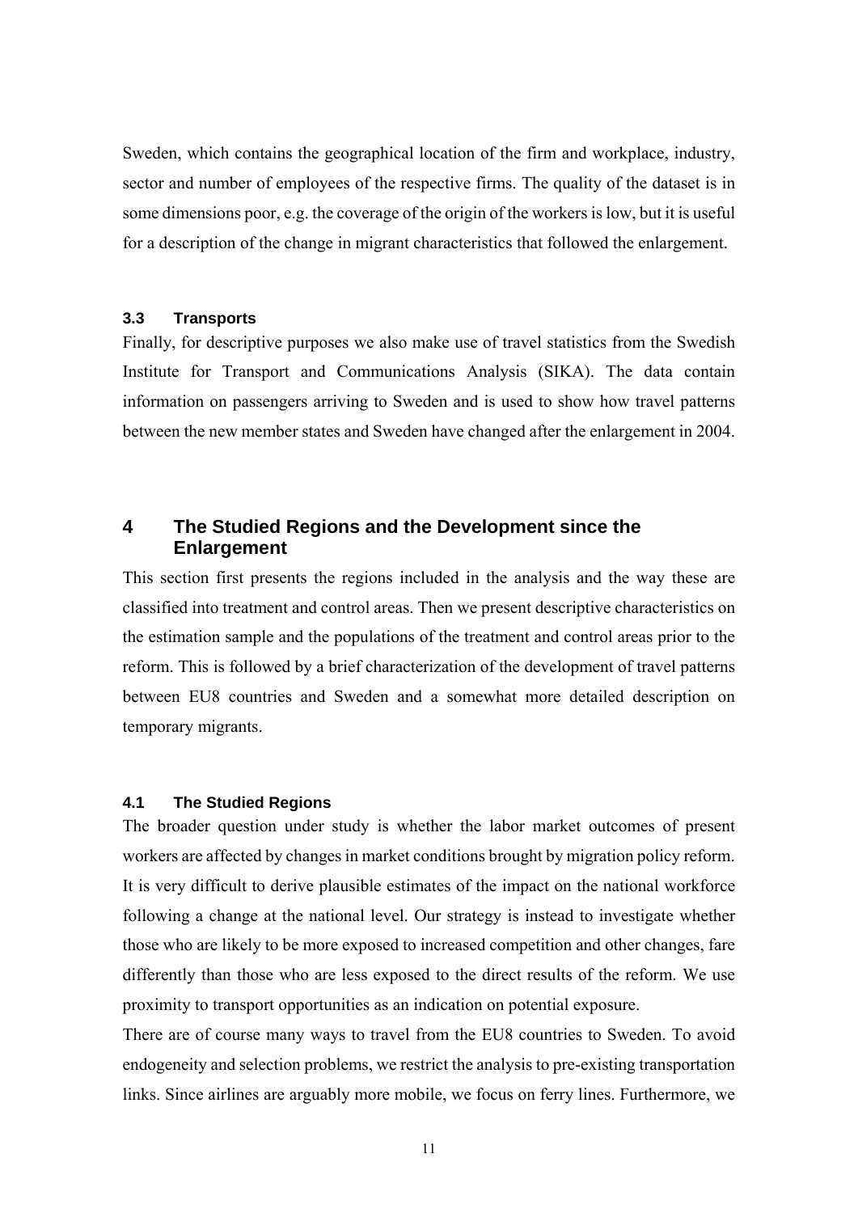Sweden, which contains the geographical location of the firm and workplace, industry, sector and number of employees of the respective firms. The quality of the dataset is in some dimensions poor, e.g. the coverage of the origin of the workers is low, but it is useful for a description of the change in migrant characteristics that followed the enlargement.

### 3.3 Transports

Finally, for descriptive purposes we also make use of travel statistics from the Swedish Institute for Transport and Communications Analysis (SIKA). The data contain information on passengers arriving to Sweden and is used to show how travel patterns between the new member states and Sweden have changed after the enlargement in 2004.

## 4 The Studied Regions and the Development since the Enlargement

This section first presents the regions included in the analysis and the way these are classified into treatment and control areas. Then we present descriptive characteristics on the estimation sample and the populations of the treatment and control areas prior to the reform. This is followed by a brief characterization of the development of travel patterns between EU8 countries and Sweden and a somewhat more detailed description on temporary migrants.

### 4.1 The Studied Regions

The broader question under study is whether the labor market outcomes of present workers are affected by changes in market conditions brought by migration policy reform. It is very difficult to derive plausible estimates of the impact on the national workforce following a change at the national level. Our strategy is instead to investigate whether those who are likely to be more exposed to increased competition and other changes, fare differently than those who are less exposed to the direct results of the reform. We use proximity to transport opportunities as an indication on potential exposure.

There are of course many ways to travel from the EU8 countries to Sweden. To avoid endogeneity and selection problems, we restrict the analysis to pre-existing transportation links. Since airlines are arguably more mobile, we focus on ferry lines. Furthermore, we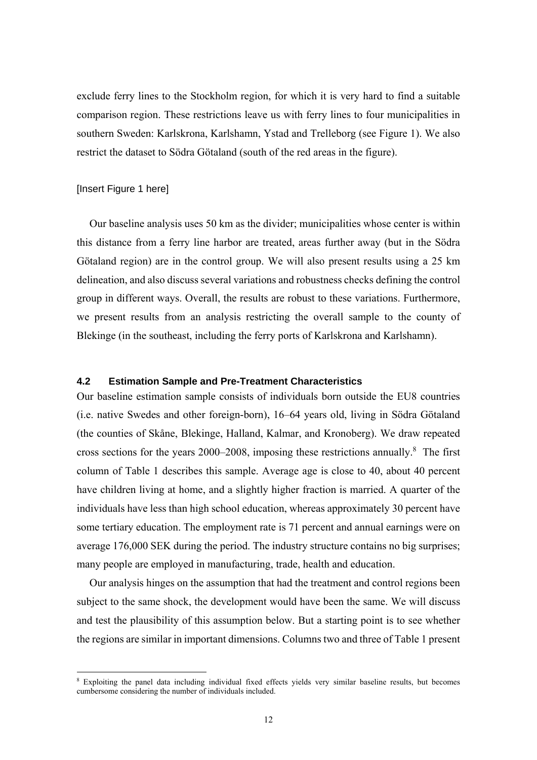exclude ferry lines to the Stockholm region, for which it is very hard to find a suitable comparison region. These restrictions leave us with ferry lines to four municipalities in southern Sweden: Karlskrona, Karlshamn, Ystad and Trelleborg (see Figure 1). We also restrict the dataset to Södra Götaland (south of the red areas in the figure).

[Insert Figure 1 here]

Our baseline analysis uses 50 km as the divider; municipalities whose center is within this distance from a ferry line harbor are treated, areas further away (but in the Södra Götaland region) are in the control group. We will also present results using a 25 km delineation, and also discuss several variations and robustness checks defining the control group in different ways. Overall, the results are robust to these variations. Furthermore, we present results from an analysis restricting the overall sample to the county of Blekinge (in the southeast, including the ferry ports of Karlskrona and Karlshamn).

### 4.2 Estimation Sample and Pre-Treatment Characteristics

Our baseline estimation sample consists of individuals born outside the EU8 countries (i.e. native Swedes and other foreign-born), 16–64 years old, living in Södra Götaland (the counties of Skåne, Blekinge, Halland, Kalmar, and Kronoberg). We draw repeated cross sections for the years 2000–2008, imposing these restrictions annually.[8] The first column of Table 1 describes this sample. Average age is close to 40, about 40 percent have children living at home, and a slightly higher fraction is married. A quarter of the individuals have less than high school education, whereas approximately 30 percent have some tertiary education. The employment rate is 71 percent and annual earnings were on average 176,000 SEK during the period. The industry structure contains no big surprises; many people are employed in manufacturing, trade, health and education.

Our analysis hinges on the assumption that had the treatment and control regions been subject to the same shock, the development would have been the same. We will discuss and test the plausibility of this assumption below. But a starting point is to see whether the regions are similar in important dimensions. Columns two and three of Table 1 present

[8] Exploiting the panel data including individual fixed effects yields very similar baseline results, but becomes cumbersome considering the number of individuals included.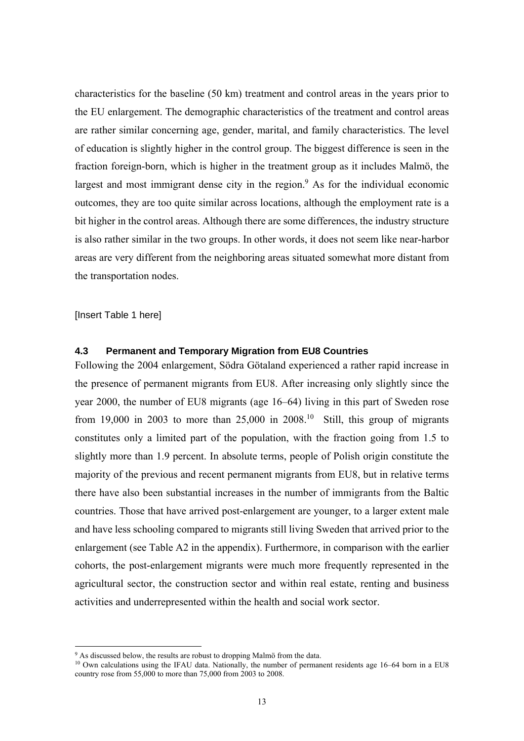characteristics for the baseline (50 km) treatment and control areas in the years prior to the EU enlargement. The demographic characteristics of the treatment and control areas are rather similar concerning age, gender, marital, and family characteristics. The level of education is slightly higher in the control group. The biggest difference is seen in the fraction foreign-born, which is higher in the treatment group as it includes Malmö, the largest and most immigrant dense city in the region.[9] As for the individual economic outcomes, they are too quite similar across locations, although the employment rate is a bit higher in the control areas. Although there are some differences, the industry structure is also rather similar in the two groups. In other words, it does not seem like near-harbor areas are very different from the neighboring areas situated somewhat more distant from the transportation nodes.

[Insert Table 1 here]

### 4.3 Permanent and Temporary Migration from EU8 Countries

Following the 2004 enlargement, Södra Götaland experienced a rather rapid increase in the presence of permanent migrants from EU8. After increasing only slightly since the year 2000, the number of EU8 migrants (age 16–64) living in this part of Sweden rose from 19,000 in 2003 to more than 25,000 in 2008.[10] Still, this group of migrants constitutes only a limited part of the population, with the fraction going from 1.5 to slightly more than 1.9 percent. In absolute terms, people of Polish origin constitute the majority of the previous and recent permanent migrants from EU8, but in relative terms there have also been substantial increases in the number of immigrants from the Baltic countries. Those that have arrived post-enlargement are younger, to a larger extent male and have less schooling compared to migrants still living Sweden that arrived prior to the enlargement (see Table A2 in the appendix). Furthermore, in comparison with the earlier cohorts, the post-enlargement migrants were much more frequently represented in the agricultural sector, the construction sector and within real estate, renting and business activities and underrepresented within the health and social work sector.

[9] As discussed below, the results are robust to dropping Malmö from the data.

[10] Own calculations using the IFAU data. Nationally, the number of permanent residents age 16–64 born in a EU8 country rose from 55,000 to more than 75,000 from 2003 to 2008.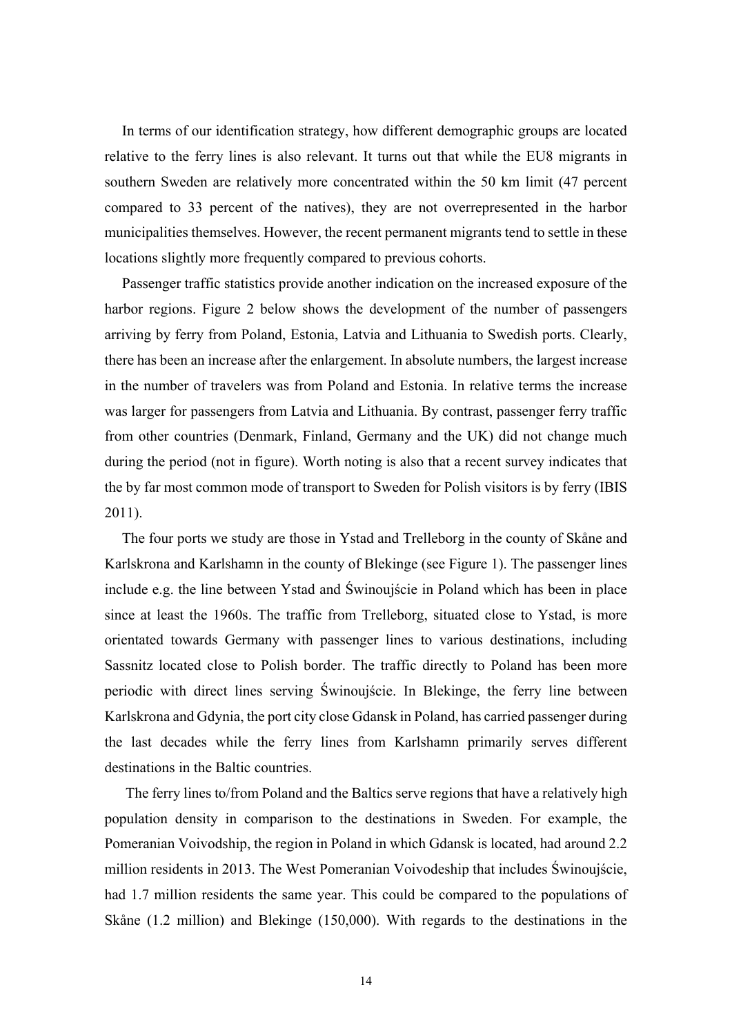In terms of our identification strategy, how different demographic groups are located relative to the ferry lines is also relevant. It turns out that while the EU8 migrants in southern Sweden are relatively more concentrated within the 50 km limit (47 percent compared to 33 percent of the natives), they are not overrepresented in the harbor municipalities themselves. However, the recent permanent migrants tend to settle in these locations slightly more frequently compared to previous cohorts.

Passenger traffic statistics provide another indication on the increased exposure of the harbor regions. Figure 2 below shows the development of the number of passengers arriving by ferry from Poland, Estonia, Latvia and Lithuania to Swedish ports. Clearly, there has been an increase after the enlargement. In absolute numbers, the largest increase in the number of travelers was from Poland and Estonia. In relative terms the increase was larger for passengers from Latvia and Lithuania. By contrast, passenger ferry traffic from other countries (Denmark, Finland, Germany and the UK) did not change much during the period (not in figure). Worth noting is also that a recent survey indicates that the by far most common mode of transport to Sweden for Polish visitors is by ferry (IBIS 2011).

The four ports we study are those in Ystad and Trelleborg in the county of Skåne and Karlskrona and Karlshamn in the county of Blekinge (see Figure 1). The passenger lines include e.g. the line between Ystad and Świnoujście in Poland which has been in place since at least the 1960s. The traffic from Trelleborg, situated close to Ystad, is more orientated towards Germany with passenger lines to various destinations, including Sassnitz located close to Polish border. The traffic directly to Poland has been more periodic with direct lines serving Świnoujście. In Blekinge, the ferry line between Karlskrona and Gdynia, the port city close Gdansk in Poland, has carried passenger during the last decades while the ferry lines from Karlshamn primarily serves different destinations in the Baltic countries.

The ferry lines to/from Poland and the Baltics serve regions that have a relatively high population density in comparison to the destinations in Sweden. For example, the Pomeranian Voivodship, the region in Poland in which Gdansk is located, had around 2.2 million residents in 2013. The West Pomeranian Voivodeship that includes Świnoujście, had 1.7 million residents the same year. This could be compared to the populations of Skåne (1.2 million) and Blekinge (150,000). With regards to the destinations in the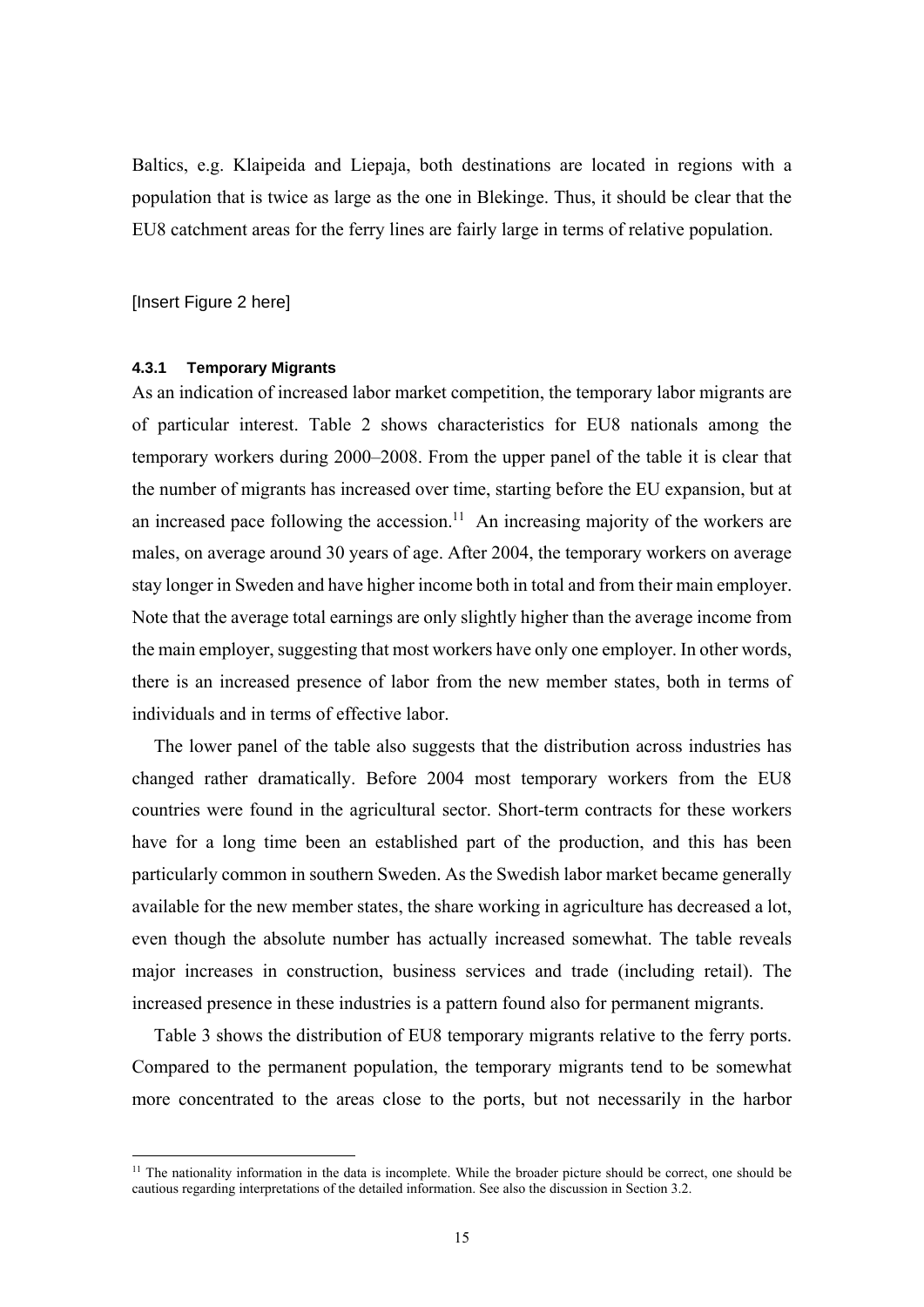Baltics, e.g. Klaipeida and Liepaja, both destinations are located in regions with a population that is twice as large as the one in Blekinge. Thus, it should be clear that the EU8 catchment areas for the ferry lines are fairly large in terms of relative population.

[Insert Figure 2 here]

#### 4.3.1 Temporary Migrants

As an indication of increased labor market competition, the temporary labor migrants are of particular interest. Table 2 shows characteristics for EU8 nationals among the temporary workers during 2000–2008. From the upper panel of the table it is clear that the number of migrants has increased over time, starting before the EU expansion, but at an increased pace following the accession.[11] An increasing majority of the workers are males, on average around 30 years of age. After 2004, the temporary workers on average stay longer in Sweden and have higher income both in total and from their main employer. Note that the average total earnings are only slightly higher than the average income from the main employer, suggesting that most workers have only one employer. In other words, there is an increased presence of labor from the new member states, both in terms of individuals and in terms of effective labor.

The lower panel of the table also suggests that the distribution across industries has changed rather dramatically. Before 2004 most temporary workers from the EU8 countries were found in the agricultural sector. Short-term contracts for these workers have for a long time been an established part of the production, and this has been particularly common in southern Sweden. As the Swedish labor market became generally available for the new member states, the share working in agriculture has decreased a lot, even though the absolute number has actually increased somewhat. The table reveals major increases in construction, business services and trade (including retail). The increased presence in these industries is a pattern found also for permanent migrants.

Table 3 shows the distribution of EU8 temporary migrants relative to the ferry ports. Compared to the permanent population, the temporary migrants tend to be somewhat more concentrated to the areas close to the ports, but not necessarily in the harbor

[11] The nationality information in the data is incomplete. While the broader picture should be correct, one should be cautious regarding interpretations of the detailed information. See also the discussion in Section 3.2.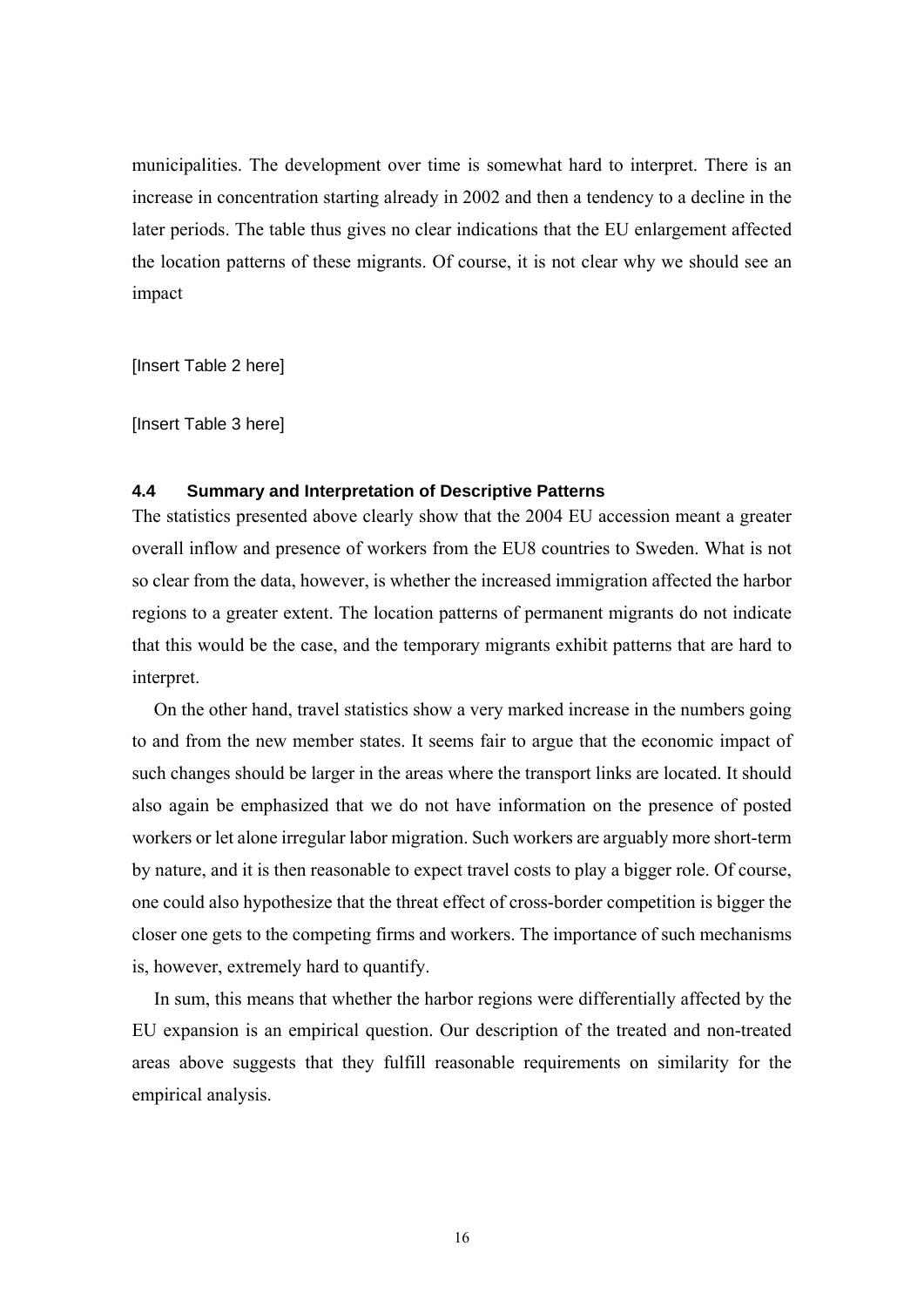municipalities. The development over time is somewhat hard to interpret. There is an increase in concentration starting already in 2002 and then a tendency to a decline in the later periods. The table thus gives no clear indications that the EU enlargement affected the location patterns of these migrants. Of course, it is not clear why we should see an impact

[Insert Table 2 here]

[Insert Table 3 here]

### 4.4 Summary and Interpretation of Descriptive Patterns

The statistics presented above clearly show that the 2004 EU accession meant a greater overall inflow and presence of workers from the EU8 countries to Sweden. What is not so clear from the data, however, is whether the increased immigration affected the harbor regions to a greater extent. The location patterns of permanent migrants do not indicate that this would be the case, and the temporary migrants exhibit patterns that are hard to interpret.

On the other hand, travel statistics show a very marked increase in the numbers going to and from the new member states. It seems fair to argue that the economic impact of such changes should be larger in the areas where the transport links are located. It should also again be emphasized that we do not have information on the presence of posted workers or let alone irregular labor migration. Such workers are arguably more short-term by nature, and it is then reasonable to expect travel costs to play a bigger role. Of course, one could also hypothesize that the threat effect of cross-border competition is bigger the closer one gets to the competing firms and workers. The importance of such mechanisms is, however, extremely hard to quantify.

In sum, this means that whether the harbor regions were differentially affected by the EU expansion is an empirical question. Our description of the treated and non-treated areas above suggests that they fulfill reasonable requirements on similarity for the empirical analysis.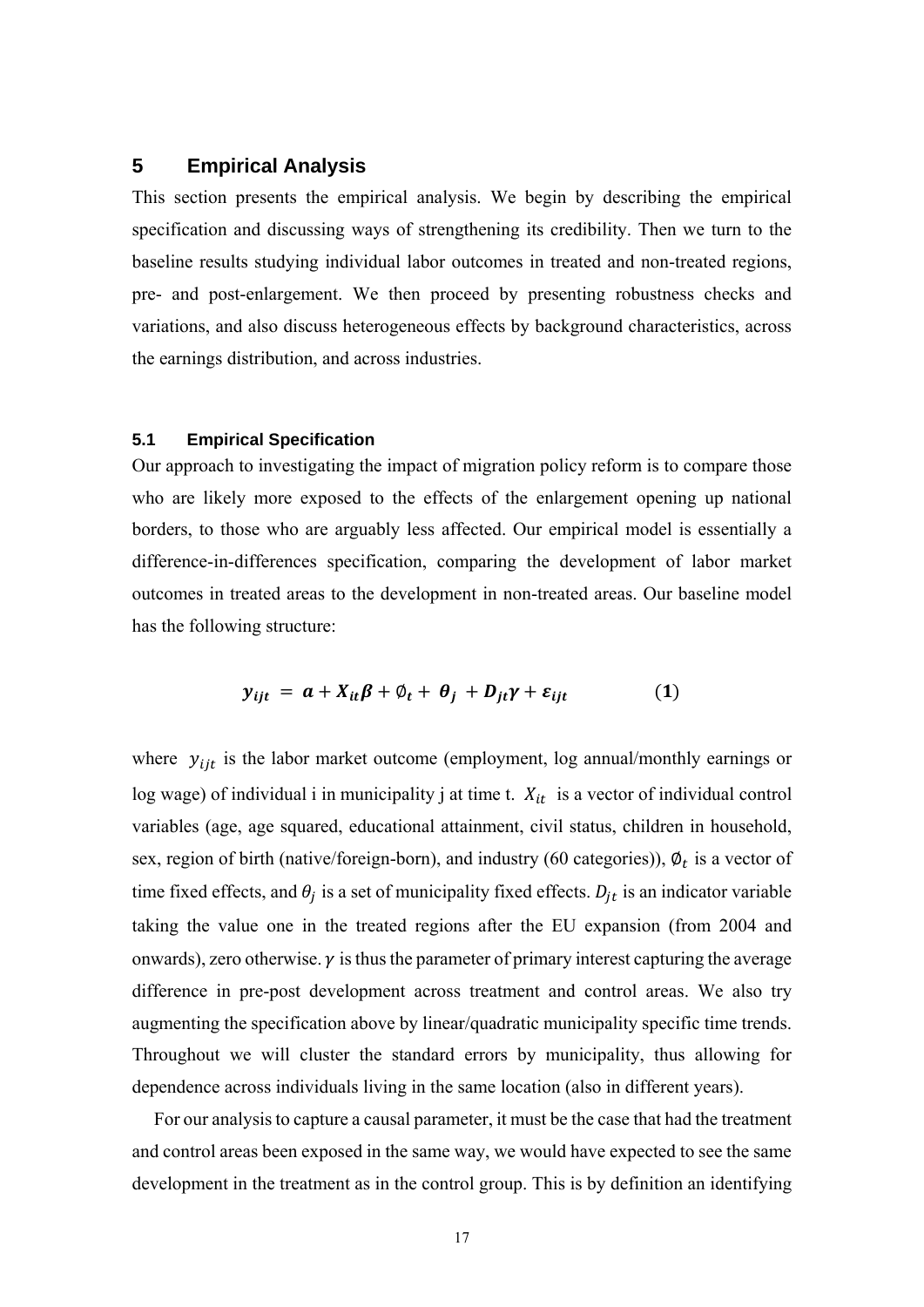## 5 Empirical Analysis

This section presents the empirical analysis. We begin by describing the empirical specification and discussing ways of strengthening its credibility. Then we turn to the baseline results studying individual labor outcomes in treated and non-treated regions, pre- and post-enlargement. We then proceed by presenting robustness checks and variations, and also discuss heterogeneous effects by background characteristics, across the earnings distribution, and across industries.

### 5.1 Empirical Specification

Our approach to investigating the impact of migration policy reform is to compare those who are likely more exposed to the effects of the enlargement opening up national borders, to those who are arguably less affected. Our empirical model is essentially a difference-in-differences specification, comparing the development of labor market outcomes in treated areas to the development in non-treated areas. Our baseline model has the following structure:

$$\boldsymbol{y_{ijt}} = \boldsymbol{a} + \boldsymbol{X_{it}\beta} + \boldsymbol{\emptyset_t} + \boldsymbol{\theta_j} + \boldsymbol{D_{jt}\gamma} + \boldsymbol{\varepsilon_{ijt}} \qquad (\mathbf{1})$$

where $y_{ijt}$ is the labor market outcome (employment, log annual/monthly earnings or log wage) of individual i in municipality j at time t. $X_{it}$ is a vector of individual control variables (age, age squared, educational attainment, civil status, children in household, sex, region of birth (native/foreign-born), and industry (60 categories)), $\emptyset_t$ is a vector of time fixed effects, and $\theta_j$ is a set of municipality fixed effects. $D_{jt}$ is an indicator variable taking the value one in the treated regions after the EU expansion (from 2004 and onwards), zero otherwise. $\gamma$ is thus the parameter of primary interest capturing the average difference in pre-post development across treatment and control areas. We also try augmenting the specification above by linear/quadratic municipality specific time trends. Throughout we will cluster the standard errors by municipality, thus allowing for dependence across individuals living in the same location (also in different years).

For our analysis to capture a causal parameter, it must be the case that had the treatment and control areas been exposed in the same way, we would have expected to see the same development in the treatment as in the control group. This is by definition an identifying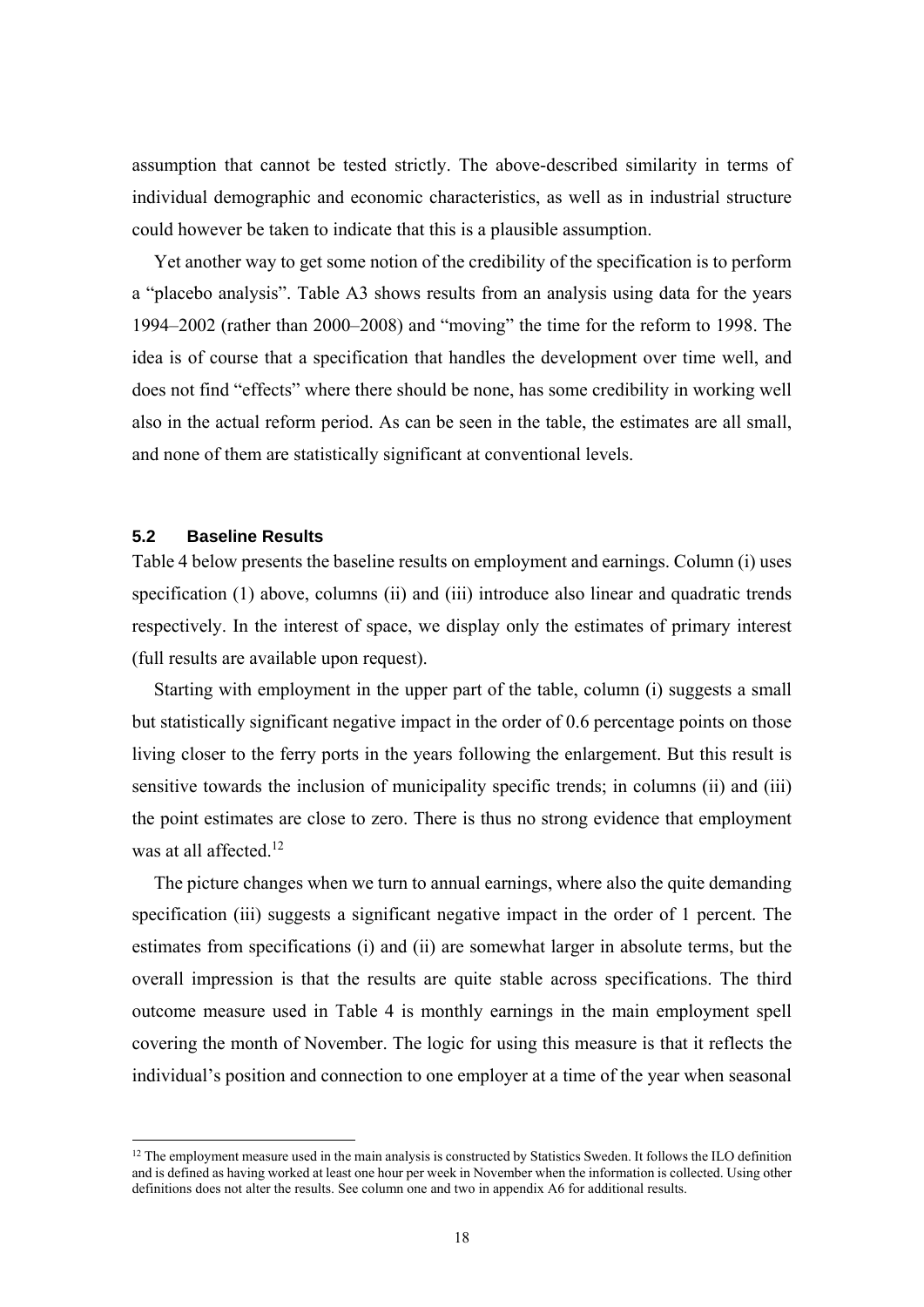assumption that cannot be tested strictly. The above-described similarity in terms of individual demographic and economic characteristics, as well as in industrial structure could however be taken to indicate that this is a plausible assumption.

Yet another way to get some notion of the credibility of the specification is to perform a "placebo analysis". Table A3 shows results from an analysis using data for the years 1994–2002 (rather than 2000–2008) and "moving" the time for the reform to 1998. The idea is of course that a specification that handles the development over time well, and does not find "effects" where there should be none, has some credibility in working well also in the actual reform period. As can be seen in the table, the estimates are all small, and none of them are statistically significant at conventional levels.

### 5.2 Baseline Results

Table 4 below presents the baseline results on employment and earnings. Column (i) uses specification (1) above, columns (ii) and (iii) introduce also linear and quadratic trends respectively. In the interest of space, we display only the estimates of primary interest (full results are available upon request).

Starting with employment in the upper part of the table, column (i) suggests a small but statistically significant negative impact in the order of 0.6 percentage points on those living closer to the ferry ports in the years following the enlargement. But this result is sensitive towards the inclusion of municipality specific trends; in columns (ii) and (iii) the point estimates are close to zero. There is thus no strong evidence that employment was at all affected.[12]

The picture changes when we turn to annual earnings, where also the quite demanding specification (iii) suggests a significant negative impact in the order of 1 percent. The estimates from specifications (i) and (ii) are somewhat larger in absolute terms, but the overall impression is that the results are quite stable across specifications. The third outcome measure used in Table 4 is monthly earnings in the main employment spell covering the month of November. The logic for using this measure is that it reflects the individual's position and connection to one employer at a time of the year when seasonal

[12] The employment measure used in the main analysis is constructed by Statistics Sweden. It follows the ILO definition and is defined as having worked at least one hour per week in November when the information is collected. Using other definitions does not alter the results. See column one and two in appendix A6 for additional results.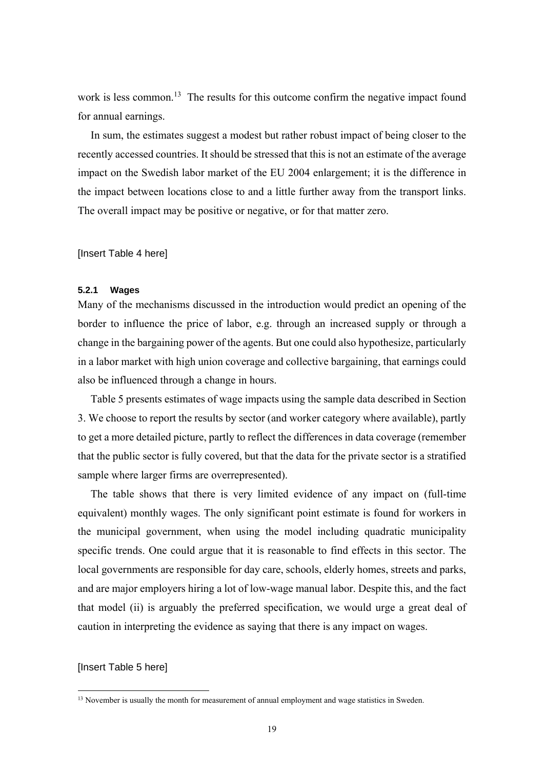work is less common.[13] The results for this outcome confirm the negative impact found for annual earnings.

In sum, the estimates suggest a modest but rather robust impact of being closer to the recently accessed countries. It should be stressed that this is not an estimate of the average impact on the Swedish labor market of the EU 2004 enlargement; it is the difference in the impact between locations close to and a little further away from the transport links. The overall impact may be positive or negative, or for that matter zero.

[Insert Table 4 here]

#### 5.2.1 Wages

Many of the mechanisms discussed in the introduction would predict an opening of the border to influence the price of labor, e.g. through an increased supply or through a change in the bargaining power of the agents. But one could also hypothesize, particularly in a labor market with high union coverage and collective bargaining, that earnings could also be influenced through a change in hours.

Table 5 presents estimates of wage impacts using the sample data described in Section 3. We choose to report the results by sector (and worker category where available), partly to get a more detailed picture, partly to reflect the differences in data coverage (remember that the public sector is fully covered, but that the data for the private sector is a stratified sample where larger firms are overrepresented).

The table shows that there is very limited evidence of any impact on (full-time equivalent) monthly wages. The only significant point estimate is found for workers in the municipal government, when using the model including quadratic municipality specific trends. One could argue that it is reasonable to find effects in this sector. The local governments are responsible for day care, schools, elderly homes, streets and parks, and are major employers hiring a lot of low-wage manual labor. Despite this, and the fact that model (ii) is arguably the preferred specification, we would urge a great deal of caution in interpreting the evidence as saying that there is any impact on wages.

[Insert Table 5 here]

[13] November is usually the month for measurement of annual employment and wage statistics in Sweden.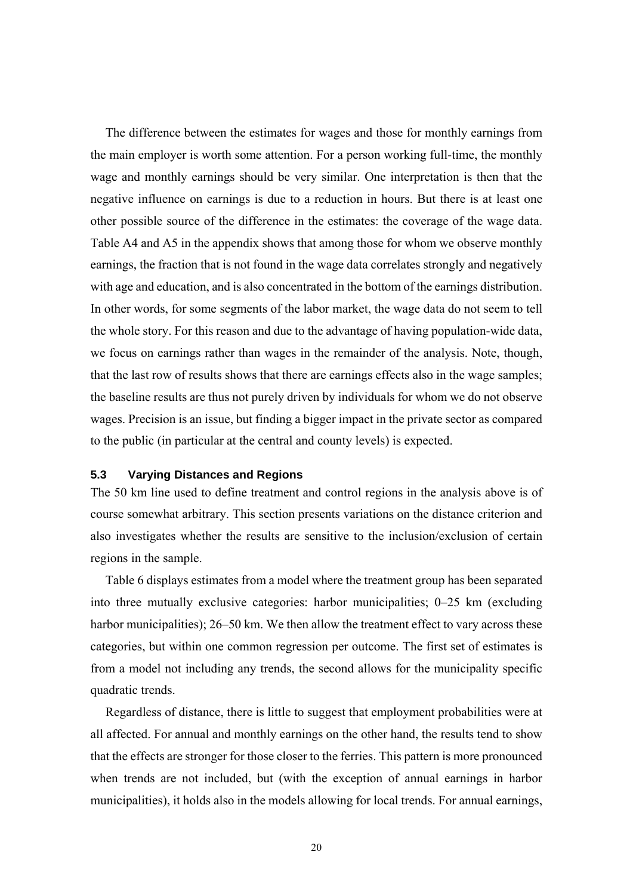The difference between the estimates for wages and those for monthly earnings from the main employer is worth some attention. For a person working full-time, the monthly wage and monthly earnings should be very similar. One interpretation is then that the negative influence on earnings is due to a reduction in hours. But there is at least one other possible source of the difference in the estimates: the coverage of the wage data. Table A4 and A5 in the appendix shows that among those for whom we observe monthly earnings, the fraction that is not found in the wage data correlates strongly and negatively with age and education, and is also concentrated in the bottom of the earnings distribution. In other words, for some segments of the labor market, the wage data do not seem to tell the whole story. For this reason and due to the advantage of having population-wide data, we focus on earnings rather than wages in the remainder of the analysis. Note, though, that the last row of results shows that there are earnings effects also in the wage samples; the baseline results are thus not purely driven by individuals for whom we do not observe wages. Precision is an issue, but finding a bigger impact in the private sector as compared to the public (in particular at the central and county levels) is expected.

### 5.3 Varying Distances and Regions

The 50 km line used to define treatment and control regions in the analysis above is of course somewhat arbitrary. This section presents variations on the distance criterion and also investigates whether the results are sensitive to the inclusion/exclusion of certain regions in the sample.

Table 6 displays estimates from a model where the treatment group has been separated into three mutually exclusive categories: harbor municipalities; 0–25 km (excluding harbor municipalities); 26–50 km. We then allow the treatment effect to vary across these categories, but within one common regression per outcome. The first set of estimates is from a model not including any trends, the second allows for the municipality specific quadratic trends.

Regardless of distance, there is little to suggest that employment probabilities were at all affected. For annual and monthly earnings on the other hand, the results tend to show that the effects are stronger for those closer to the ferries. This pattern is more pronounced when trends are not included, but (with the exception of annual earnings in harbor municipalities), it holds also in the models allowing for local trends. For annual earnings,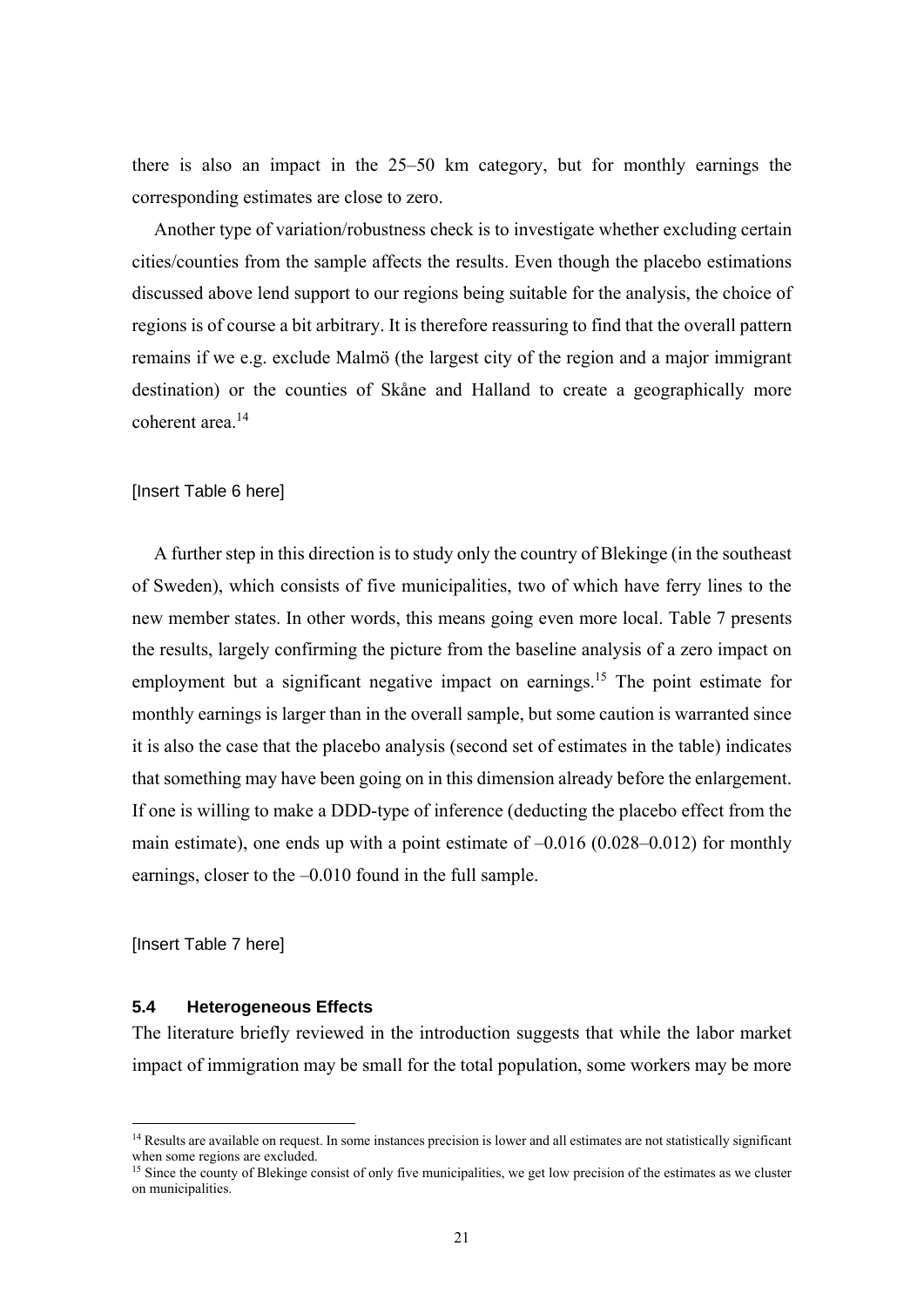there is also an impact in the 25–50 km category, but for monthly earnings the corresponding estimates are close to zero.

Another type of variation/robustness check is to investigate whether excluding certain cities/counties from the sample affects the results. Even though the placebo estimations discussed above lend support to our regions being suitable for the analysis, the choice of regions is of course a bit arbitrary. It is therefore reassuring to find that the overall pattern remains if we e.g. exclude Malmö (the largest city of the region and a major immigrant destination) or the counties of Skåne and Halland to create a geographically more coherent area.[14]

[Insert Table 6 here]

A further step in this direction is to study only the country of Blekinge (in the southeast of Sweden), which consists of five municipalities, two of which have ferry lines to the new member states. In other words, this means going even more local. Table 7 presents the results, largely confirming the picture from the baseline analysis of a zero impact on employment but a significant negative impact on earnings.[15] The point estimate for monthly earnings is larger than in the overall sample, but some caution is warranted since it is also the case that the placebo analysis (second set of estimates in the table) indicates that something may have been going on in this dimension already before the enlargement. If one is willing to make a DDD-type of inference (deducting the placebo effect from the main estimate), one ends up with a point estimate of –0.016 (0.028–0.012) for monthly earnings, closer to the –0.010 found in the full sample.

[Insert Table 7 here]

### 5.4 Heterogeneous Effects

The literature briefly reviewed in the introduction suggests that while the labor market impact of immigration may be small for the total population, some workers may be more

---

[14] Results are available on request. In some instances precision is lower and all estimates are not statistically significant when some regions are excluded.

[15] Since the county of Blekinge consist of only five municipalities, we get low precision of the estimates as we cluster on municipalities.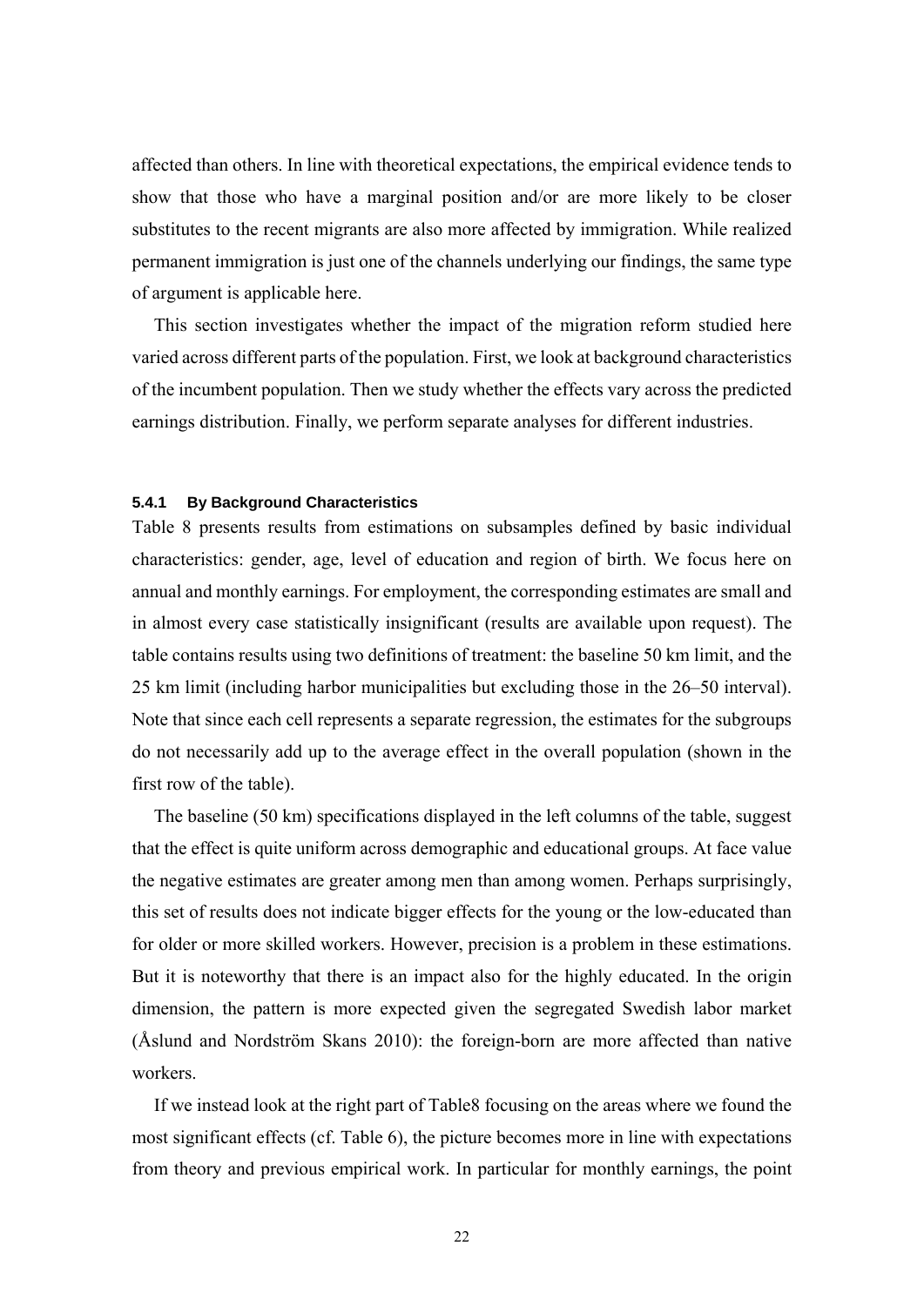affected than others. In line with theoretical expectations, the empirical evidence tends to show that those who have a marginal position and/or are more likely to be closer substitutes to the recent migrants are also more affected by immigration. While realized permanent immigration is just one of the channels underlying our findings, the same type of argument is applicable here.

This section investigates whether the impact of the migration reform studied here varied across different parts of the population. First, we look at background characteristics of the incumbent population. Then we study whether the effects vary across the predicted earnings distribution. Finally, we perform separate analyses for different industries.

### 5.4.1 By Background Characteristics

Table 8 presents results from estimations on subsamples defined by basic individual characteristics: gender, age, level of education and region of birth. We focus here on annual and monthly earnings. For employment, the corresponding estimates are small and in almost every case statistically insignificant (results are available upon request). The table contains results using two definitions of treatment: the baseline 50 km limit, and the 25 km limit (including harbor municipalities but excluding those in the 26–50 interval). Note that since each cell represents a separate regression, the estimates for the subgroups do not necessarily add up to the average effect in the overall population (shown in the first row of the table).

The baseline (50 km) specifications displayed in the left columns of the table, suggest that the effect is quite uniform across demographic and educational groups. At face value the negative estimates are greater among men than among women. Perhaps surprisingly, this set of results does not indicate bigger effects for the young or the low-educated than for older or more skilled workers. However, precision is a problem in these estimations. But it is noteworthy that there is an impact also for the highly educated. In the origin dimension, the pattern is more expected given the segregated Swedish labor market (Åslund and Nordström Skans 2010): the foreign-born are more affected than native workers.

If we instead look at the right part of Table8 focusing on the areas where we found the most significant effects (cf. Table 6), the picture becomes more in line with expectations from theory and previous empirical work. In particular for monthly earnings, the point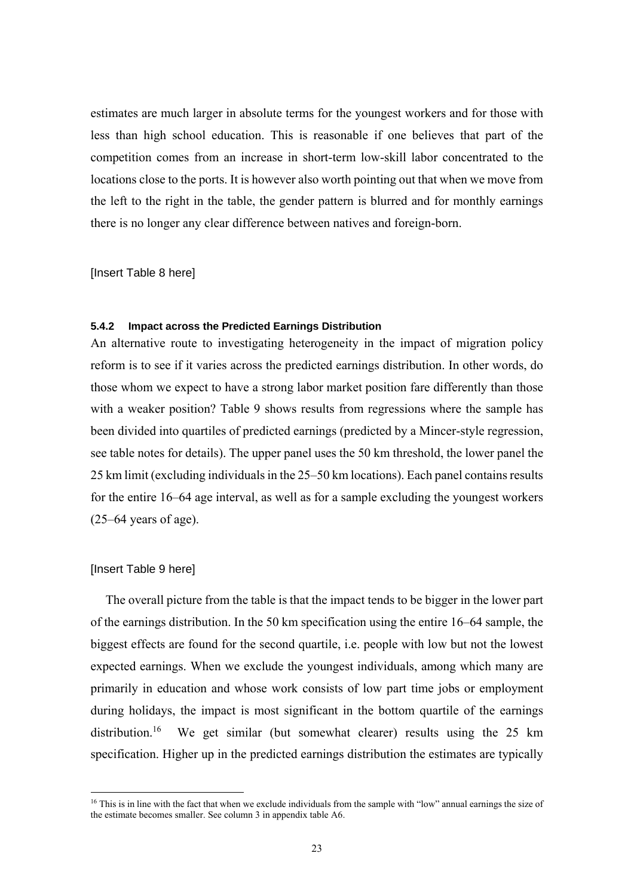estimates are much larger in absolute terms for the youngest workers and for those with less than high school education. This is reasonable if one believes that part of the competition comes from an increase in short-term low-skill labor concentrated to the locations close to the ports. It is however also worth pointing out that when we move from the left to the right in the table, the gender pattern is blurred and for monthly earnings there is no longer any clear difference between natives and foreign-born.

[Insert Table 8 here]

#### 5.4.2 Impact across the Predicted Earnings Distribution

An alternative route to investigating heterogeneity in the impact of migration policy reform is to see if it varies across the predicted earnings distribution. In other words, do those whom we expect to have a strong labor market position fare differently than those with a weaker position? Table 9 shows results from regressions where the sample has been divided into quartiles of predicted earnings (predicted by a Mincer-style regression, see table notes for details). The upper panel uses the 50 km threshold, the lower panel the 25 km limit (excluding individuals in the 25–50 km locations). Each panel contains results for the entire 16–64 age interval, as well as for a sample excluding the youngest workers (25–64 years of age).

[Insert Table 9 here]

The overall picture from the table is that the impact tends to be bigger in the lower part of the earnings distribution. In the 50 km specification using the entire 16–64 sample, the biggest effects are found for the second quartile, i.e. people with low but not the lowest expected earnings. When we exclude the youngest individuals, among which many are primarily in education and whose work consists of low part time jobs or employment during holidays, the impact is most significant in the bottom quartile of the earnings distribution.[16] We get similar (but somewhat clearer) results using the 25 km specification. Higher up in the predicted earnings distribution the estimates are typically

[16] This is in line with the fact that when we exclude individuals from the sample with "low" annual earnings the size of the estimate becomes smaller. See column 3 in appendix table A6.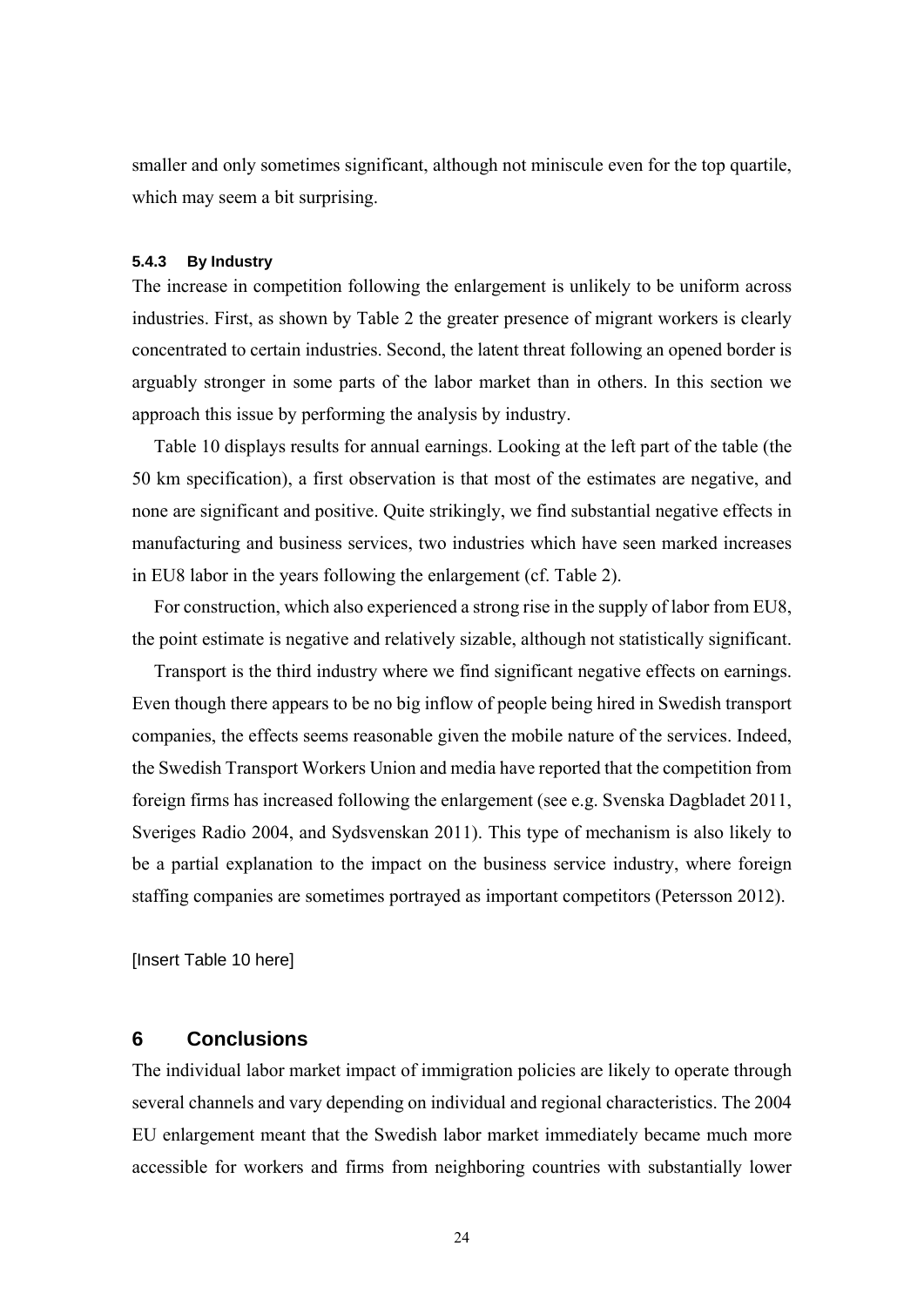smaller and only sometimes significant, although not miniscule even for the top quartile, which may seem a bit surprising.

#### 5.4.3 By Industry

The increase in competition following the enlargement is unlikely to be uniform across industries. First, as shown by Table 2 the greater presence of migrant workers is clearly concentrated to certain industries. Second, the latent threat following an opened border is arguably stronger in some parts of the labor market than in others. In this section we approach this issue by performing the analysis by industry.

Table 10 displays results for annual earnings. Looking at the left part of the table (the 50 km specification), a first observation is that most of the estimates are negative, and none are significant and positive. Quite strikingly, we find substantial negative effects in manufacturing and business services, two industries which have seen marked increases in EU8 labor in the years following the enlargement (cf. Table 2).

For construction, which also experienced a strong rise in the supply of labor from EU8, the point estimate is negative and relatively sizable, although not statistically significant.

Transport is the third industry where we find significant negative effects on earnings. Even though there appears to be no big inflow of people being hired in Swedish transport companies, the effects seems reasonable given the mobile nature of the services. Indeed, the Swedish Transport Workers Union and media have reported that the competition from foreign firms has increased following the enlargement (see e.g. Svenska Dagbladet 2011, Sveriges Radio 2004, and Sydsvenskan 2011). This type of mechanism is also likely to be a partial explanation to the impact on the business service industry, where foreign staffing companies are sometimes portrayed as important competitors (Petersson 2012).

[Insert Table 10 here]

## 6 Conclusions

The individual labor market impact of immigration policies are likely to operate through several channels and vary depending on individual and regional characteristics. The 2004 EU enlargement meant that the Swedish labor market immediately became much more accessible for workers and firms from neighboring countries with substantially lower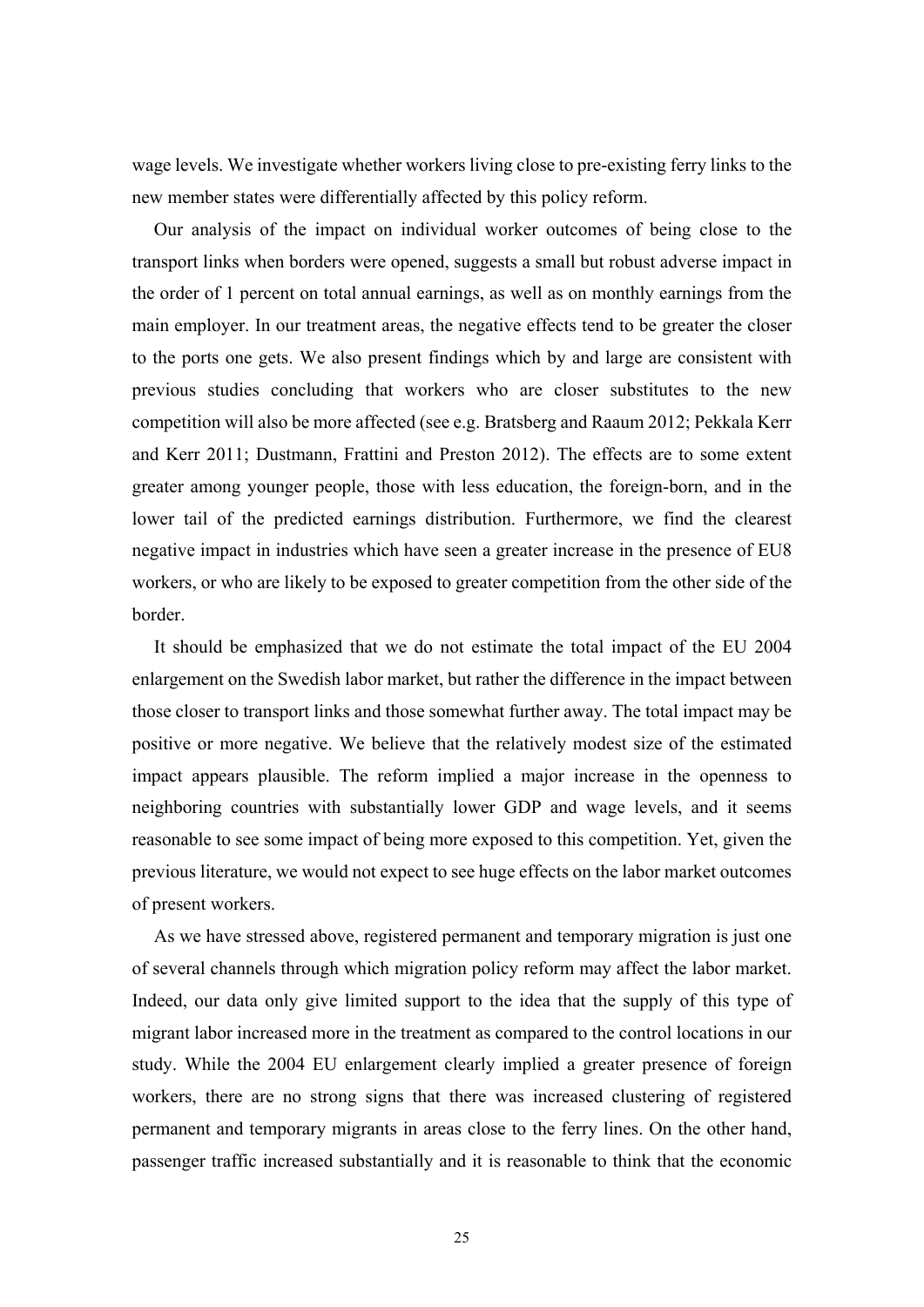wage levels. We investigate whether workers living close to pre-existing ferry links to the new member states were differentially affected by this policy reform.

Our analysis of the impact on individual worker outcomes of being close to the transport links when borders were opened, suggests a small but robust adverse impact in the order of 1 percent on total annual earnings, as well as on monthly earnings from the main employer. In our treatment areas, the negative effects tend to be greater the closer to the ports one gets. We also present findings which by and large are consistent with previous studies concluding that workers who are closer substitutes to the new competition will also be more affected (see e.g. Bratsberg and Raaum 2012; Pekkala Kerr and Kerr 2011; Dustmann, Frattini and Preston 2012). The effects are to some extent greater among younger people, those with less education, the foreign-born, and in the lower tail of the predicted earnings distribution. Furthermore, we find the clearest negative impact in industries which have seen a greater increase in the presence of EU8 workers, or who are likely to be exposed to greater competition from the other side of the border.

It should be emphasized that we do not estimate the total impact of the EU 2004 enlargement on the Swedish labor market, but rather the difference in the impact between those closer to transport links and those somewhat further away. The total impact may be positive or more negative. We believe that the relatively modest size of the estimated impact appears plausible. The reform implied a major increase in the openness to neighboring countries with substantially lower GDP and wage levels, and it seems reasonable to see some impact of being more exposed to this competition. Yet, given the previous literature, we would not expect to see huge effects on the labor market outcomes of present workers.

As we have stressed above, registered permanent and temporary migration is just one of several channels through which migration policy reform may affect the labor market. Indeed, our data only give limited support to the idea that the supply of this type of migrant labor increased more in the treatment as compared to the control locations in our study. While the 2004 EU enlargement clearly implied a greater presence of foreign workers, there are no strong signs that there was increased clustering of registered permanent and temporary migrants in areas close to the ferry lines. On the other hand, passenger traffic increased substantially and it is reasonable to think that the economic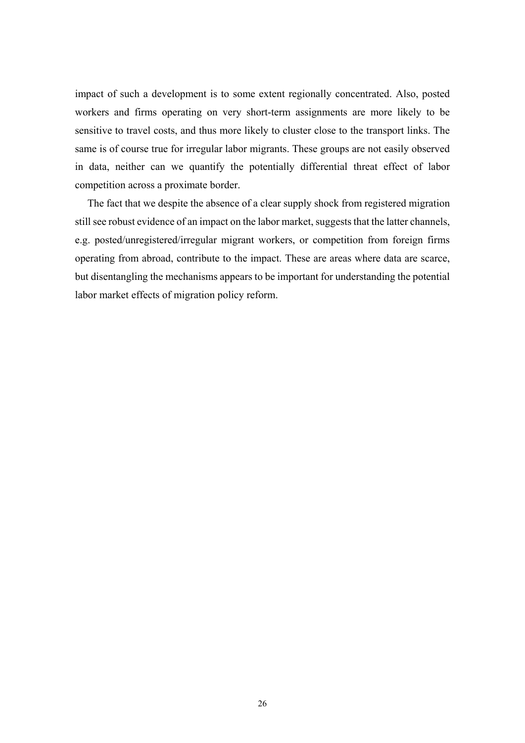impact of such a development is to some extent regionally concentrated. Also, posted workers and firms operating on very short-term assignments are more likely to be sensitive to travel costs, and thus more likely to cluster close to the transport links. The same is of course true for irregular labor migrants. These groups are not easily observed in data, neither can we quantify the potentially differential threat effect of labor competition across a proximate border.

The fact that we despite the absence of a clear supply shock from registered migration still see robust evidence of an impact on the labor market, suggests that the latter channels, e.g. posted/unregistered/irregular migrant workers, or competition from foreign firms operating from abroad, contribute to the impact. These are areas where data are scarce, but disentangling the mechanisms appears to be important for understanding the potential labor market effects of migration policy reform.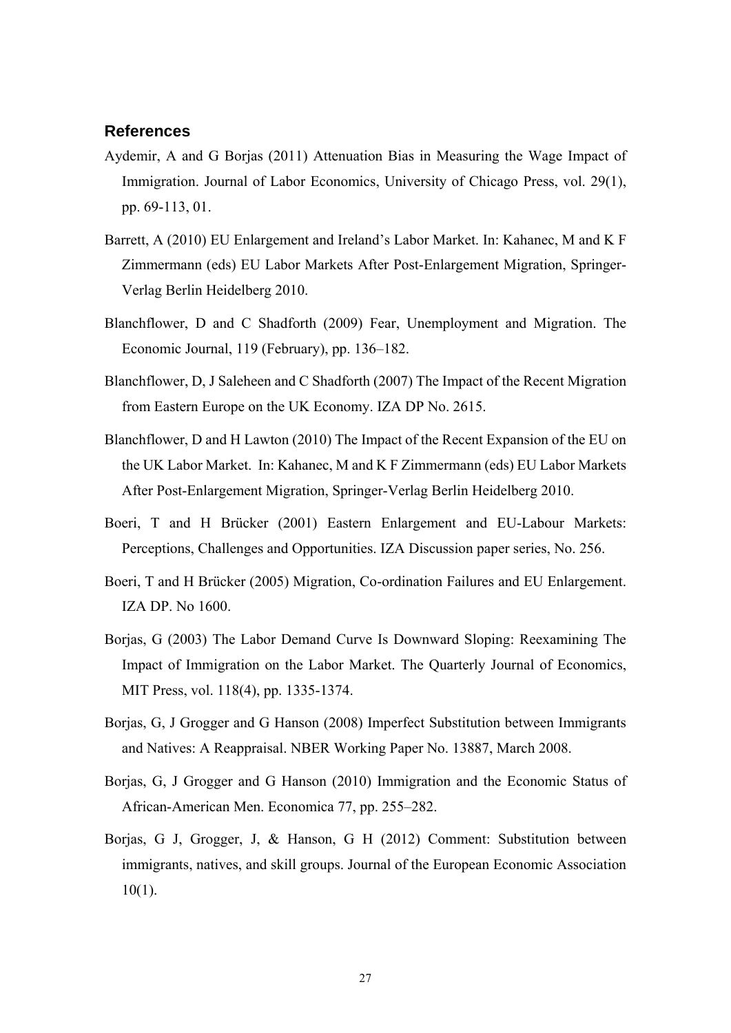## References

Aydemir, A and G Borjas (2011) Attenuation Bias in Measuring the Wage Impact of Immigration. Journal of Labor Economics, University of Chicago Press, vol. 29(1), pp. 69-113, 01.

Barrett, A (2010) EU Enlargement and Ireland's Labor Market. In: Kahanec, M and K F Zimmermann (eds) EU Labor Markets After Post-Enlargement Migration, Springer-Verlag Berlin Heidelberg 2010.

Blanchflower, D and C Shadforth (2009) Fear, Unemployment and Migration. The Economic Journal, 119 (February), pp. 136–182.

Blanchflower, D, J Saleheen and C Shadforth (2007) The Impact of the Recent Migration from Eastern Europe on the UK Economy. IZA DP No. 2615.

Blanchflower, D and H Lawton (2010) The Impact of the Recent Expansion of the EU on the UK Labor Market. In: Kahanec, M and K F Zimmermann (eds) EU Labor Markets After Post-Enlargement Migration, Springer-Verlag Berlin Heidelberg 2010.

Boeri, T and H Brücker (2001) Eastern Enlargement and EU-Labour Markets: Perceptions, Challenges and Opportunities. IZA Discussion paper series, No. 256.

Boeri, T and H Brücker (2005) Migration, Co-ordination Failures and EU Enlargement. IZA DP. No 1600.

Borjas, G (2003) The Labor Demand Curve Is Downward Sloping: Reexamining The Impact of Immigration on the Labor Market. The Quarterly Journal of Economics, MIT Press, vol. 118(4), pp. 1335-1374.

Borjas, G, J Grogger and G Hanson (2008) Imperfect Substitution between Immigrants and Natives: A Reappraisal. NBER Working Paper No. 13887, March 2008.

Borjas, G, J Grogger and G Hanson (2010) Immigration and the Economic Status of African-American Men. Economica 77, pp. 255–282.

Borjas, G J, Grogger, J, & Hanson, G H (2012) Comment: Substitution between immigrants, natives, and skill groups. Journal of the European Economic Association 10(1).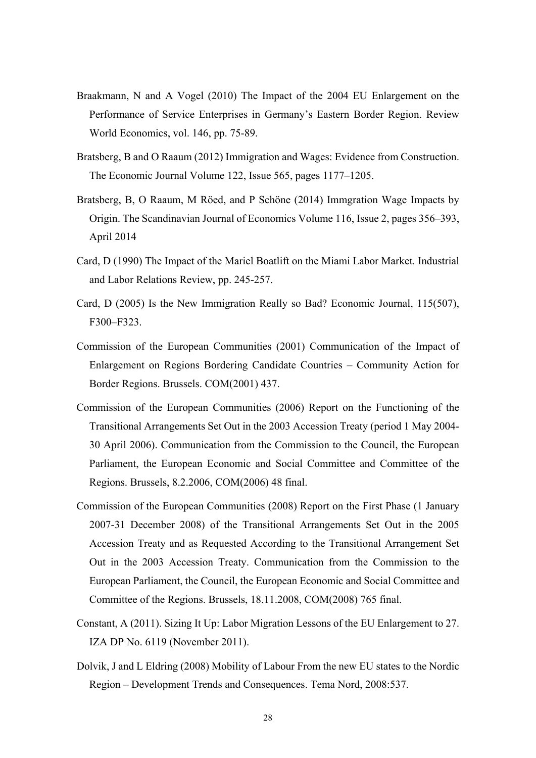Braakmann, N and A Vogel (2010) The Impact of the 2004 EU Enlargement on the Performance of Service Enterprises in Germany's Eastern Border Region. Review World Economics, vol. 146, pp. 75-89.

Bratsberg, B and O Raaum (2012) Immigration and Wages: Evidence from Construction. The Economic Journal Volume 122, Issue 565, pages 1177–1205.

Bratsberg, B, O Raaum, M Röed, and P Schöne (2014) Immgration Wage Impacts by Origin. The Scandinavian Journal of Economics Volume 116, Issue 2, pages 356–393, April 2014

Card, D (1990) The Impact of the Mariel Boatlift on the Miami Labor Market. Industrial and Labor Relations Review, pp. 245-257.

Card, D (2005) Is the New Immigration Really so Bad? Economic Journal, 115(507), F300–F323.

Commission of the European Communities (2001) Communication of the Impact of Enlargement on Regions Bordering Candidate Countries – Community Action for Border Regions. Brussels. COM(2001) 437.

Commission of the European Communities (2006) Report on the Functioning of the Transitional Arrangements Set Out in the 2003 Accession Treaty (period 1 May 2004-30 April 2006). Communication from the Commission to the Council, the European Parliament, the European Economic and Social Committee and Committee of the Regions. Brussels, 8.2.2006, COM(2006) 48 final.

Commission of the European Communities (2008) Report on the First Phase (1 January 2007-31 December 2008) of the Transitional Arrangements Set Out in the 2005 Accession Treaty and as Requested According to the Transitional Arrangement Set Out in the 2003 Accession Treaty. Communication from the Commission to the European Parliament, the Council, the European Economic and Social Committee and Committee of the Regions. Brussels, 18.11.2008, COM(2008) 765 final.

Constant, A (2011). Sizing It Up: Labor Migration Lessons of the EU Enlargement to 27. IZA DP No. 6119 (November 2011).

Dolvik, J and L Eldring (2008) Mobility of Labour From the new EU states to the Nordic Region – Development Trends and Consequences. Tema Nord, 2008:537.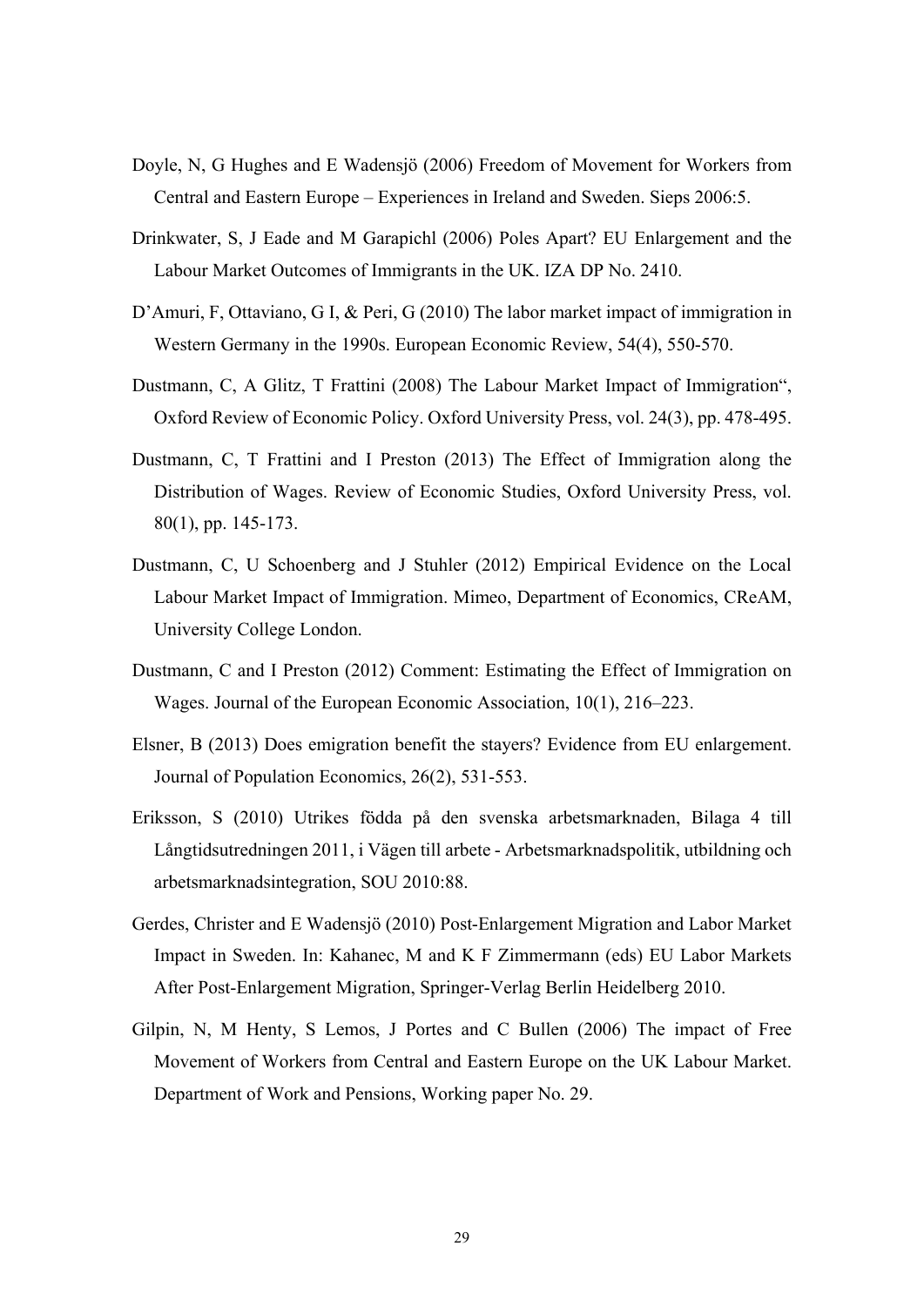Doyle, N, G Hughes and E Wadensjö (2006) Freedom of Movement for Workers from Central and Eastern Europe – Experiences in Ireland and Sweden. Sieps 2006:5.

Drinkwater, S, J Eade and M Garapichl (2006) Poles Apart? EU Enlargement and the Labour Market Outcomes of Immigrants in the UK. IZA DP No. 2410.

D'Amuri, F, Ottaviano, G I, & Peri, G (2010) The labor market impact of immigration in Western Germany in the 1990s. European Economic Review, 54(4), 550-570.

Dustmann, C, A Glitz, T Frattini (2008) The Labour Market Impact of Immigration", Oxford Review of Economic Policy. Oxford University Press, vol. 24(3), pp. 478-495.

Dustmann, C, T Frattini and I Preston (2013) The Effect of Immigration along the Distribution of Wages. Review of Economic Studies, Oxford University Press, vol. 80(1), pp. 145-173.

Dustmann, C, U Schoenberg and J Stuhler (2012) Empirical Evidence on the Local Labour Market Impact of Immigration. Mimeo, Department of Economics, CReAM, University College London.

Dustmann, C and I Preston (2012) Comment: Estimating the Effect of Immigration on Wages. Journal of the European Economic Association, 10(1), 216–223.

Elsner, B (2013) Does emigration benefit the stayers? Evidence from EU enlargement. Journal of Population Economics, 26(2), 531-553.

Eriksson, S (2010) Utrikes födda på den svenska arbetsmarknaden, Bilaga 4 till Långtidsutredningen 2011, i Vägen till arbete - Arbetsmarknadspolitik, utbildning och arbetsmarknadsintegration, SOU 2010:88.

Gerdes, Christer and E Wadensjö (2010) Post-Enlargement Migration and Labor Market Impact in Sweden. In: Kahanec, M and K F Zimmermann (eds) EU Labor Markets After Post-Enlargement Migration, Springer-Verlag Berlin Heidelberg 2010.

Gilpin, N, M Henty, S Lemos, J Portes and C Bullen (2006) The impact of Free Movement of Workers from Central and Eastern Europe on the UK Labour Market. Department of Work and Pensions, Working paper No. 29.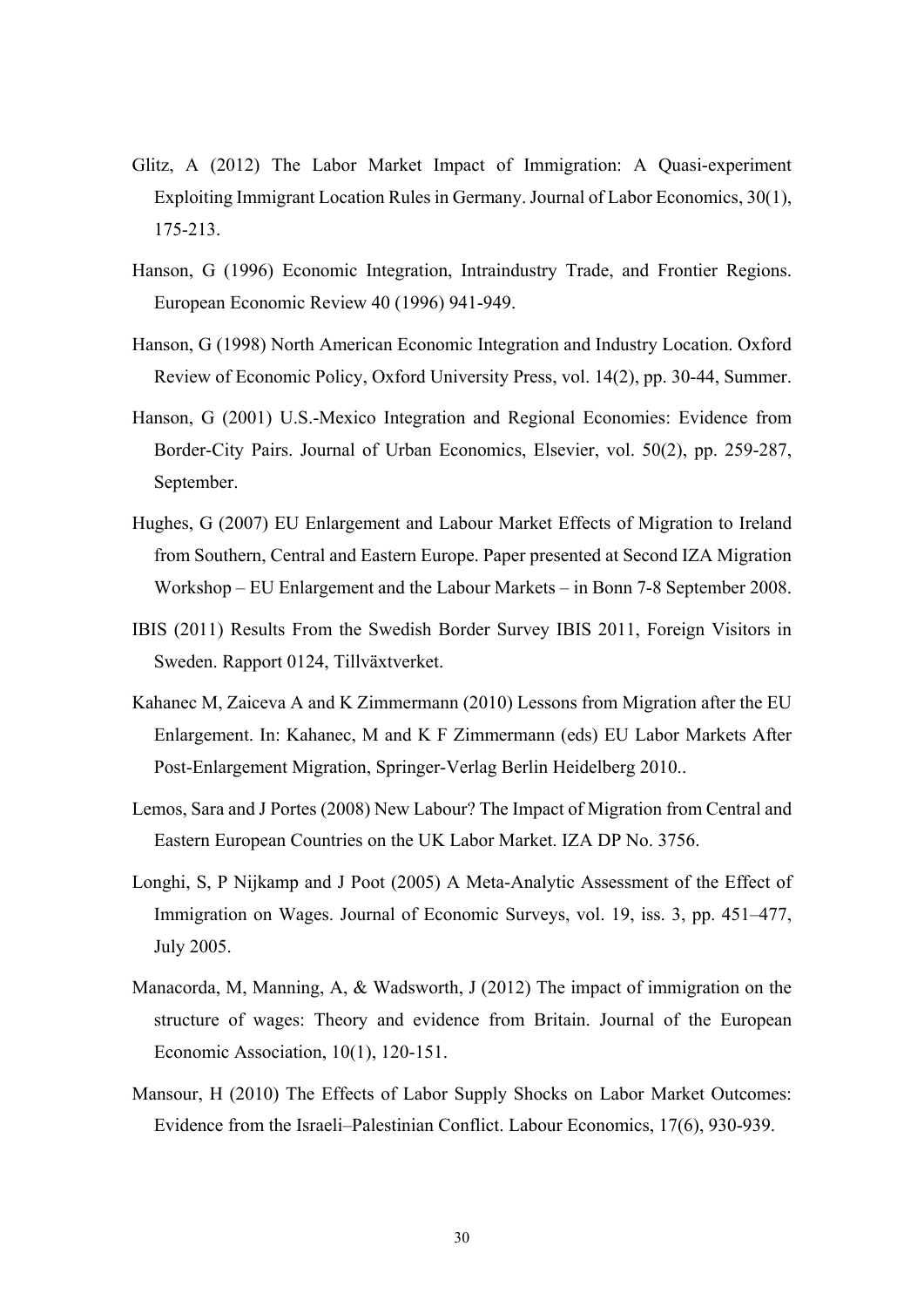Glitz, A (2012) The Labor Market Impact of Immigration: A Quasi-experiment Exploiting Immigrant Location Rules in Germany. Journal of Labor Economics, 30(1), 175-213.

Hanson, G (1996) Economic Integration, Intraindustry Trade, and Frontier Regions. European Economic Review 40 (1996) 941-949.

Hanson, G (1998) North American Economic Integration and Industry Location. Oxford Review of Economic Policy, Oxford University Press, vol. 14(2), pp. 30-44, Summer.

Hanson, G (2001) U.S.-Mexico Integration and Regional Economies: Evidence from Border-City Pairs. Journal of Urban Economics, Elsevier, vol. 50(2), pp. 259-287, September.

Hughes, G (2007) EU Enlargement and Labour Market Effects of Migration to Ireland from Southern, Central and Eastern Europe. Paper presented at Second IZA Migration Workshop – EU Enlargement and the Labour Markets – in Bonn 7-8 September 2008.

IBIS (2011) Results From the Swedish Border Survey IBIS 2011, Foreign Visitors in Sweden. Rapport 0124, Tillväxtverket.

Kahanec M, Zaiceva A and K Zimmermann (2010) Lessons from Migration after the EU Enlargement. In: Kahanec, M and K F Zimmermann (eds) EU Labor Markets After Post-Enlargement Migration, Springer-Verlag Berlin Heidelberg 2010..

Lemos, Sara and J Portes (2008) New Labour? The Impact of Migration from Central and Eastern European Countries on the UK Labor Market. IZA DP No. 3756.

Longhi, S, P Nijkamp and J Poot (2005) A Meta-Analytic Assessment of the Effect of Immigration on Wages. Journal of Economic Surveys, vol. 19, iss. 3, pp. 451–477, July 2005.

Manacorda, M, Manning, A, & Wadsworth, J (2012) The impact of immigration on the structure of wages: Theory and evidence from Britain. Journal of the European Economic Association, 10(1), 120-151.

Mansour, H (2010) The Effects of Labor Supply Shocks on Labor Market Outcomes: Evidence from the Israeli–Palestinian Conflict. Labour Economics, 17(6), 930-939.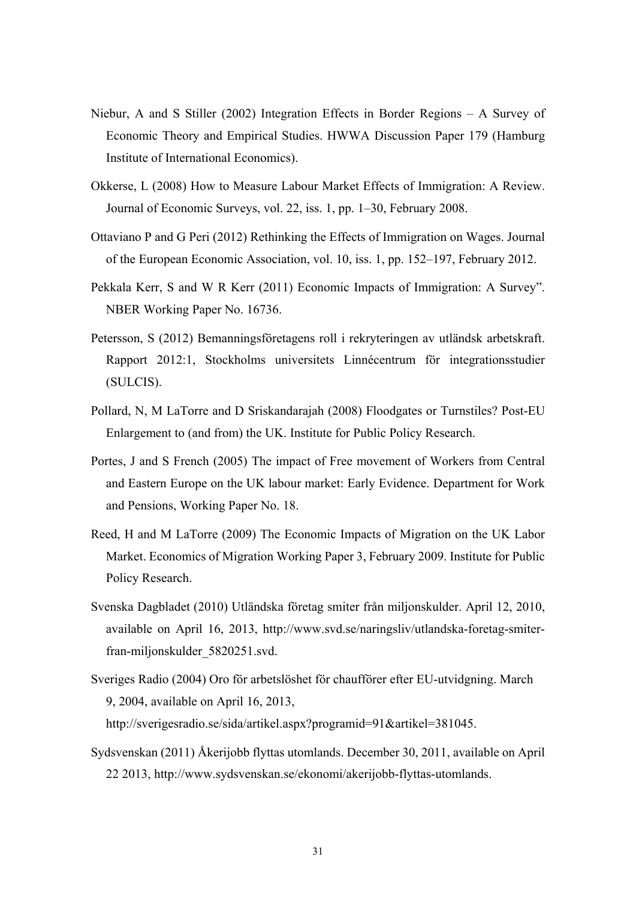Niebur, A and S Stiller (2002) Integration Effects in Border Regions – A Survey of Economic Theory and Empirical Studies. HWWA Discussion Paper 179 (Hamburg Institute of International Economics).

Okkerse, L (2008) How to Measure Labour Market Effects of Immigration: A Review. Journal of Economic Surveys, vol. 22, iss. 1, pp. 1–30, February 2008.

Ottaviano P and G Peri (2012) Rethinking the Effects of Immigration on Wages. Journal of the European Economic Association, vol. 10, iss. 1, pp. 152–197, February 2012.

Pekkala Kerr, S and W R Kerr (2011) Economic Impacts of Immigration: A Survey". NBER Working Paper No. 16736.

Petersson, S (2012) Bemanningsföretagens roll i rekryteringen av utländsk arbetskraft. Rapport 2012:1, Stockholms universitets Linnécentrum för integrationsstudier (SULCIS).

Pollard, N, M LaTorre and D Sriskandarajah (2008) Floodgates or Turnstiles? Post-EU Enlargement to (and from) the UK. Institute for Public Policy Research.

Portes, J and S French (2005) The impact of Free movement of Workers from Central and Eastern Europe on the UK labour market: Early Evidence. Department for Work and Pensions, Working Paper No. 18.

Reed, H and M LaTorre (2009) The Economic Impacts of Migration on the UK Labor Market. Economics of Migration Working Paper 3, February 2009. Institute for Public Policy Research.

Svenska Dagbladet (2010) Utländska företag smiter från miljonskulder. April 12, 2010, available on April 16, 2013, http://www.svd.se/naringsliv/utlandska-foretag-smiter-fran-miljonskulder_5820251.svd.

Sveriges Radio (2004) Oro för arbetslöshet för chaufförer efter EU-utvidgning. March 9, 2004, available on April 16, 2013, http://sverigesradio.se/sida/artikel.aspx?programid=91&artikel=381045.

Sydsvenskan (2011) Åkerijobb flyttas utomlands. December 30, 2011, available on April 22 2013, http://www.sydsvenskan.se/ekonomi/akerijobb-flyttas-utomlands.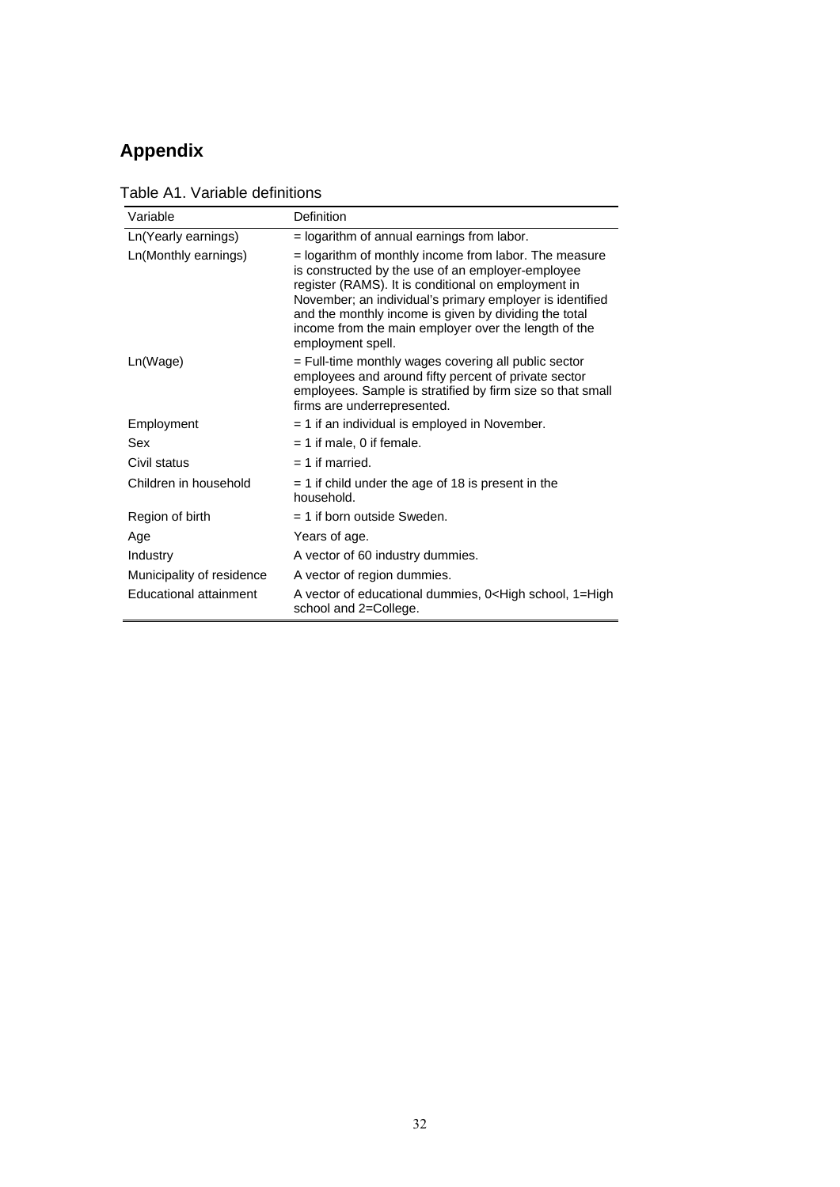## Appendix

Table A1. Variable definitions

| Variable | Definition |
|---|---|
| Ln(Yearly earnings) | = logarithm of annual earnings from labor. |
| Ln(Monthly earnings) | = logarithm of monthly income from labor. The measure is constructed by the use of an employer-employee register (RAMS). It is conditional on employment in November; an individual's primary employer is identified and the monthly income is given by dividing the total income from the main employer over the length of the employment spell. |
| Ln(Wage) | = Full-time monthly wages covering all public sector employees and around fifty percent of private sector employees. Sample is stratified by firm size so that small firms are underrepresented. |
| Employment | = 1 if an individual is employed in November. |
| Sex | = 1 if male, 0 if female. |
| Civil status | = 1 if married. |
| Children in household | = 1 if child under the age of 18 is present in the household. |
| Region of birth | = 1 if born outside Sweden. |
| Age | Years of age. |
| Industry | A vector of 60 industry dummies. |
| Municipality of residence | A vector of region dummies. |
| Educational attainment | A vector of educational dummies, 0<High school, 1=High school and 2=College. |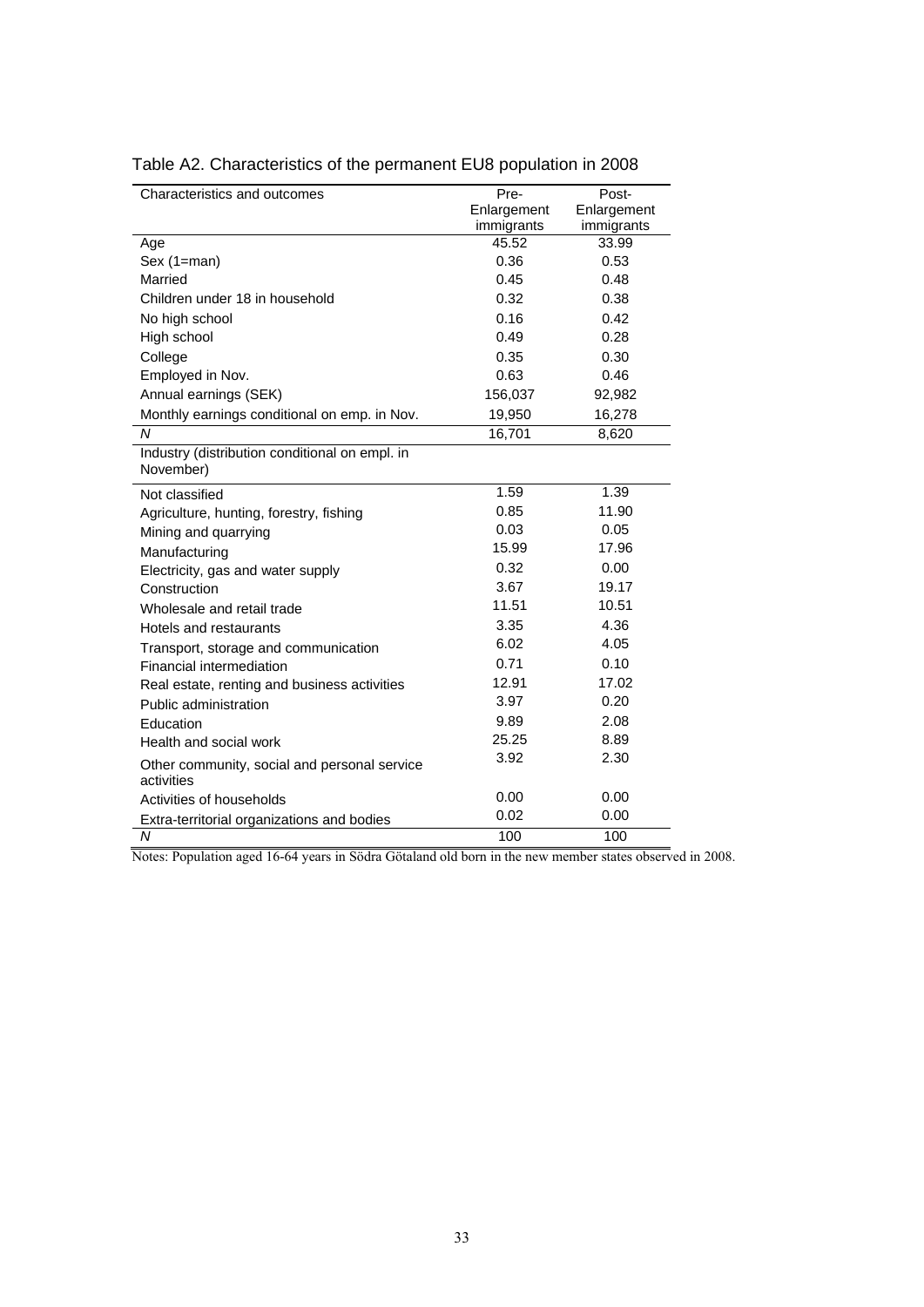Table A2. Characteristics of the permanent EU8 population in 2008

| Characteristics and outcomes | Pre-Enlargement immigrants | Post-Enlargement immigrants |
|---|---|---|
| Age | 45.52 | 33.99 |
| Sex (1=man) | 0.36 | 0.53 |
| Married | 0.45 | 0.48 |
| Children under 18 in household | 0.32 | 0.38 |
| No high school | 0.16 | 0.42 |
| High school | 0.49 | 0.28 |
| College | 0.35 | 0.30 |
| Employed in Nov. | 0.63 | 0.46 |
| Annual earnings (SEK) | 156,037 | 92,982 |
| Monthly earnings conditional on emp. in Nov. | 19,950 | 16,278 |
| *N* | 16,701 | 8,620 |
| Industry (distribution conditional on empl. in November) | | |
| Not classified | 1.59 | 1.39 |
| Agriculture, hunting, forestry, fishing | 0.85 | 11.90 |
| Mining and quarrying | 0.03 | 0.05 |
| Manufacturing | 15.99 | 17.96 |
| Electricity, gas and water supply | 0.32 | 0.00 |
| Construction | 3.67 | 19.17 |
| Wholesale and retail trade | 11.51 | 10.51 |
| Hotels and restaurants | 3.35 | 4.36 |
| Transport, storage and communication | 6.02 | 4.05 |
| Financial intermediation | 0.71 | 0.10 |
| Real estate, renting and business activities | 12.91 | 17.02 |
| Public administration | 3.97 | 0.20 |
| Education | 9.89 | 2.08 |
| Health and social work | 25.25 | 8.89 |
| Other community, social and personal service activities | 3.92 | 2.30 |
| Activities of households | 0.00 | 0.00 |
| Extra-territorial organizations and bodies | 0.02 | 0.00 |
| *N* | 100 | 100 |

Notes: Population aged 16-64 years in Södra Götaland old born in the new member states observed in 2008.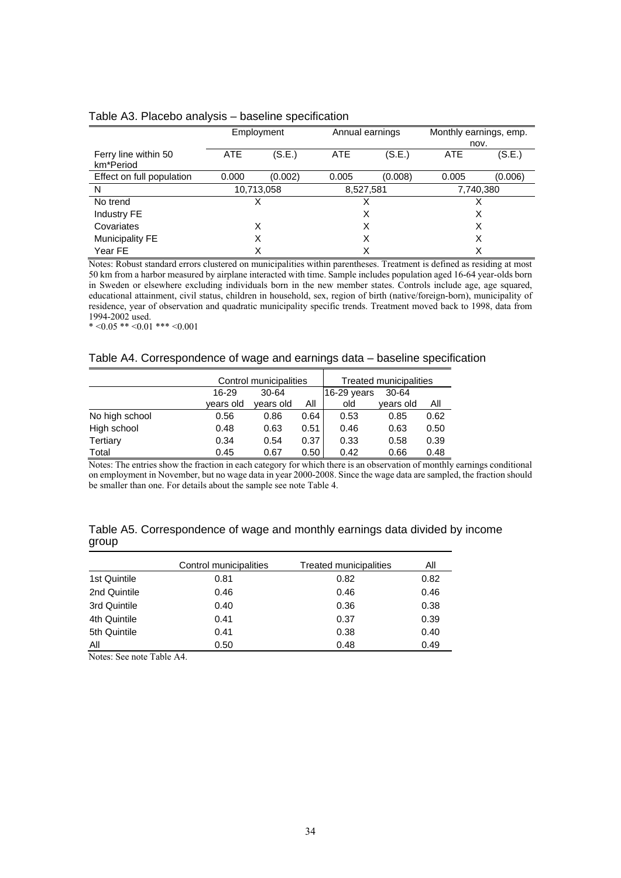Table A3. Placebo analysis – baseline specification

| | Employment | | Annual earnings | | Monthly earnings, emp. nov. | |
|---|---|---|---|---|---|---|
| Ferry line within 50 km*Period | ATE | (S.E.) | ATE | (S.E.) | ATE | (S.E.) |
| Effect on full population | 0.000 | (0.002) | 0.005 | (0.008) | 0.005 | (0.006) |
| N | 10,713,058 | | 8,527,581 | | 7,740,380 | |
| No trend | X | | X | | X | |
| Industry FE | | | X | | X | |
| Covariates | X | | X | | X | |
| Municipality FE | X | | X | | X | |
| Year FE | X | | X | | X | |

Notes: Robust standard errors clustered on municipalities within parentheses. Treatment is defined as residing at most 50 km from a harbor measured by airplane interacted with time. Sample includes population aged 16-64 year-olds born in Sweden or elsewhere excluding individuals born in the new member states. Controls include age, age squared, educational attainment, civil status, children in household, sex, region of birth (native/foreign-born), municipality of residence, year of observation and quadratic municipality specific trends. Treatment moved back to 1998, data from 1994-2002 used.
* <0.05 ** <0.01 *** <0.001

Table A4. Correspondence of wage and earnings data – baseline specification

| | Control municipalities | | | Treated municipalities | | |
|---|---|---|---|---|---|---|
| | 16-29 years old | 30-64 years old | All | 16-29 years old | 30-64 years old | All |
| No high school | 0.56 | 0.86 | 0.64 | 0.53 | 0.85 | 0.62 |
| High school | 0.48 | 0.63 | 0.51 | 0.46 | 0.63 | 0.50 |
| Tertiary | 0.34 | 0.54 | 0.37 | 0.33 | 0.58 | 0.39 |
| Total | 0.45 | 0.67 | 0.50 | 0.42 | 0.66 | 0.48 |

Notes: The entries show the fraction in each category for which there is an observation of monthly earnings conditional on employment in November, but no wage data in year 2000-2008. Since the wage data are sampled, the fraction should be smaller than one. For details about the sample see note Table 4.

Table A5. Correspondence of wage and monthly earnings data divided by income group

| | Control municipalities | Treated municipalities | All |
|---|---|---|---|
| 1st Quintile | 0.81 | 0.82 | 0.82 |
| 2nd Quintile | 0.46 | 0.46 | 0.46 |
| 3rd Quintile | 0.40 | 0.36 | 0.38 |
| 4th Quintile | 0.41 | 0.37 | 0.39 |
| 5th Quintile | 0.41 | 0.38 | 0.40 |
| All | 0.50 | 0.48 | 0.49 |

Notes: See note Table A4.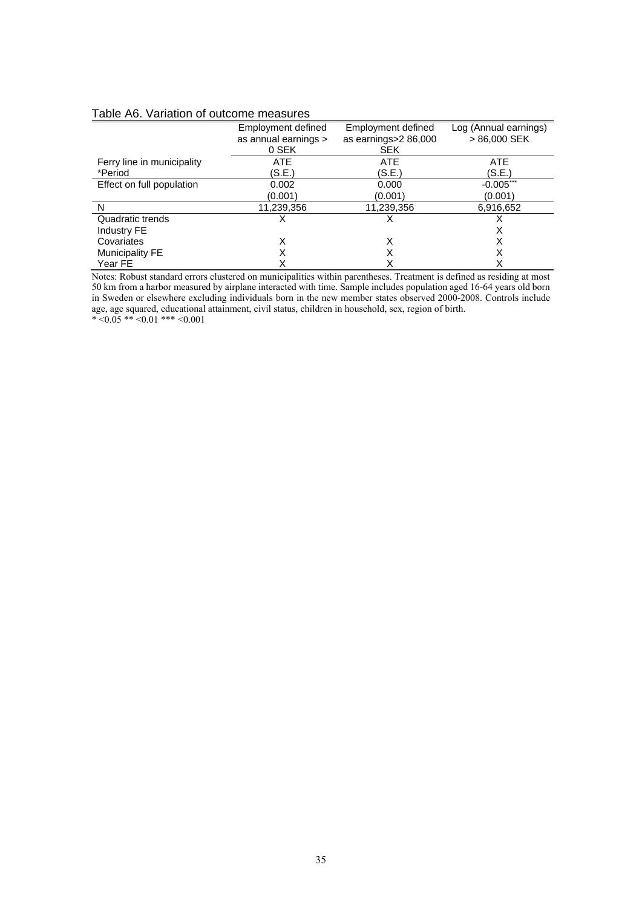Table A6. Variation of outcome measures

| | Employment defined as annual earnings > 0 SEK | Employment defined as earnings>2 86,000 SEK | Log (Annual earnings) > 86,000 SEK |
|---|---|---|---|
| Ferry line in municipality *Period | ATE (S.E.) | ATE (S.E.) | ATE (S.E.) |
| Effect on full population | 0.002 | 0.000 | -0.005*** |
| | (0.001) | (0.001) | (0.001) |
| N | 11,239,356 | 11,239,356 | 6,916,652 |
| Quadratic trends | X | X | X |
| Industry FE | | | X |
| Covariates | X | X | X |
| Municipality FE | X | X | X |
| Year FE | X | X | X |

Notes: Robust standard errors clustered on municipalities within parentheses. Treatment is defined as residing at most 50 km from a harbor measured by airplane interacted with time. Sample includes population aged 16-64 years old born in Sweden or elsewhere excluding individuals born in the new member states observed 2000-2008. Controls include age, age squared, educational attainment, civil status, children in household, sex, region of birth.
* <0.05 ** <0.01 *** <0.001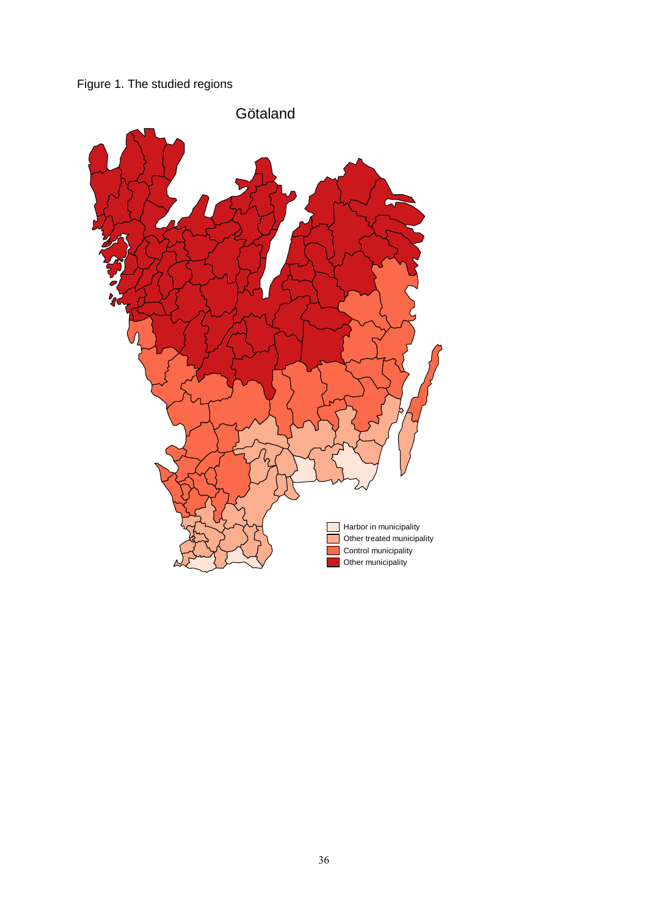Figure 1. The studied regions

Götaland

Harbor in municipality
Other treated municipality
Control municipality
Other municipality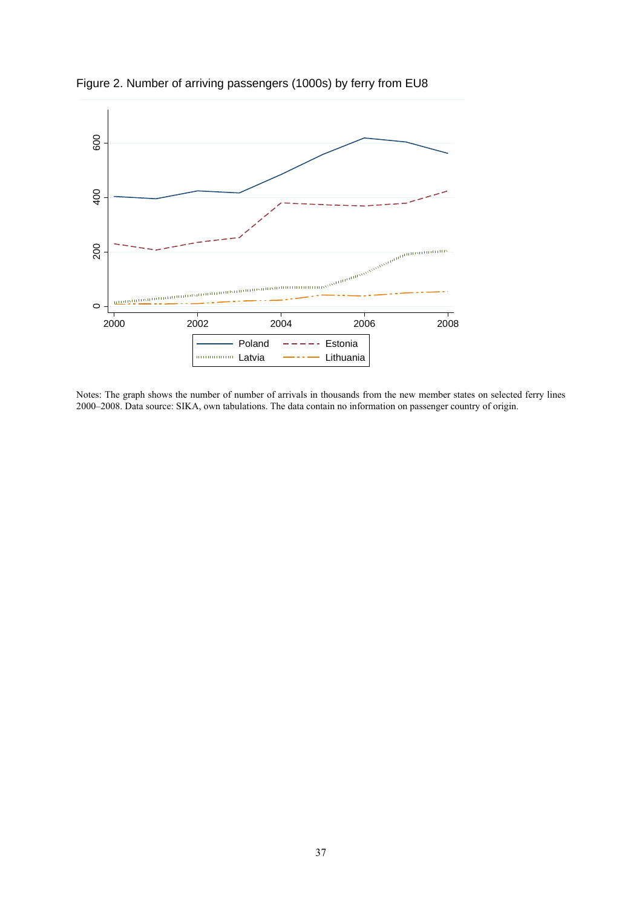Figure 2. Number of arriving passengers (1000s) by ferry from EU8

Notes: The graph shows the number of number of arrivals in thousands from the new member states on selected ferry lines 2000–2008. Data source: SIKA, own tabulations. The data contain no information on passenger country of origin.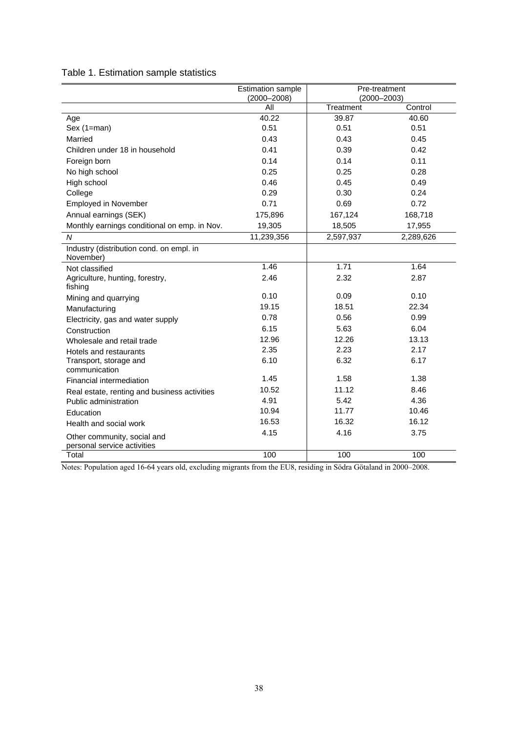Table 1. Estimation sample statistics

| | Estimation sample (2000–2008) | Pre-treatment (2000–2003) | |
|---|---|---|---|
| | All | Treatment | Control |
| Age | 40.22 | 39.87 | 40.60 |
| Sex (1=man) | 0.51 | 0.51 | 0.51 |
| Married | 0.43 | 0.43 | 0.45 |
| Children under 18 in household | 0.41 | 0.39 | 0.42 |
| Foreign born | 0.14 | 0.14 | 0.11 |
| No high school | 0.25 | 0.25 | 0.28 |
| High school | 0.46 | 0.45 | 0.49 |
| College | 0.29 | 0.30 | 0.24 |
| Employed in November | 0.71 | 0.69 | 0.72 |
| Annual earnings (SEK) | 175,896 | 167,124 | 168,718 |
| Monthly earnings conditional on emp. in Nov. | 19,305 | 18,505 | 17,955 |
| *N* | 11,239,356 | 2,597,937 | 2,289,626 |
| Industry (distribution cond. on empl. in November) | | | |
| Not classified | 1.46 | 1.71 | 1.64 |
| Agriculture, hunting, forestry, fishing | 2.46 | 2.32 | 2.87 |
| Mining and quarrying | 0.10 | 0.09 | 0.10 |
| Manufacturing | 19.15 | 18.51 | 22.34 |
| Electricity, gas and water supply | 0.78 | 0.56 | 0.99 |
| Construction | 6.15 | 5.63 | 6.04 |
| Wholesale and retail trade | 12.96 | 12.26 | 13.13 |
| Hotels and restaurants | 2.35 | 2.23 | 2.17 |
| Transport, storage and communication | 6.10 | 6.32 | 6.17 |
| Financial intermediation | 1.45 | 1.58 | 1.38 |
| Real estate, renting and business activities | 10.52 | 11.12 | 8.46 |
| Public administration | 4.91 | 5.42 | 4.36 |
| Education | 10.94 | 11.77 | 10.46 |
| Health and social work | 16.53 | 16.32 | 16.12 |
| Other community, social and personal service activities | 4.15 | 4.16 | 3.75 |
| Total | 100 | 100 | 100 |

Notes: Population aged 16-64 years old, excluding migrants from the EU8, residing in Södra Götaland in 2000–2008.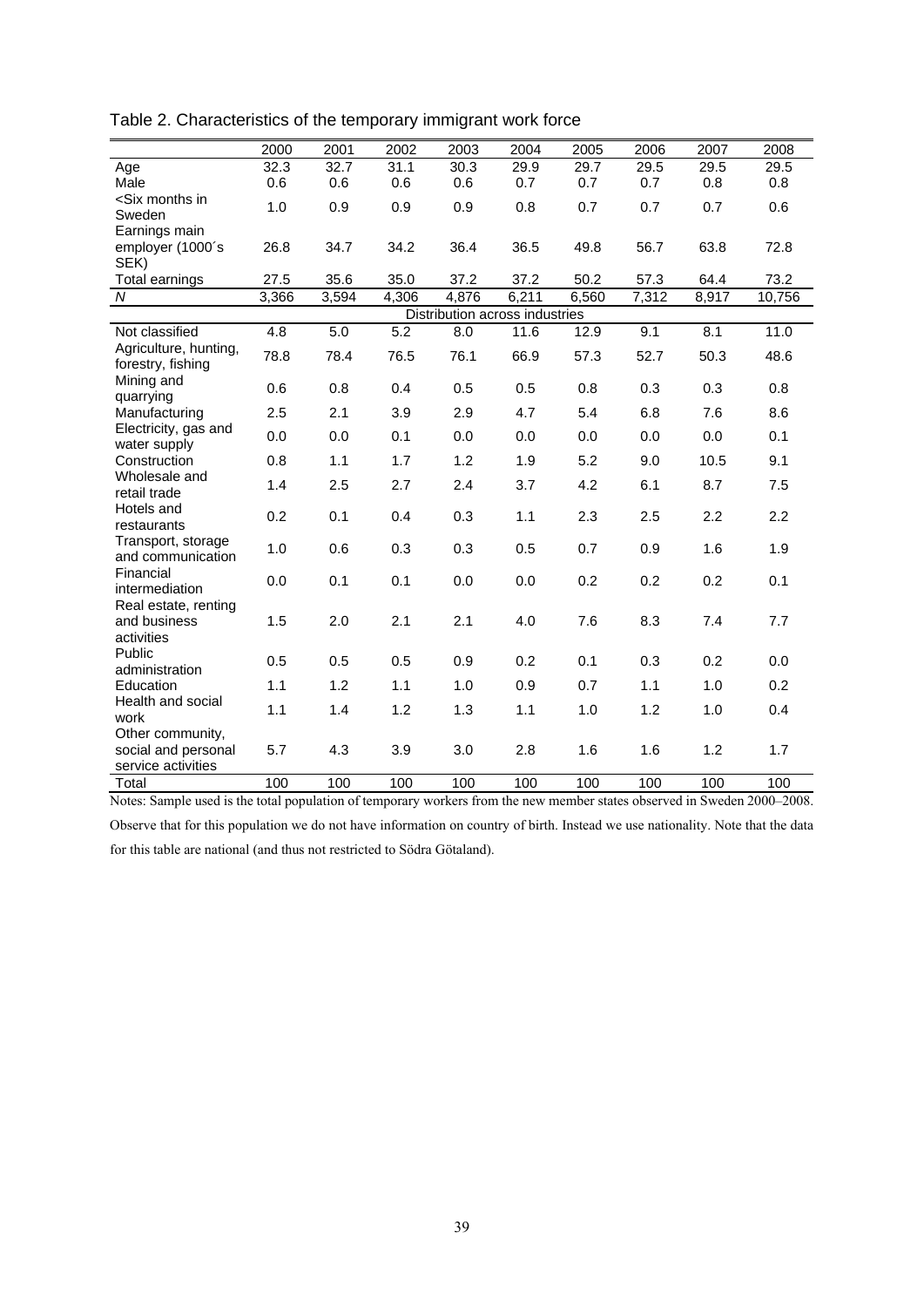Table 2. Characteristics of the temporary immigrant work force

| | 2000 | 2001 | 2002 | 2003 | 2004 | 2005 | 2006 | 2007 | 2008 |
|---|---|---|---|---|---|---|---|---|---|
| Age | 32.3 | 32.7 | 31.1 | 30.3 | 29.9 | 29.7 | 29.5 | 29.5 | 29.5 |
| Male | 0.6 | 0.6 | 0.6 | 0.6 | 0.7 | 0.7 | 0.7 | 0.8 | 0.8 |
| <Six months in Sweden | 1.0 | 0.9 | 0.9 | 0.9 | 0.8 | 0.7 | 0.7 | 0.7 | 0.6 |
| Earnings main employer (1000´s SEK) | 26.8 | 34.7 | 34.2 | 36.4 | 36.5 | 49.8 | 56.7 | 63.8 | 72.8 |
| Total earnings | 27.5 | 35.6 | 35.0 | 37.2 | 37.2 | 50.2 | 57.3 | 64.4 | 73.2 |
| *N* | 3,366 | 3,594 | 4,306 | 4,876 | 6,211 | 6,560 | 7,312 | 8,917 | 10,756 |
| | | | | | Distribution across industries | | | | |
| Not classified | 4.8 | 5.0 | 5.2 | 8.0 | 11.6 | 12.9 | 9.1 | 8.1 | 11.0 |
| Agriculture, hunting, forestry, fishing | 78.8 | 78.4 | 76.5 | 76.1 | 66.9 | 57.3 | 52.7 | 50.3 | 48.6 |
| Mining and quarrying | 0.6 | 0.8 | 0.4 | 0.5 | 0.5 | 0.8 | 0.3 | 0.3 | 0.8 |
| Manufacturing | 2.5 | 2.1 | 3.9 | 2.9 | 4.7 | 5.4 | 6.8 | 7.6 | 8.6 |
| Electricity, gas and water supply | 0.0 | 0.0 | 0.1 | 0.0 | 0.0 | 0.0 | 0.0 | 0.0 | 0.1 |
| Construction | 0.8 | 1.1 | 1.7 | 1.2 | 1.9 | 5.2 | 9.0 | 10.5 | 9.1 |
| Wholesale and retail trade | 1.4 | 2.5 | 2.7 | 2.4 | 3.7 | 4.2 | 6.1 | 8.7 | 7.5 |
| Hotels and restaurants | 0.2 | 0.1 | 0.4 | 0.3 | 1.1 | 2.3 | 2.5 | 2.2 | 2.2 |
| Transport, storage and communication | 1.0 | 0.6 | 0.3 | 0.3 | 0.5 | 0.7 | 0.9 | 1.6 | 1.9 |
| Financial intermediation | 0.0 | 0.1 | 0.1 | 0.0 | 0.0 | 0.2 | 0.2 | 0.2 | 0.1 |
| Real estate, renting and business activities | 1.5 | 2.0 | 2.1 | 2.1 | 4.0 | 7.6 | 8.3 | 7.4 | 7.7 |
| Public administration | 0.5 | 0.5 | 0.5 | 0.9 | 0.2 | 0.1 | 0.3 | 0.2 | 0.0 |
| Education | 1.1 | 1.2 | 1.1 | 1.0 | 0.9 | 0.7 | 1.1 | 1.0 | 0.2 |
| Health and social work | 1.1 | 1.4 | 1.2 | 1.3 | 1.1 | 1.0 | 1.2 | 1.0 | 0.4 |
| Other community, social and personal service activities | 5.7 | 4.3 | 3.9 | 3.0 | 2.8 | 1.6 | 1.6 | 1.2 | 1.7 |
| Total | 100 | 100 | 100 | 100 | 100 | 100 | 100 | 100 | 100 |

Notes: Sample used is the total population of temporary workers from the new member states observed in Sweden 2000–2008. Observe that for this population we do not have information on country of birth. Instead we use nationality. Note that the data for this table are national (and thus not restricted to Södra Götaland).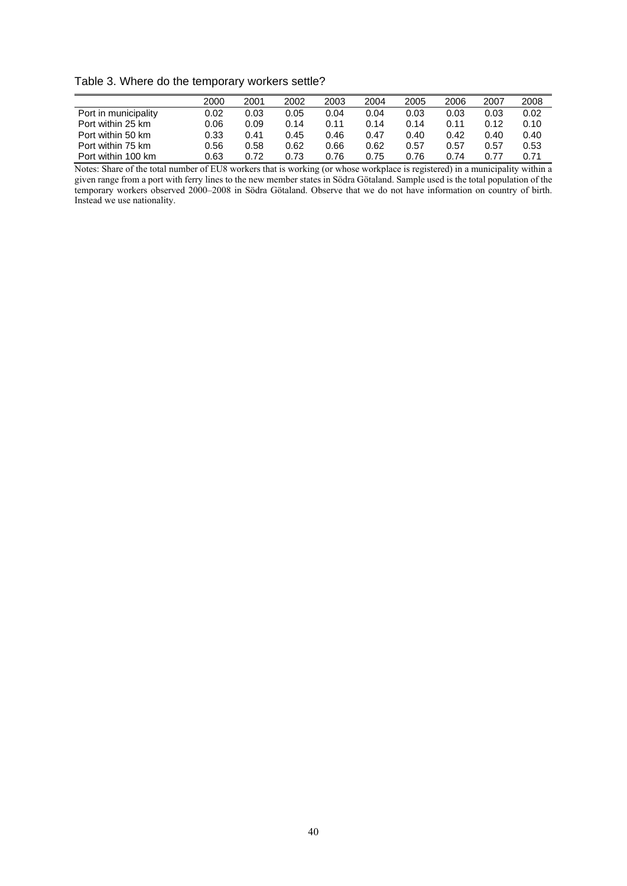Table 3. Where do the temporary workers settle?

| | 2000 | 2001 | 2002 | 2003 | 2004 | 2005 | 2006 | 2007 | 2008 |
|---|---|---|---|---|---|---|---|---|---|
| Port in municipality | 0.02 | 0.03 | 0.05 | 0.04 | 0.04 | 0.03 | 0.03 | 0.03 | 0.02 |
| Port within 25 km | 0.06 | 0.09 | 0.14 | 0.11 | 0.14 | 0.14 | 0.11 | 0.12 | 0.10 |
| Port within 50 km | 0.33 | 0.41 | 0.45 | 0.46 | 0.47 | 0.40 | 0.42 | 0.40 | 0.40 |
| Port within 75 km | 0.56 | 0.58 | 0.62 | 0.66 | 0.62 | 0.57 | 0.57 | 0.57 | 0.53 |
| Port within 100 km | 0.63 | 0.72 | 0.73 | 0.76 | 0.75 | 0.76 | 0.74 | 0.77 | 0.71 |

Notes: Share of the total number of EU8 workers that is working (or whose workplace is registered) in a municipality within a given range from a port with ferry lines to the new member states in Södra Götaland. Sample used is the total population of the temporary workers observed 2000–2008 in Södra Götaland. Observe that we do not have information on country of birth. Instead we use nationality.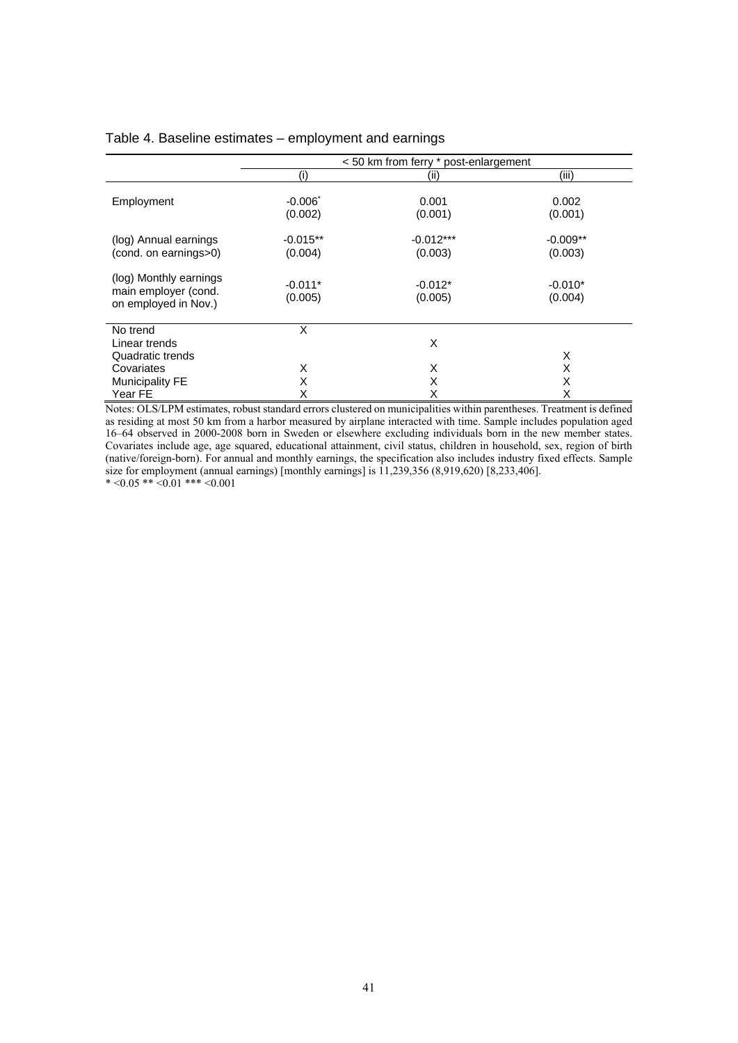Table 4. Baseline estimates – employment and earnings

| | < 50 km from ferry * post-enlargement | | |
|---|---|---|---|
| | (i) | (ii) | (iii) |
| Employment | -0.006* <br> (0.002) | 0.001 <br> (0.001) | 0.002 <br> (0.001) |
| (log) Annual earnings (cond. on earnings>0) | -0.015** <br> (0.004) | -0.012*** <br> (0.003) | -0.009** <br> (0.003) |
| (log) Monthly earnings main employer (cond. on employed in Nov.) | -0.011* <br> (0.005) | -0.012* <br> (0.005) | -0.010* <br> (0.004) |
| No trend | X | | |
| Linear trends | | X | |
| Quadratic trends | | | X |
| Covariates | X | X | X |
| Municipality FE | X | X | X |
| Year FE | X | X | X |

Notes: OLS/LPM estimates, robust standard errors clustered on municipalities within parentheses. Treatment is defined as residing at most 50 km from a harbor measured by airplane interacted with time. Sample includes population aged 16–64 observed in 2000-2008 born in Sweden or elsewhere excluding individuals born in the new member states. Covariates include age, age squared, educational attainment, civil status, children in household, sex, region of birth (native/foreign-born). For annual and monthly earnings, the specification also includes industry fixed effects. Sample size for employment (annual earnings) [monthly earnings] is 11,239,356 (8,919,620) [8,233,406].
* <0.05 ** <0.01 *** <0.001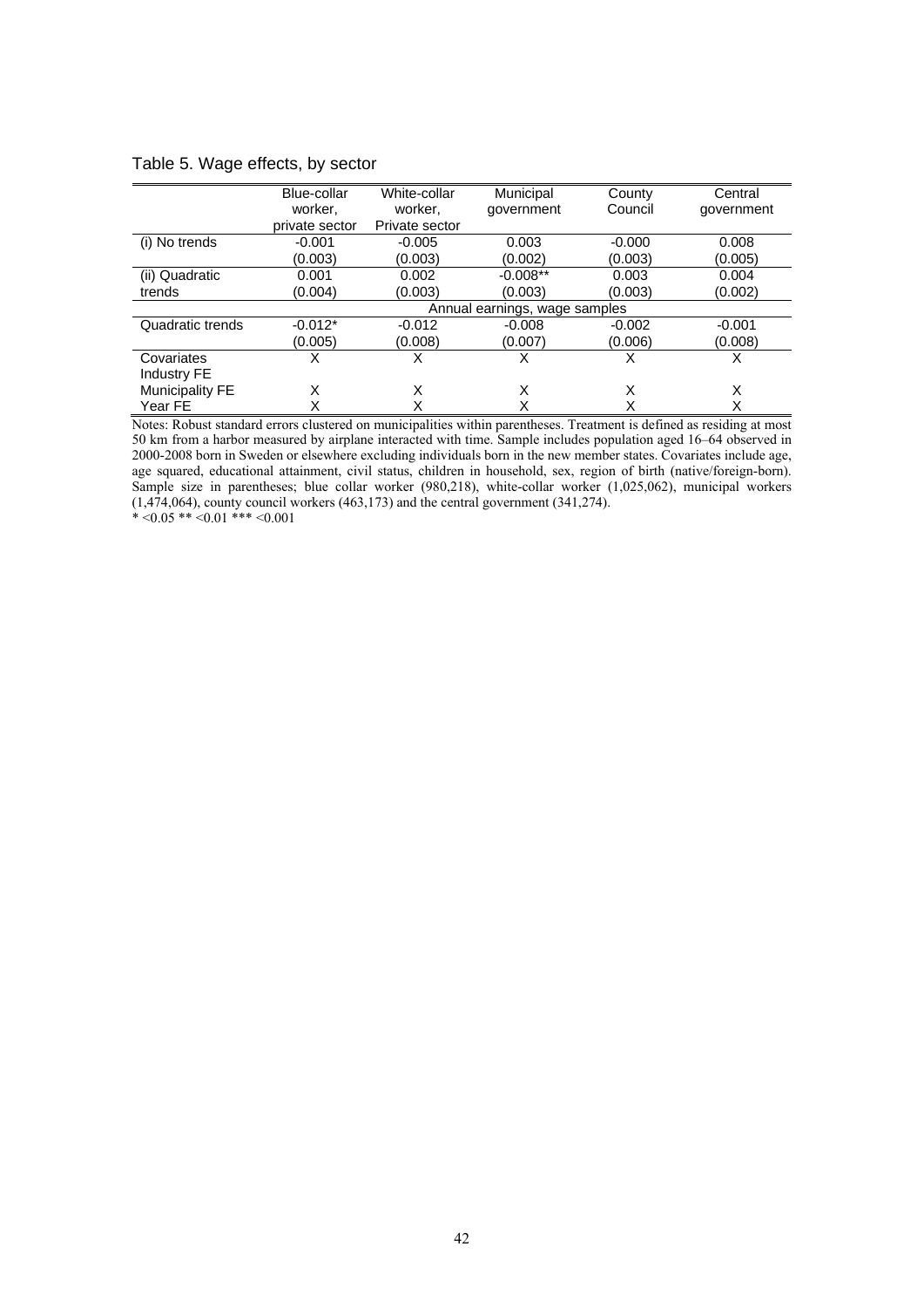Table 5. Wage effects, by sector

| | Blue-collar worker, private sector | White-collar worker, Private sector | Municipal government | County Council | Central government |
|---|---|---|---|---|---|
| (i) No trends | -0.001 | -0.005 | 0.003 | -0.000 | 0.008 |
| | (0.003) | (0.003) | (0.002) | (0.003) | (0.005) |
| (ii) Quadratic trends | 0.001 | 0.002 | -0.008** | 0.003 | 0.004 |
| | (0.004) | (0.003) | (0.003) | (0.003) | (0.002) |
| | | | Annual earnings, wage samples | | |
| Quadratic trends | -0.012* | -0.012 | -0.008 | -0.002 | -0.001 |
| | (0.005) | (0.008) | (0.007) | (0.006) | (0.008) |
| Covariates | X | X | X | X | X |
| Industry FE | | | | | |
| Municipality FE | X | X | X | X | X |
| Year FE | X | X | X | X | X |

Notes: Robust standard errors clustered on municipalities within parentheses. Treatment is defined as residing at most 50 km from a harbor measured by airplane interacted with time. Sample includes population aged 16–64 observed in 2000-2008 born in Sweden or elsewhere excluding individuals born in the new member states. Covariates include age, age squared, educational attainment, civil status, children in household, sex, region of birth (native/foreign-born). Sample size in parentheses; blue collar worker (980,218), white-collar worker (1,025,062), municipal workers (1,474,064), county council workers (463,173) and the central government (341,274).

* <0.05 ** <0.01 *** <0.001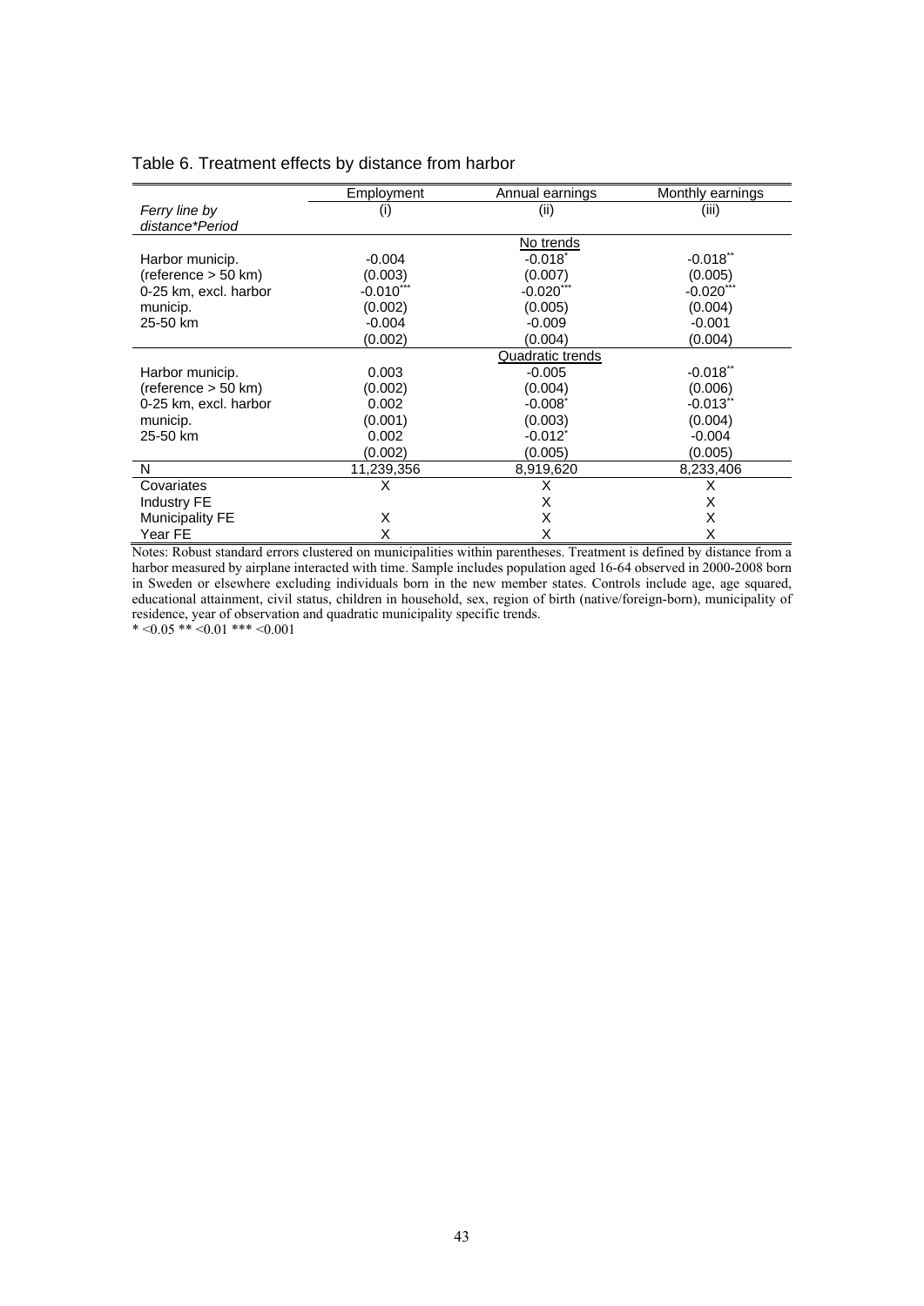Table 6. Treatment effects by distance from harbor

| | Employment | Annual earnings | Monthly earnings |
|---|---|---|---|
| *Ferry line by distance\*Period* | (i) | (ii) | (iii) |
| | | No trends | |
| Harbor municip. | -0.004 | -0.018* | -0.018** |
| (reference > 50 km) | (0.003) | (0.007) | (0.005) |
| 0-25 km, excl. harbor | -0.010*** | -0.020*** | -0.020*** |
| municip. | (0.002) | (0.005) | (0.004) |
| 25-50 km | -0.004 | -0.009 | -0.001 |
| | (0.002) | (0.004) | (0.004) |
| | | Quadratic trends | |
| Harbor municip. | 0.003 | -0.005 | -0.018** |
| (reference > 50 km) | (0.002) | (0.004) | (0.006) |
| 0-25 km, excl. harbor | 0.002 | -0.008* | -0.013** |
| municip. | (0.001) | (0.003) | (0.004) |
| 25-50 km | 0.002 | -0.012* | -0.004 |
| | (0.002) | (0.005) | (0.005) |
| N | 11,239,356 | 8,919,620 | 8,233,406 |
| Covariates | X | X | X |
| Industry FE | | X | X |
| Municipality FE | X | X | X |
| Year FE | X | X | X |

Notes: Robust standard errors clustered on municipalities within parentheses. Treatment is defined by distance from a harbor measured by airplane interacted with time. Sample includes population aged 16-64 observed in 2000-2008 born in Sweden or elsewhere excluding individuals born in the new member states. Controls include age, age squared, educational attainment, civil status, children in household, sex, region of birth (native/foreign-born), municipality of residence, year of observation and quadratic municipality specific trends.

\* <0.05 \** <0.01 \*** <0.001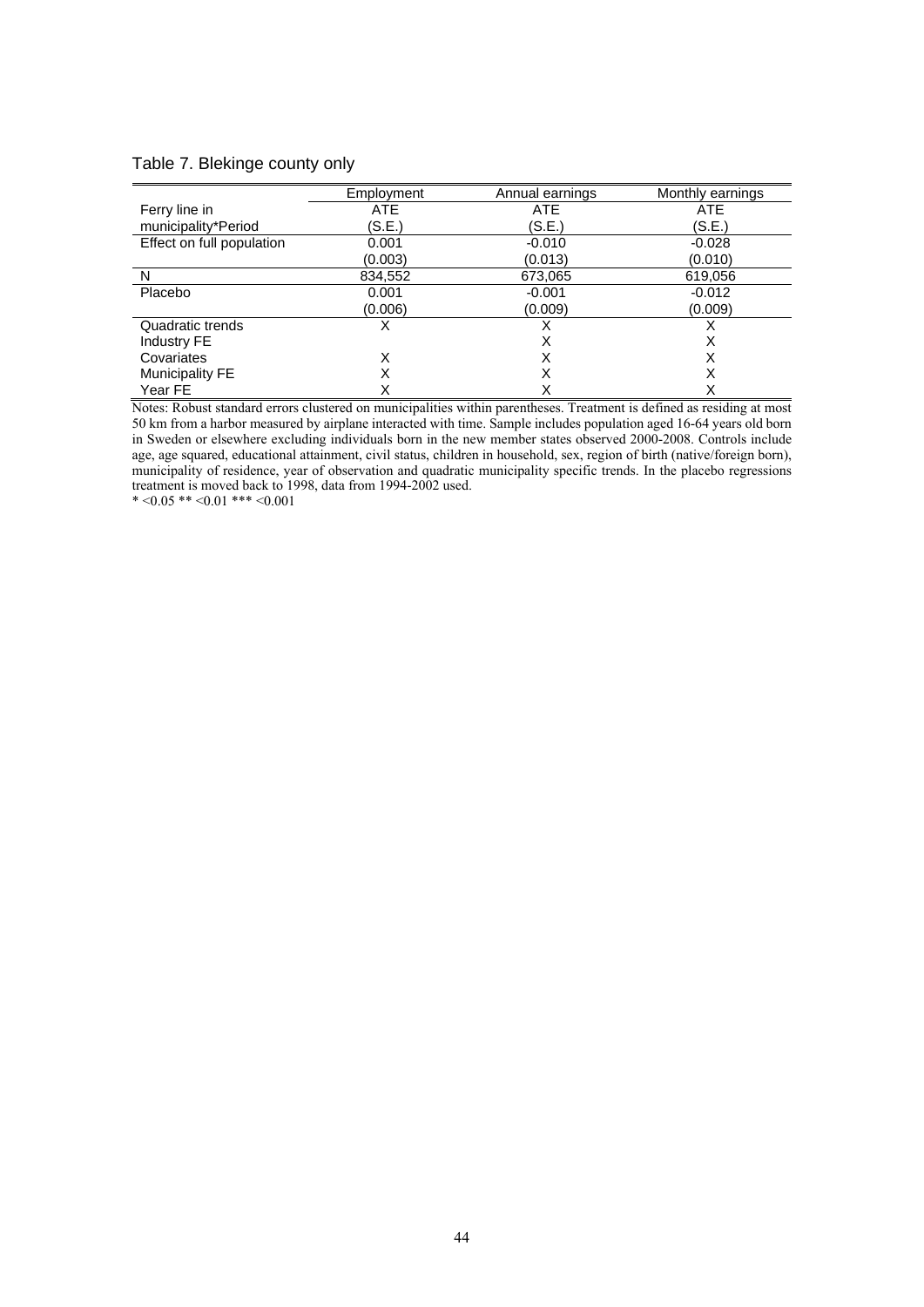Table 7. Blekinge county only

| | Employment | Annual earnings | Monthly earnings |
|---|---|---|---|
| Ferry line in municipality*Period | ATE (S.E.) | ATE (S.E.) | ATE (S.E.) |
| Effect on full population | 0.001 | -0.010 | -0.028 |
| | (0.003) | (0.013) | (0.010) |
| N | 834,552 | 673,065 | 619,056 |
| Placebo | 0.001 | -0.001 | -0.012 |
| | (0.006) | (0.009) | (0.009) |
| Quadratic trends | X | X | X |
| Industry FE | | X | X |
| Covariates | X | X | X |
| Municipality FE | X | X | X |
| Year FE | X | X | X |

Notes: Robust standard errors clustered on municipalities within parentheses. Treatment is defined as residing at most 50 km from a harbor measured by airplane interacted with time. Sample includes population aged 16-64 years old born in Sweden or elsewhere excluding individuals born in the new member states observed 2000-2008. Controls include age, age squared, educational attainment, civil status, children in household, sex, region of birth (native/foreign born), municipality of residence, year of observation and quadratic municipality specific trends. In the placebo regressions treatment is moved back to 1998, data from 1994-2002 used.

* <0.05 ** <0.01 *** <0.001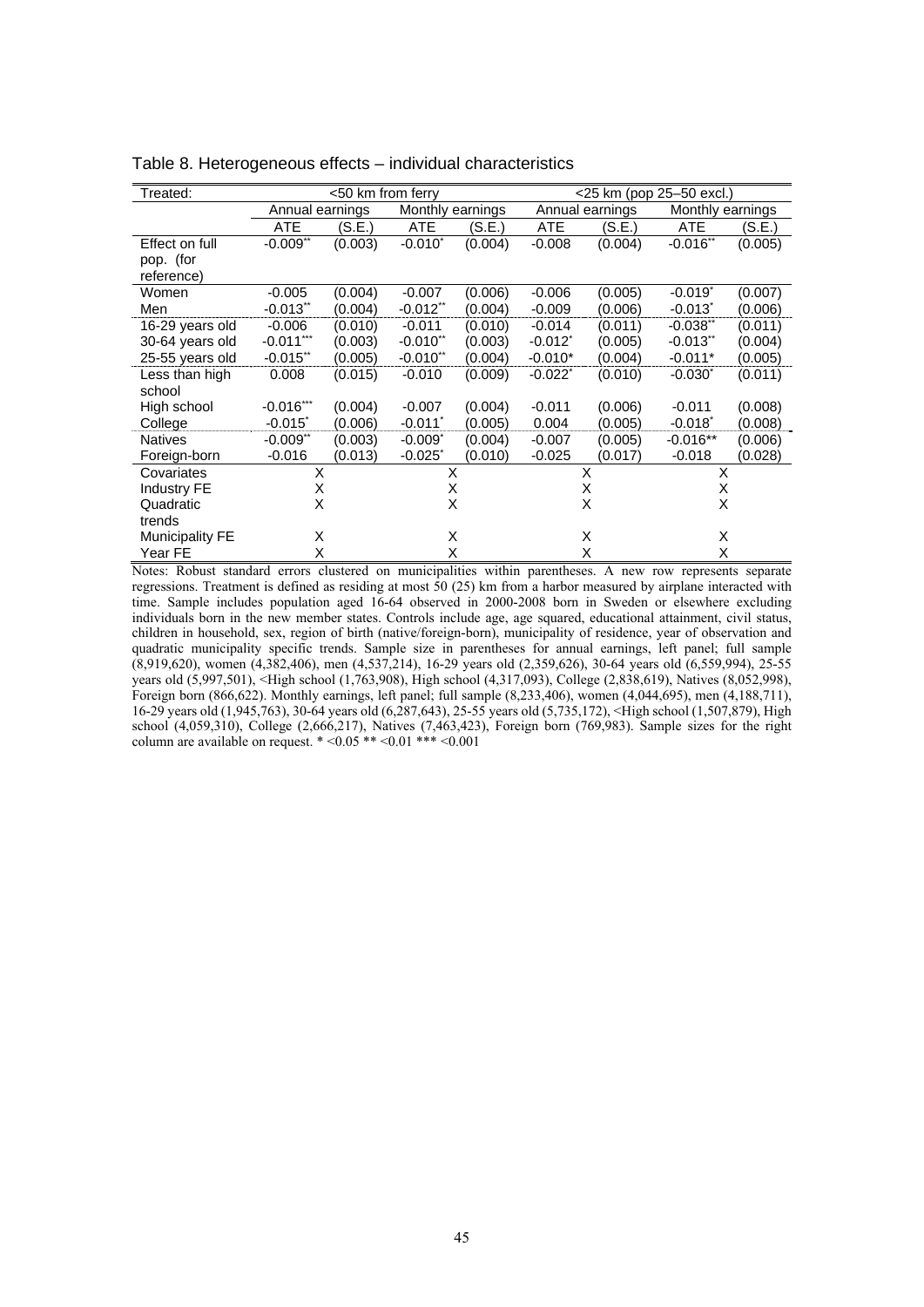Table 8. Heterogeneous effects – individual characteristics

| Treated: | <50 km from ferry | | | | <25 km (pop 25–50 excl.) | | | |
|---|---|---|---|---|---|---|---|---|
| | Annual earnings | | Monthly earnings | | Annual earnings | | Monthly earnings | |
| | ATE | (S.E.) | ATE | (S.E.) | ATE | (S.E.) | ATE | (S.E.) |
| Effect on full pop. (for reference) | -0.009** | (0.003) | -0.010* | (0.004) | -0.008 | (0.004) | -0.016** | (0.005) |
| Women | -0.005 | (0.004) | -0.007 | (0.006) | -0.006 | (0.005) | -0.019* | (0.007) |
| Men | -0.013** | (0.004) | -0.012** | (0.004) | -0.009 | (0.006) | -0.013* | (0.006) |
| 16-29 years old | -0.006 | (0.010) | -0.011 | (0.010) | -0.014 | (0.011) | -0.038** | (0.011) |
| 30-64 years old | -0.011*** | (0.003) | -0.010** | (0.003) | -0.012* | (0.005) | -0.013** | (0.004) |
| 25-55 years old | -0.015** | (0.005) | -0.010** | (0.004) | -0.010* | (0.004) | -0.011* | (0.005) |
| Less than high school | 0.008 | (0.015) | -0.010 | (0.009) | -0.022* | (0.010) | -0.030* | (0.011) |
| High school | -0.016*** | (0.004) | -0.007 | (0.004) | -0.011 | (0.006) | -0.011 | (0.008) |
| College | -0.015* | (0.006) | -0.011* | (0.005) | 0.004 | (0.005) | -0.018* | (0.008) |
| Natives | -0.009** | (0.003) | -0.009* | (0.004) | -0.007 | (0.005) | -0.016** | (0.006) |
| Foreign-born | -0.016 | (0.013) | -0.025* | (0.010) | -0.025 | (0.017) | -0.018 | (0.028) |
| Covariates | X | | X | | X | | X | |
| Industry FE | X | | X | | X | | X | |
| Quadratic trends | X | | X | | X | | X | |
| Municipality FE | X | | X | | X | | X | |
| Year FE | X | | X | | X | | X | |

Notes: Robust standard errors clustered on municipalities within parentheses. A new row represents separate regressions. Treatment is defined as residing at most 50 (25) km from a harbor measured by airplane interacted with time. Sample includes population aged 16-64 observed in 2000-2008 born in Sweden or elsewhere excluding individuals born in the new member states. Controls include age, age squared, educational attainment, civil status, children in household, sex, region of birth (native/foreign-born), municipality of residence, year of observation and quadratic municipality specific trends. Sample size in parentheses for annual earnings, left panel; full sample (8,919,620), women (4,382,406), men (4,537,214), 16-29 years old (2,359,626), 30-64 years old (6,559,994), 25-55 years old (5,997,501), <High school (1,763,908), High school (4,317,093), College (2,838,619), Natives (8,052,998), Foreign born (866,622). Monthly earnings, left panel; full sample (8,233,406), women (4,044,695), men (4,188,711), 16-29 years old (1,945,763), 30-64 years old (6,287,643), 25-55 years old (5,735,172), <High school (1,507,879), High school (4,059,310), College (2,666,217), Natives (7,463,423), Foreign born (769,983). Sample sizes for the right column are available on request. * <0.05 ** <0.01 *** <0.001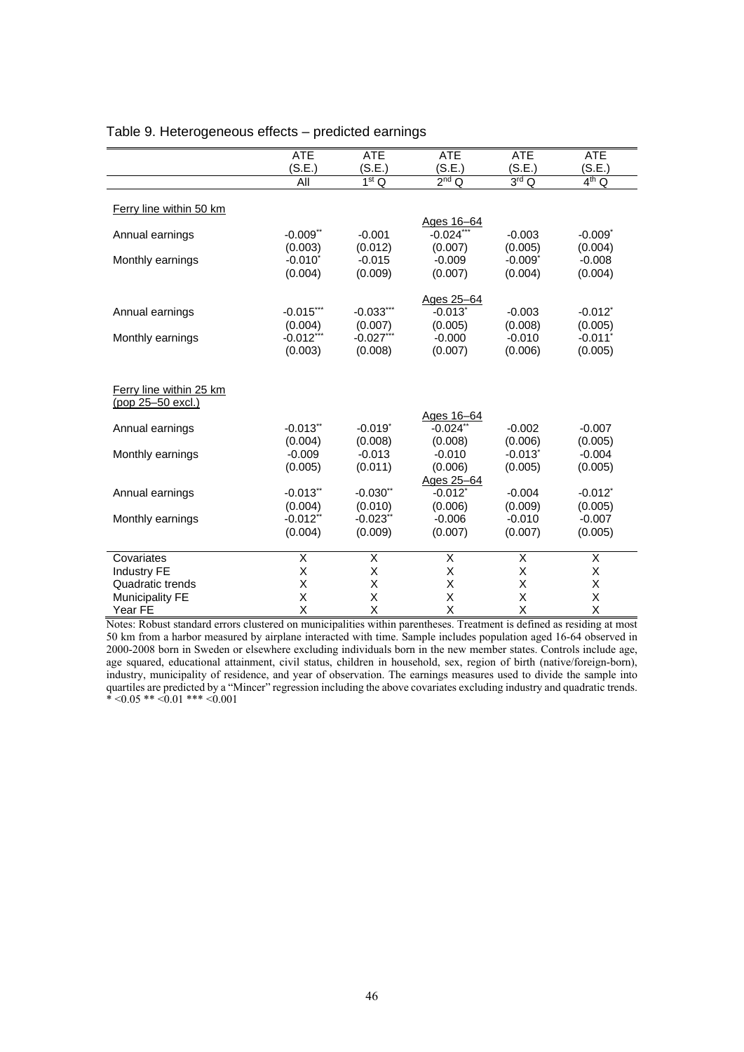Table 9. Heterogeneous effects – predicted earnings

| | ATE (S.E.) | ATE (S.E.) | ATE (S.E.) | ATE (S.E.) | ATE (S.E.) |
|---|---|---|---|---|---|
| | All | 1st Q | 2nd Q | 3rd Q | 4th Q |
| Ferry line within 50 km | | | | | |
| | | | Ages 16–64 | | |
| Annual earnings | -0.009** | -0.001 | -0.024*** | -0.003 | -0.009* |
| | (0.003) | (0.012) | (0.007) | (0.005) | (0.004) |
| Monthly earnings | -0.010* | -0.015 | -0.009 | -0.009* | -0.008 |
| | (0.004) | (0.009) | (0.007) | (0.004) | (0.004) |
| | | | Ages 25–64 | | |
| Annual earnings | -0.015*** | -0.033*** | -0.013* | -0.003 | -0.012* |
| | (0.004) | (0.007) | (0.005) | (0.008) | (0.005) |
| Monthly earnings | -0.012*** | -0.027*** | -0.000 | -0.010 | -0.011* |
| | (0.003) | (0.008) | (0.007) | (0.006) | (0.005) |
| Ferry line within 25 km (pop 25–50 excl.) | | | | | |
| | | | Ages 16–64 | | |
| Annual earnings | -0.013** | -0.019* | -0.024** | -0.002 | -0.007 |
| | (0.004) | (0.008) | (0.008) | (0.006) | (0.005) |
| Monthly earnings | -0.009 | -0.013 | -0.010 | -0.013* | -0.004 |
| | (0.005) | (0.011) | (0.006) | (0.005) | (0.005) |
| | | | Ages 25–64 | | |
| Annual earnings | -0.013** | -0.030** | -0.012* | -0.004 | -0.012* |
| | (0.004) | (0.010) | (0.006) | (0.009) | (0.005) |
| Monthly earnings | -0.012** | -0.023** | -0.006 | -0.010 | -0.007 |
| | (0.004) | (0.009) | (0.007) | (0.007) | (0.005) |
| Covariates | X | X | X | X | X |
| Industry FE | X | X | X | X | X |
| Quadratic trends | X | X | X | X | X |
| Municipality FE | X | X | X | X | X |
| Year FE | X | X | X | X | X |

Notes: Robust standard errors clustered on municipalities within parentheses. Treatment is defined as residing at most 50 km from a harbor measured by airplane interacted with time. Sample includes population aged 16-64 observed in 2000-2008 born in Sweden or elsewhere excluding individuals born in the new member states. Controls include age, age squared, educational attainment, civil status, children in household, sex, region of birth (native/foreign-born), industry, municipality of residence, and year of observation. The earnings measures used to divide the sample into quartiles are predicted by a "Mincer" regression including the above covariates excluding industry and quadratic trends. * <0.05 ** <0.01 *** <0.001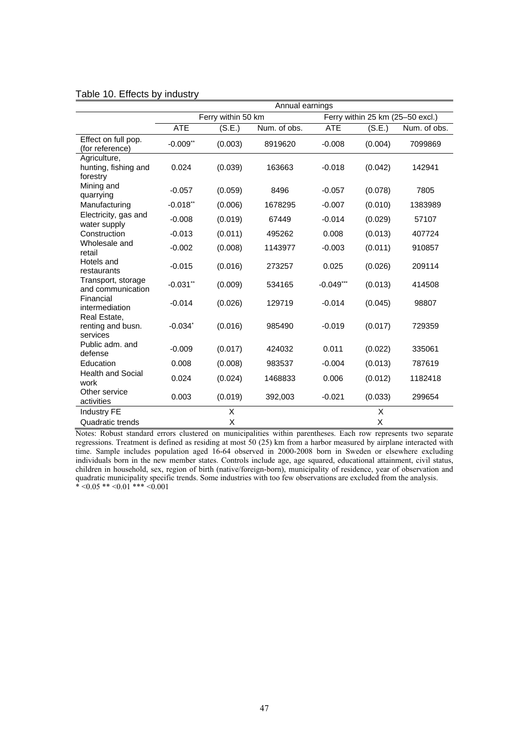Table 10. Effects by industry

| | Annual earnings | | | | | |
|---|---|---|---|---|---|---|
| | Ferry within 50 km | | | Ferry within 25 km (25–50 excl.) | | |
| | ATE | (S.E.) | Num. of obs. | ATE | (S.E.) | Num. of obs. |
| Effect on full pop. (for reference) | -0.009** | (0.003) | 8919620 | -0.008 | (0.004) | 7099869 |
| Agriculture, hunting, fishing and forestry | 0.024 | (0.039) | 163663 | -0.018 | (0.042) | 142941 |
| Mining and quarrying | -0.057 | (0.059) | 8496 | -0.057 | (0.078) | 7805 |
| Manufacturing | -0.018** | (0.006) | 1678295 | -0.007 | (0.010) | 1383989 |
| Electricity, gas and water supply | -0.008 | (0.019) | 67449 | -0.014 | (0.029) | 57107 |
| Construction | -0.013 | (0.011) | 495262 | 0.008 | (0.013) | 407724 |
| Wholesale and retail | -0.002 | (0.008) | 1143977 | -0.003 | (0.011) | 910857 |
| Hotels and restaurants | -0.015 | (0.016) | 273257 | 0.025 | (0.026) | 209114 |
| Transport, storage and communication | -0.031** | (0.009) | 534165 | -0.049*** | (0.013) | 414508 |
| Financial intermediation | -0.014 | (0.026) | 129719 | -0.014 | (0.045) | 98807 |
| Real Estate, renting and busn. services | -0.034* | (0.016) | 985490 | -0.019 | (0.017) | 729359 |
| Public adm. and defense | -0.009 | (0.017) | 424032 | 0.011 | (0.022) | 335061 |
| Education | 0.008 | (0.008) | 983537 | -0.004 | (0.013) | 787619 |
| Health and Social work | 0.024 | (0.024) | 1468833 | 0.006 | (0.012) | 1182418 |
| Other service activities | 0.003 | (0.019) | 392,003 | -0.021 | (0.033) | 299654 |
| Industry FE | | X | | | X | |
| Quadratic trends | | X | | | X | |

Notes: Robust standard errors clustered on municipalities within parentheses. Each row represents two separate regressions. Treatment is defined as residing at most 50 (25) km from a harbor measured by airplane interacted with time. Sample includes population aged 16-64 observed in 2000-2008 born in Sweden or elsewhere excluding individuals born in the new member states. Controls include age, age squared, educational attainment, civil status, children in household, sex, region of birth (native/foreign-born), municipality of residence, year of observation and quadratic municipality specific trends. Some industries with too few observations are excluded from the analysis.
* <0.05 ** <0.01 *** <0.001